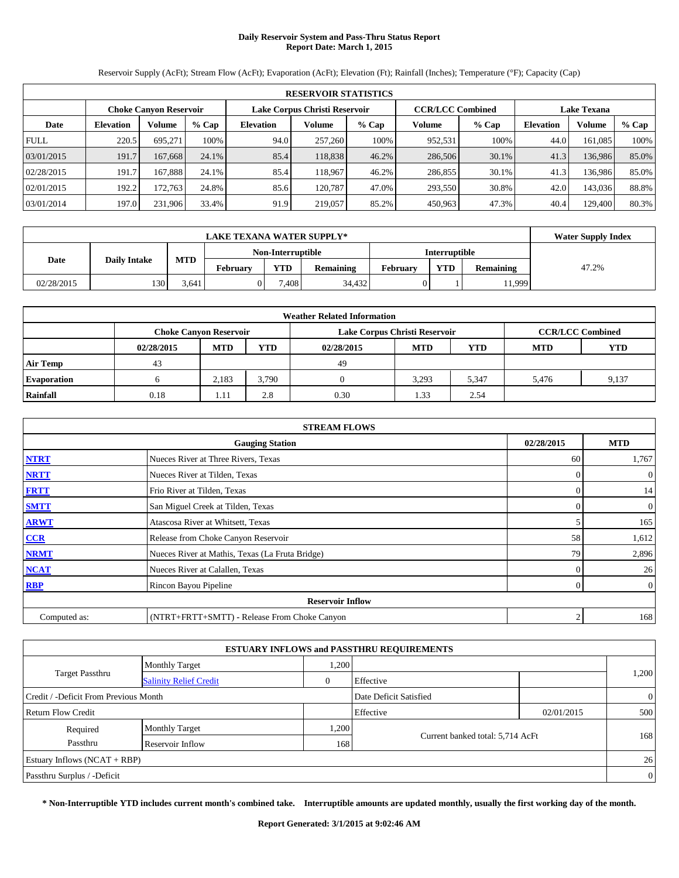# Daily Reservoir System and Pass-Thru Status Report
## Report Date: March 1, 2015

Reservoir Supply (AcFt); Stream Flow (AcFt); Evaporation (AcFt); Elevation (Ft); Rainfall (Inches); Temperature (°F); Capacity (Cap)

| RESERVOIR STATISTICS | | | | | | | | | | | |
|---|---|---|---|---|---|---|---|---|---|---|---|
| | Choke Canyon Reservoir | | | Lake Corpus Christi Reservoir | | | CCR/LCC Combined | | Lake Texana | | |
| Date | Elevation | Volume | % Cap | Elevation | Volume | % Cap | Volume | % Cap | Elevation | Volume | % Cap |
| FULL | 220.5 | 695,271 | 100% | 94.0 | 257,260 | 100% | 952,531 | 100% | 44.0 | 161,085 | 100% |
| 03/01/2015 | 191.7 | 167,668 | 24.1% | 85.4 | 118,838 | 46.2% | 286,506 | 30.1% | 41.3 | 136,986 | 85.0% |
| 02/28/2015 | 191.7 | 167,888 | 24.1% | 85.4 | 118,967 | 46.2% | 286,855 | 30.1% | 41.3 | 136,986 | 85.0% |
| 02/01/2015 | 192.2 | 172,763 | 24.8% | 85.6 | 120,787 | 47.0% | 293,550 | 30.8% | 42.0 | 143,036 | 88.8% |
| 03/01/2014 | 197.0 | 231,906 | 33.4% | 91.9 | 219,057 | 85.2% | 450,963 | 47.3% | 40.4 | 129,400 | 80.3% |

| LAKE TEXANA WATER SUPPLY* | | | | | | | | | Water Supply Index |
|---|---|---|---|---|---|---|---|---|---|
| Date | Daily Intake | MTD | Non-Interruptible | | | Interruptible | | | |
| | | | February | YTD | Remaining | February | YTD | Remaining | |
| 02/28/2015 | 130 | 3,641 | 0 | 7,408 | 34,432 | 0 | 1 | 11,999 | 47.2% |

| Weather Related Information | | | | | | | | |
|---|---|---|---|---|---|---|---|---|
| | Choke Canyon Reservoir | | | Lake Corpus Christi Reservoir | | | CCR/LCC Combined | |
| | 02/28/2015 | MTD | YTD | 02/28/2015 | MTD | YTD | MTD | YTD |
| Air Temp | 43 | | | 49 | | | | |
| Evaporation | 6 | 2,183 | 3,790 | 0 | 3,293 | 5,347 | 5,476 | 9,137 |
| Rainfall | 0.18 | 1.11 | 2.8 | 0.30 | 1.33 | 2.54 | | |

| STREAM FLOWS | | | |
|---|---|---|---|
| | Gauging Station | 02/28/2015 | MTD |
| NTRT | Nueces River at Three Rivers, Texas | 60 | 1,767 |
| NRTT | Nueces River at Tilden, Texas | 0 | 0 |
| FRTT | Frio River at Tilden, Texas | 0 | 14 |
| SMTT | San Miguel Creek at Tilden, Texas | 0 | 0 |
| ARWT | Atascosa River at Whitsett, Texas | 5 | 165 |
| CCR | Release from Choke Canyon Reservoir | 58 | 1,612 |
| NRMT | Nueces River at Mathis, Texas (La Fruta Bridge) | 79 | 2,896 |
| NCAT | Nueces River at Calallen, Texas | 0 | 26 |
| RBP | Rincon Bayou Pipeline | 0 | 0 |
| Reservoir Inflow | | | |
| Computed as: | (NTRT+FRTT+SMTT) - Release From Choke Canyon | 2 | 168 |

| ESTUARY INFLOWS and PASSTHRU REQUIREMENTS | | | | | |
|---|---|---|---|---|---|
| Target Passthru | Monthly Target | 1,200 | | | 1,200 |
| | Salinity Relief Credit | 0 | Effective | | |
| Credit / -Deficit From Previous Month | | | Date Deficit Satisfied | | 0 |
| Return Flow Credit | | | Effective | 02/01/2015 | 500 |
| Required Passthru | Monthly Target | 1,200 | Current banked total: 5,714 AcFt | | 168 |
| | Reservoir Inflow | 168 | | | |
| Estuary Inflows (NCAT + RBP) | | | | | 26 |
| Passthru Surplus / -Deficit | | | | | 0 |

**\* Non-Interruptible YTD includes current month's combined take. Interruptible amounts are updated monthly, usually the first working day of the month.**

**Report Generated: 3/1/2015 at 9:02:46 AM**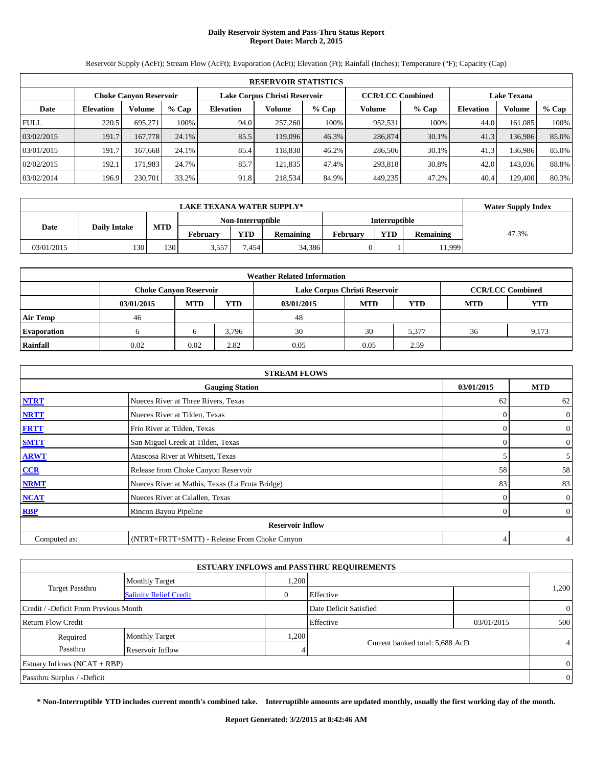# Daily Reservoir System and Pass-Thru Status Report
## Report Date: March 2, 2015

Reservoir Supply (AcFt); Stream Flow (AcFt); Evaporation (AcFt); Elevation (Ft); Rainfall (Inches); Temperature (°F); Capacity (Cap)

| RESERVOIR STATISTICS | | | | | | | | | | | |
|---|---|---|---|---|---|---|---|---|---|---|---|
| | Choke Canyon Reservoir | | | Lake Corpus Christi Reservoir | | | CCR/LCC Combined | | Lake Texana | | |
| Date | Elevation | Volume | % Cap | Elevation | Volume | % Cap | Volume | % Cap | Elevation | Volume | % Cap |
| FULL | 220.5 | 695,271 | 100% | 94.0 | 257,260 | 100% | 952,531 | 100% | 44.0 | 161,085 | 100% |
| 03/02/2015 | 191.7 | 167,778 | 24.1% | 85.5 | 119,096 | 46.3% | 286,874 | 30.1% | 41.3 | 136,986 | 85.0% |
| 03/01/2015 | 191.7 | 167,668 | 24.1% | 85.4 | 118,838 | 46.2% | 286,506 | 30.1% | 41.3 | 136,986 | 85.0% |
| 02/02/2015 | 192.1 | 171,983 | 24.7% | 85.7 | 121,835 | 47.4% | 293,818 | 30.8% | 42.0 | 143,036 | 88.8% |
| 03/02/2014 | 196.9 | 230,701 | 33.2% | 91.8 | 218,534 | 84.9% | 449,235 | 47.2% | 40.4 | 129,400 | 80.3% |

| LAKE TEXANA WATER SUPPLY* | | | | | | | | | Water Supply Index |
|---|---|---|---|---|---|---|---|---|---|
| Date | Daily Intake | MTD | Non-Interruptible | | | Interruptible | | | 47.3% |
| | | | February | YTD | Remaining | February | YTD | Remaining | |
| 03/01/2015 | 130 | 130 | 3,557 | 7,454 | 34,386 | 0 | 1 | 11,999 | |

| Weather Related Information | | | | | | | | |
|---|---|---|---|---|---|---|---|---|
| | Choke Canyon Reservoir | | | Lake Corpus Christi Reservoir | | | CCR/LCC Combined | |
| | 03/01/2015 | MTD | YTD | 03/01/2015 | MTD | YTD | MTD | YTD |
| Air Temp | 46 | | | 48 | | | | |
| Evaporation | 6 | 6 | 3,796 | 30 | 30 | 5,377 | 36 | 9,173 |
| Rainfall | 0.02 | 0.02 | 2.82 | 0.05 | 0.05 | 2.59 | | |

| STREAM FLOWS | | | |
|---|---|---|---|
| | Gauging Station | 03/01/2015 | MTD |
| NTRT | Nueces River at Three Rivers, Texas | 62 | 62 |
| NRTT | Nueces River at Tilden, Texas | 0 | 0 |
| FRTT | Frio River at Tilden, Texas | 0 | 0 |
| SMTT | San Miguel Creek at Tilden, Texas | 0 | 0 |
| ARWT | Atascosa River at Whitsett, Texas | 5 | 5 |
| CCR | Release from Choke Canyon Reservoir | 58 | 58 |
| NRMT | Nueces River at Mathis, Texas (La Fruta Bridge) | 83 | 83 |
| NCAT | Nueces River at Calallen, Texas | 0 | 0 |
| RBP | Rincon Bayou Pipeline | 0 | 0 |
| Reservoir Inflow | | | |
| Computed as: | (NTRT+FRTT+SMTT) - Release From Choke Canyon | 4 | 4 |

| ESTUARY INFLOWS and PASSTHRU REQUIREMENTS | | | | | |
|---|---|---|---|---|---|
| Target Passthru | Monthly Target | 1,200 | | | 1,200 |
| | Salinity Relief Credit | 0 | Effective | | |
| Credit / -Deficit From Previous Month | | | Date Deficit Satisfied | | 0 |
| Return Flow Credit | | | Effective | 03/01/2015 | 500 |
| Required Passthru | Monthly Target | 1,200 | Current banked total: 5,688 AcFt | | 4 |
| | Reservoir Inflow | 4 | | | |
| Estuary Inflows (NCAT + RBP) | | | | | 0 |
| Passthru Surplus / -Deficit | | | | | 0 |

**\* Non-Interruptible YTD includes current month's combined take. Interruptible amounts are updated monthly, usually the first working day of the month.**

**Report Generated: 3/2/2015 at 8:42:46 AM**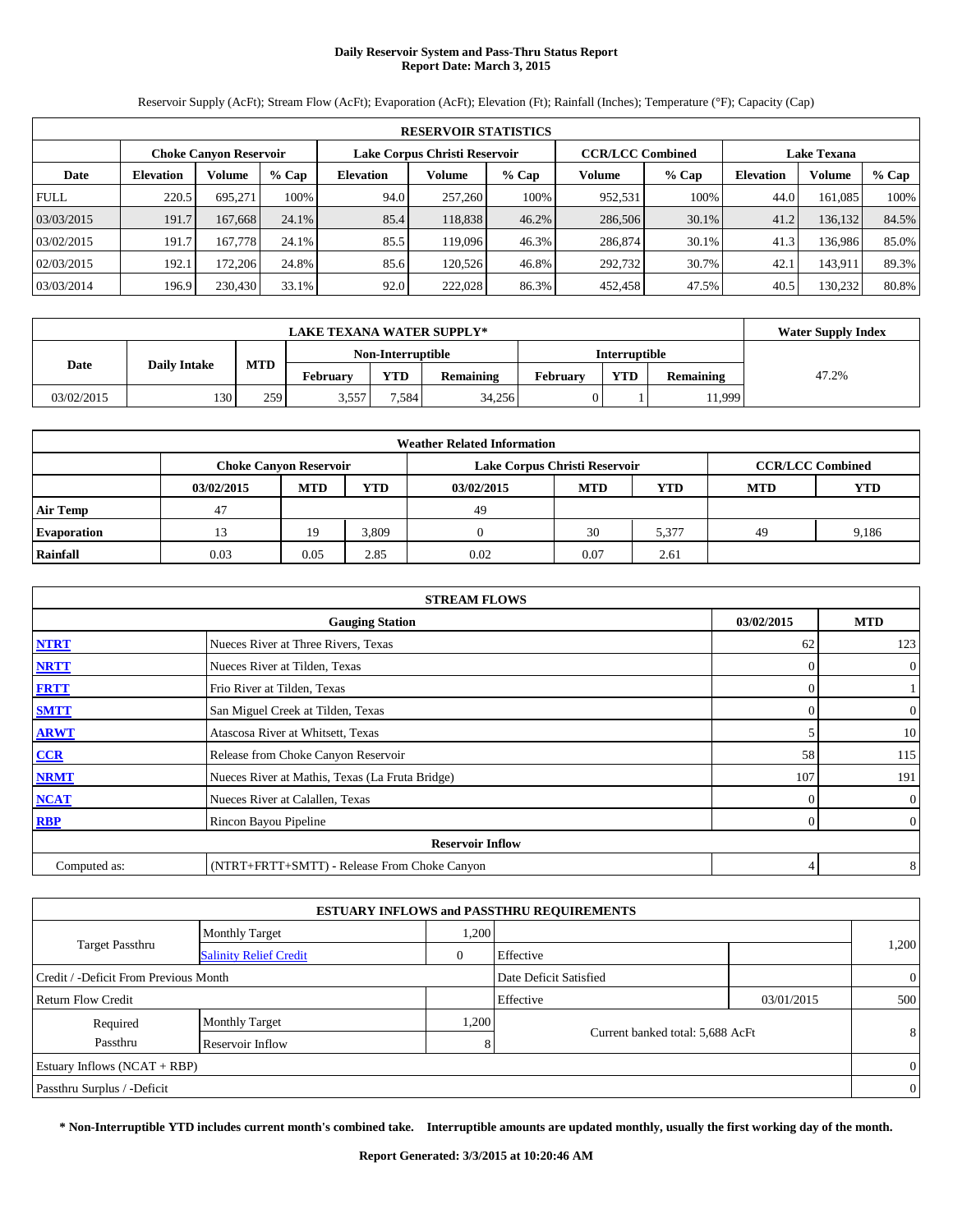# Daily Reservoir System and Pass-Thru Status Report
## Report Date: March 3, 2015

Reservoir Supply (AcFt); Stream Flow (AcFt); Evaporation (AcFt); Elevation (Ft); Rainfall (Inches); Temperature (°F); Capacity (Cap)

| RESERVOIR STATISTICS | | | | | | | | | | | |
|---|---|---|---|---|---|---|---|---|---|---|---|
| | Choke Canyon Reservoir | | | Lake Corpus Christi Reservoir | | | CCR/LCC Combined | | Lake Texana | | |
| Date | Elevation | Volume | % Cap | Elevation | Volume | % Cap | Volume | % Cap | Elevation | Volume | % Cap |
| FULL | 220.5 | 695,271 | 100% | 94.0 | 257,260 | 100% | 952,531 | 100% | 44.0 | 161,085 | 100% |
| 03/03/2015 | 191.7 | 167,668 | 24.1% | 85.4 | 118,838 | 46.2% | 286,506 | 30.1% | 41.2 | 136,132 | 84.5% |
| 03/02/2015 | 191.7 | 167,778 | 24.1% | 85.5 | 119,096 | 46.3% | 286,874 | 30.1% | 41.3 | 136,986 | 85.0% |
| 02/03/2015 | 192.1 | 172,206 | 24.8% | 85.6 | 120,526 | 46.8% | 292,732 | 30.7% | 42.1 | 143,911 | 89.3% |
| 03/03/2014 | 196.9 | 230,430 | 33.1% | 92.0 | 222,028 | 86.3% | 452,458 | 47.5% | 40.5 | 130,232 | 80.8% |

| LAKE TEXANA WATER SUPPLY* | | | | | | | | | Water Supply Index |
|---|---|---|---|---|---|---|---|---|---|
| Date | Daily Intake | MTD | Non-Interruptible | | | Interruptible | | | |
| | | | February | YTD | Remaining | February | YTD | Remaining | |
| 03/02/2015 | 130 | 259 | 3,557 | 7,584 | 34,256 | 0 | 1 | 11,999 | 47.2% |

| Weather Related Information | | | | | | | | |
|---|---|---|---|---|---|---|---|---|
| | Choke Canyon Reservoir | | | Lake Corpus Christi Reservoir | | | CCR/LCC Combined | |
| | 03/02/2015 | MTD | YTD | 03/02/2015 | MTD | YTD | MTD | YTD |
| Air Temp | 47 | | | 49 | | | | |
| Evaporation | 13 | 19 | 3,809 | 0 | 30 | 5,377 | 49 | 9,186 |
| Rainfall | 0.03 | 0.05 | 2.85 | 0.02 | 0.07 | 2.61 | | |

| STREAM FLOWS | | | |
|---|---|---|---|
| | Gauging Station | 03/02/2015 | MTD |
| NTRT | Nueces River at Three Rivers, Texas | 62 | 123 |
| NRTT | Nueces River at Tilden, Texas | 0 | 0 |
| FRTT | Frio River at Tilden, Texas | 0 | 1 |
| SMTT | San Miguel Creek at Tilden, Texas | 0 | 0 |
| ARWT | Atascosa River at Whitsett, Texas | 5 | 10 |
| CCR | Release from Choke Canyon Reservoir | 58 | 115 |
| NRMT | Nueces River at Mathis, Texas (La Fruta Bridge) | 107 | 191 |
| NCAT | Nueces River at Calallen, Texas | 0 | 0 |
| RBP | Rincon Bayou Pipeline | 0 | 0 |
| | Reservoir Inflow | | |
| Computed as: | (NTRT+FRTT+SMTT) - Release From Choke Canyon | 4 | 8 |

| ESTUARY INFLOWS and PASSTHRU REQUIREMENTS | | | | | |
|---|---|---|---|---|---|
| Target Passthru | Monthly Target | 1,200 | | | 1,200 |
| | Salinity Relief Credit | 0 | Effective | | |
| Credit / -Deficit From Previous Month | | | Date Deficit Satisfied | | 0 |
| Return Flow Credit | | | Effective | 03/01/2015 | 500 |
| Required Passthru | Monthly Target | 1,200 | Current banked total: 5,688 AcFt | | 8 |
| | Reservoir Inflow | 8 | | | |
| Estuary Inflows (NCAT + RBP) | | | | | 0 |
| Passthru Surplus / -Deficit | | | | | 0 |

**\* Non-Interruptible YTD includes current month's combined take. Interruptible amounts are updated monthly, usually the first working day of the month.**

**Report Generated: 3/3/2015 at 10:20:46 AM**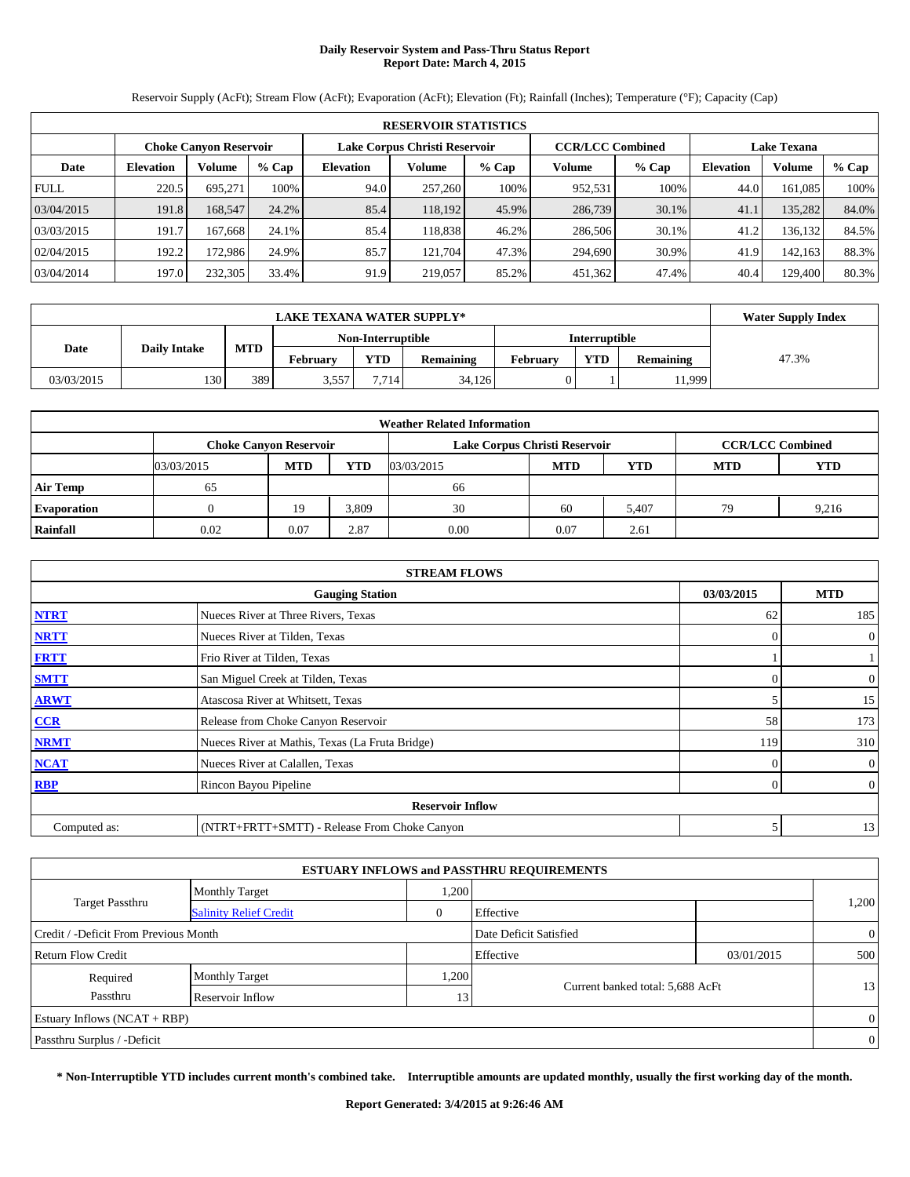# Daily Reservoir System and Pass-Thru Status Report
## Report Date: March 4, 2015

Reservoir Supply (AcFt); Stream Flow (AcFt); Evaporation (AcFt); Elevation (Ft); Rainfall (Inches); Temperature (°F); Capacity (Cap)

| RESERVOIR STATISTICS | | | | | | | | | | | |
|---|---|---|---|---|---|---|---|---|---|---|---|
| | Choke Canyon Reservoir | | | Lake Corpus Christi Reservoir | | | CCR/LCC Combined | | Lake Texana | | |
| Date | Elevation | Volume | % Cap | Elevation | Volume | % Cap | Volume | % Cap | Elevation | Volume | % Cap |
| FULL | 220.5 | 695,271 | 100% | 94.0 | 257,260 | 100% | 952,531 | 100% | 44.0 | 161,085 | 100% |
| 03/04/2015 | 191.8 | 168,547 | 24.2% | 85.4 | 118,192 | 45.9% | 286,739 | 30.1% | 41.1 | 135,282 | 84.0% |
| 03/03/2015 | 191.7 | 167,668 | 24.1% | 85.4 | 118,838 | 46.2% | 286,506 | 30.1% | 41.2 | 136,132 | 84.5% |
| 02/04/2015 | 192.2 | 172,986 | 24.9% | 85.7 | 121,704 | 47.3% | 294,690 | 30.9% | 41.9 | 142,163 | 88.3% |
| 03/04/2014 | 197.0 | 232,305 | 33.4% | 91.9 | 219,057 | 85.2% | 451,362 | 47.4% | 40.4 | 129,400 | 80.3% |

| LAKE TEXANA WATER SUPPLY* | | | | | | | | | Water Supply Index |
|---|---|---|---|---|---|---|---|---|---|
| Date | Daily Intake | MTD | Non-Interruptible | | | Interruptible | | | |
| | | | February | YTD | Remaining | February | YTD | Remaining | |
| 03/03/2015 | 130 | 389 | 3,557 | 7,714 | 34,126 | 0 | 1 | 11,999 | 47.3% |

| Weather Related Information | | | | | | | | |
|---|---|---|---|---|---|---|---|---|
| | Choke Canyon Reservoir | | | Lake Corpus Christi Reservoir | | | CCR/LCC Combined | |
| | 03/03/2015 | MTD | YTD | 03/03/2015 | MTD | YTD | MTD | YTD |
| Air Temp | 65 | | | 66 | | | | |
| Evaporation | 0 | 19 | 3,809 | 30 | 60 | 5,407 | 79 | 9,216 |
| Rainfall | 0.02 | 0.07 | 2.87 | 0.00 | 0.07 | 2.61 | | |

| STREAM FLOWS | | | |
|---|---|---|---|
| | Gauging Station | 03/03/2015 | MTD |
| NTRT | Nueces River at Three Rivers, Texas | 62 | 185 |
| NRTT | Nueces River at Tilden, Texas | 0 | 0 |
| FRTT | Frio River at Tilden, Texas | 1 | 1 |
| SMTT | San Miguel Creek at Tilden, Texas | 0 | 0 |
| ARWT | Atascosa River at Whitsett, Texas | 5 | 15 |
| CCR | Release from Choke Canyon Reservoir | 58 | 173 |
| NRMT | Nueces River at Mathis, Texas (La Fruta Bridge) | 119 | 310 |
| NCAT | Nueces River at Calallen, Texas | 0 | 0 |
| RBP | Rincon Bayou Pipeline | 0 | 0 |
| | Reservoir Inflow | | |
| Computed as: | (NTRT+FRTT+SMTT) - Release From Choke Canyon | 5 | 13 |

| ESTUARY INFLOWS and PASSTHRU REQUIREMENTS | | | | | |
|---|---|---|---|---|---|
| Target Passthru | Monthly Target | 1,200 | | | 1,200 |
| | Salinity Relief Credit | 0 | Effective | | |
| Credit / -Deficit From Previous Month | | | Date Deficit Satisfied | | 0 |
| Return Flow Credit | | | Effective | 03/01/2015 | 500 |
| Required Passthru | Monthly Target | 1,200 | Current banked total: 5,688 AcFt | | 13 |
| | Reservoir Inflow | 13 | | | |
| Estuary Inflows (NCAT + RBP) | | | | | 0 |
| Passthru Surplus / -Deficit | | | | | 0 |

**\* Non-Interruptible YTD includes current month's combined take. Interruptible amounts are updated monthly, usually the first working day of the month.**

**Report Generated: 3/4/2015 at 9:26:46 AM**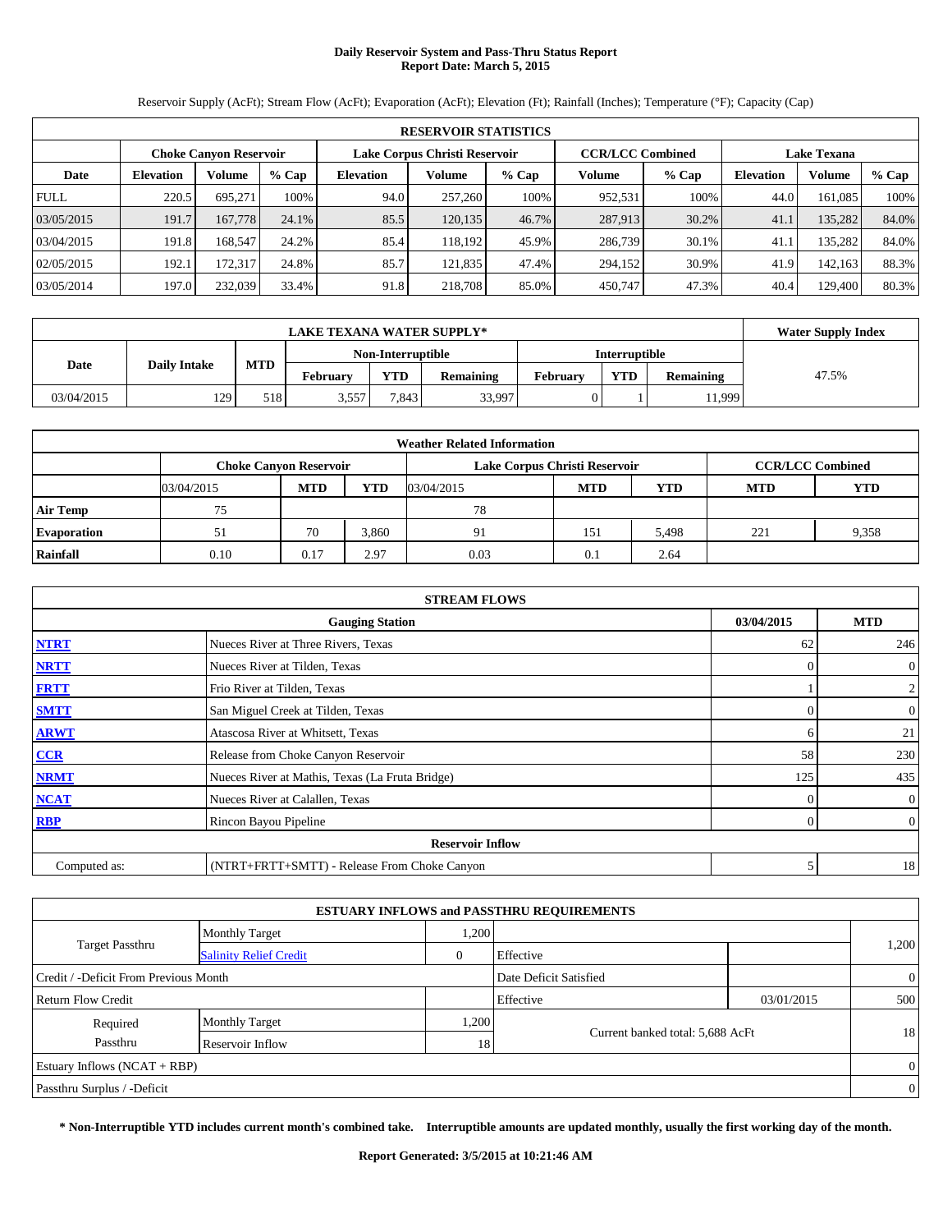# Daily Reservoir System and Pass-Thru Status Report
## Report Date: March 5, 2015

Reservoir Supply (AcFt); Stream Flow (AcFt); Evaporation (AcFt); Elevation (Ft); Rainfall (Inches); Temperature (°F); Capacity (Cap)

| RESERVOIR STATISTICS | | | | | | | | | | | |
|---|---|---|---|---|---|---|---|---|---|---|---|
| | Choke Canyon Reservoir | | | Lake Corpus Christi Reservoir | | | CCR/LCC Combined | | Lake Texana | | |
| Date | Elevation | Volume | % Cap | Elevation | Volume | % Cap | Volume | % Cap | Elevation | Volume | % Cap |
| FULL | 220.5 | 695,271 | 100% | 94.0 | 257,260 | 100% | 952,531 | 100% | 44.0 | 161,085 | 100% |
| 03/05/2015 | 191.7 | 167,778 | 24.1% | 85.5 | 120,135 | 46.7% | 287,913 | 30.2% | 41.1 | 135,282 | 84.0% |
| 03/04/2015 | 191.8 | 168,547 | 24.2% | 85.4 | 118,192 | 45.9% | 286,739 | 30.1% | 41.1 | 135,282 | 84.0% |
| 02/05/2015 | 192.1 | 172,317 | 24.8% | 85.7 | 121,835 | 47.4% | 294,152 | 30.9% | 41.9 | 142,163 | 88.3% |
| 03/05/2014 | 197.0 | 232,039 | 33.4% | 91.8 | 218,708 | 85.0% | 450,747 | 47.3% | 40.4 | 129,400 | 80.3% |

| LAKE TEXANA WATER SUPPLY* | | | | | | | | | Water Supply Index |
|---|---|---|---|---|---|---|---|---|---|
| Date | Daily Intake | MTD | Non-Interruptible | | | Interruptible | | | |
| | | | February | YTD | Remaining | February | YTD | Remaining | |
| 03/04/2015 | 129 | 518 | 3,557 | 7,843 | 33,997 | 0 | 1 | 11,999 | 47.5% |

| Weather Related Information | | | | | | | | |
|---|---|---|---|---|---|---|---|---|
| | Choke Canyon Reservoir | | | Lake Corpus Christi Reservoir | | | CCR/LCC Combined | |
| | 03/04/2015 | MTD | YTD | 03/04/2015 | MTD | YTD | MTD | YTD |
| Air Temp | 75 | | | 78 | | | | |
| Evaporation | 51 | 70 | 3,860 | 91 | 151 | 5,498 | 221 | 9,358 |
| Rainfall | 0.10 | 0.17 | 2.97 | 0.03 | 0.1 | 2.64 | | |

| STREAM FLOWS | | | |
|---|---|---|---|
| | Gauging Station | 03/04/2015 | MTD |
| NTRT | Nueces River at Three Rivers, Texas | 62 | 246 |
| NRTT | Nueces River at Tilden, Texas | 0 | 0 |
| FRTT | Frio River at Tilden, Texas | 1 | 2 |
| SMTT | San Miguel Creek at Tilden, Texas | 0 | 0 |
| ARWT | Atascosa River at Whitsett, Texas | 6 | 21 |
| CCR | Release from Choke Canyon Reservoir | 58 | 230 |
| NRMT | Nueces River at Mathis, Texas (La Fruta Bridge) | 125 | 435 |
| NCAT | Nueces River at Calallen, Texas | 0 | 0 |
| RBP | Rincon Bayou Pipeline | 0 | 0 |
| | Reservoir Inflow | | |
| Computed as: | (NTRT+FRTT+SMTT) - Release From Choke Canyon | 5 | 18 |

| ESTUARY INFLOWS and PASSTHRU REQUIREMENTS | | | | | |
|---|---|---|---|---|---|
| Target Passthru | Monthly Target | 1,200 | | | 1,200 |
| | Salinity Relief Credit | 0 | Effective | | |
| Credit / -Deficit From Previous Month | | | Date Deficit Satisfied | | 0 |
| Return Flow Credit | | | Effective | 03/01/2015 | 500 |
| Required Passthru | Monthly Target | 1,200 | Current banked total: 5,688 AcFt | | 18 |
| | Reservoir Inflow | 18 | | | |
| Estuary Inflows (NCAT + RBP) | | | | | 0 |
| Passthru Surplus / -Deficit | | | | | 0 |

**\* Non-Interruptible YTD includes current month's combined take. Interruptible amounts are updated monthly, usually the first working day of the month.**

**Report Generated: 3/5/2015 at 10:21:46 AM**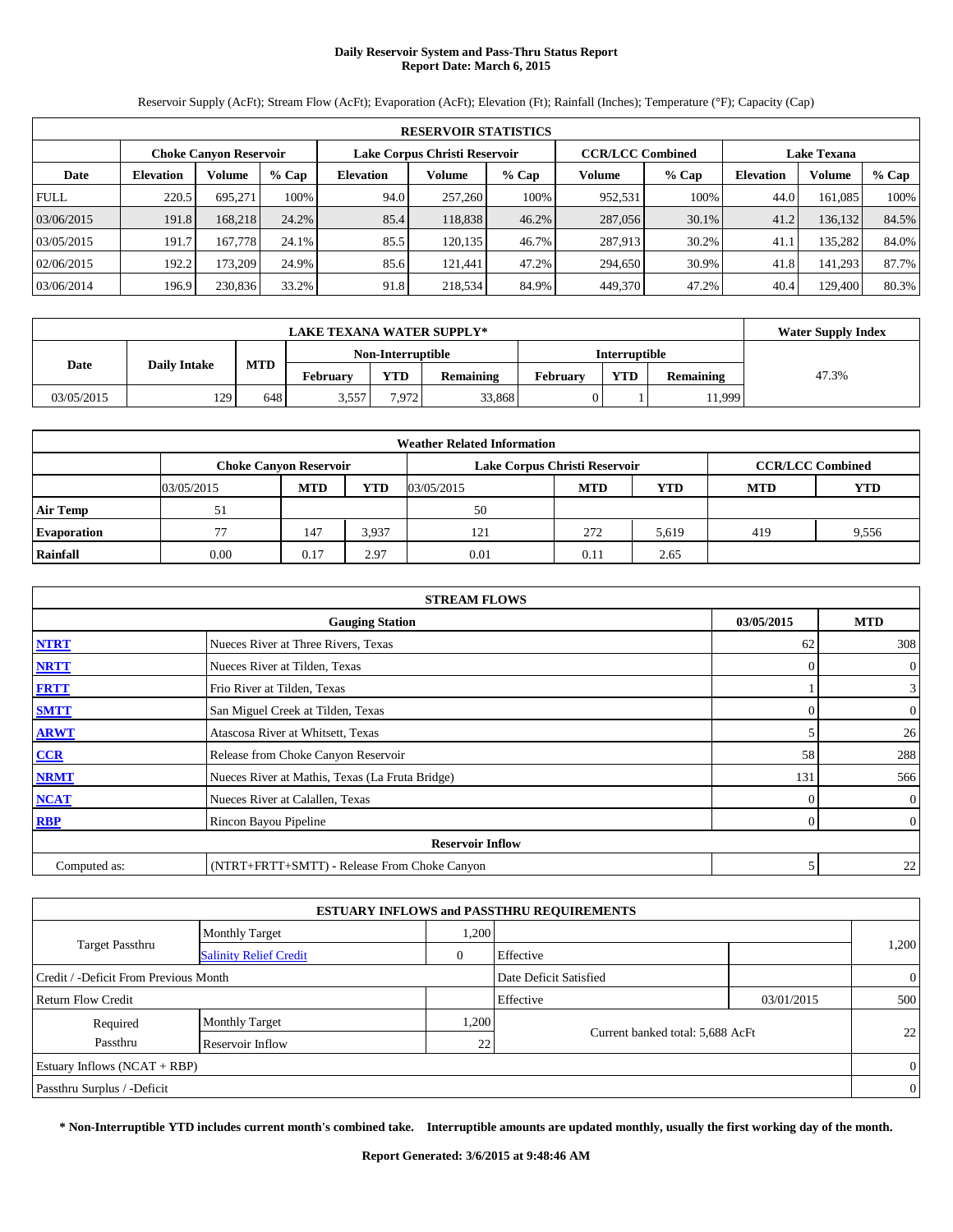# Daily Reservoir System and Pass-Thru Status Report
## Report Date: March 6, 2015

Reservoir Supply (AcFt); Stream Flow (AcFt); Evaporation (AcFt); Elevation (Ft); Rainfall (Inches); Temperature (°F); Capacity (Cap)

| RESERVOIR STATISTICS | | | | | | | | | | | |
|---|---|---|---|---|---|---|---|---|---|---|---|
| | Choke Canyon Reservoir | | | Lake Corpus Christi Reservoir | | | CCR/LCC Combined | | Lake Texana | | |
| Date | Elevation | Volume | % Cap | Elevation | Volume | % Cap | Volume | % Cap | Elevation | Volume | % Cap |
| FULL | 220.5 | 695,271 | 100% | 94.0 | 257,260 | 100% | 952,531 | 100% | 44.0 | 161,085 | 100% |
| 03/06/2015 | 191.8 | 168,218 | 24.2% | 85.4 | 118,838 | 46.2% | 287,056 | 30.1% | 41.2 | 136,132 | 84.5% |
| 03/05/2015 | 191.7 | 167,778 | 24.1% | 85.5 | 120,135 | 46.7% | 287,913 | 30.2% | 41.1 | 135,282 | 84.0% |
| 02/06/2015 | 192.2 | 173,209 | 24.9% | 85.6 | 121,441 | 47.2% | 294,650 | 30.9% | 41.8 | 141,293 | 87.7% |
| 03/06/2014 | 196.9 | 230,836 | 33.2% | 91.8 | 218,534 | 84.9% | 449,370 | 47.2% | 40.4 | 129,400 | 80.3% |

| LAKE TEXANA WATER SUPPLY* | | | | | | | | | Water Supply Index |
|---|---|---|---|---|---|---|---|---|---|
| Date | Daily Intake | MTD | Non-Interruptible | | | Interruptible | | | |
| | | | February | YTD | Remaining | February | YTD | Remaining | |
| 03/05/2015 | 129 | 648 | 3,557 | 7,972 | 33,868 | 0 | 1 | 11,999 | 47.3% |

| Weather Related Information | | | | | | | | |
|---|---|---|---|---|---|---|---|---|
| | Choke Canyon Reservoir | | | Lake Corpus Christi Reservoir | | | CCR/LCC Combined | |
| | 03/05/2015 | MTD | YTD | 03/05/2015 | MTD | YTD | MTD | YTD |
| Air Temp | 51 | | | 50 | | | | |
| Evaporation | 77 | 147 | 3,937 | 121 | 272 | 5,619 | 419 | 9,556 |
| Rainfall | 0.00 | 0.17 | 2.97 | 0.01 | 0.11 | 2.65 | | |

| STREAM FLOWS | | | |
|---|---|---|---|
| | Gauging Station | 03/05/2015 | MTD |
| NTRT | Nueces River at Three Rivers, Texas | 62 | 308 |
| NRTT | Nueces River at Tilden, Texas | 0 | 0 |
| FRTT | Frio River at Tilden, Texas | 1 | 3 |
| SMTT | San Miguel Creek at Tilden, Texas | 0 | 0 |
| ARWT | Atascosa River at Whitsett, Texas | 5 | 26 |
| CCR | Release from Choke Canyon Reservoir | 58 | 288 |
| NRMT | Nueces River at Mathis, Texas (La Fruta Bridge) | 131 | 566 |
| NCAT | Nueces River at Calallen, Texas | 0 | 0 |
| RBP | Rincon Bayou Pipeline | 0 | 0 |
| | Reservoir Inflow | | |
| Computed as: | (NTRT+FRTT+SMTT) - Release From Choke Canyon | 5 | 22 |

| ESTUARY INFLOWS and PASSTHRU REQUIREMENTS | | | | | |
|---|---|---|---|---|---|
| Target Passthru | Monthly Target | 1,200 | | | 1,200 |
| | Salinity Relief Credit | 0 | Effective | | |
| Credit / -Deficit From Previous Month | | | Date Deficit Satisfied | | 0 |
| Return Flow Credit | | | Effective | 03/01/2015 | 500 |
| Required Passthru | Monthly Target | 1,200 | Current banked total: 5,688 AcFt | | 22 |
| | Reservoir Inflow | 22 | | | |
| Estuary Inflows (NCAT + RBP) | | | | | 0 |
| Passthru Surplus / -Deficit | | | | | 0 |

**\* Non-Interruptible YTD includes current month's combined take. Interruptible amounts are updated monthly, usually the first working day of the month.**

**Report Generated: 3/6/2015 at 9:48:46 AM**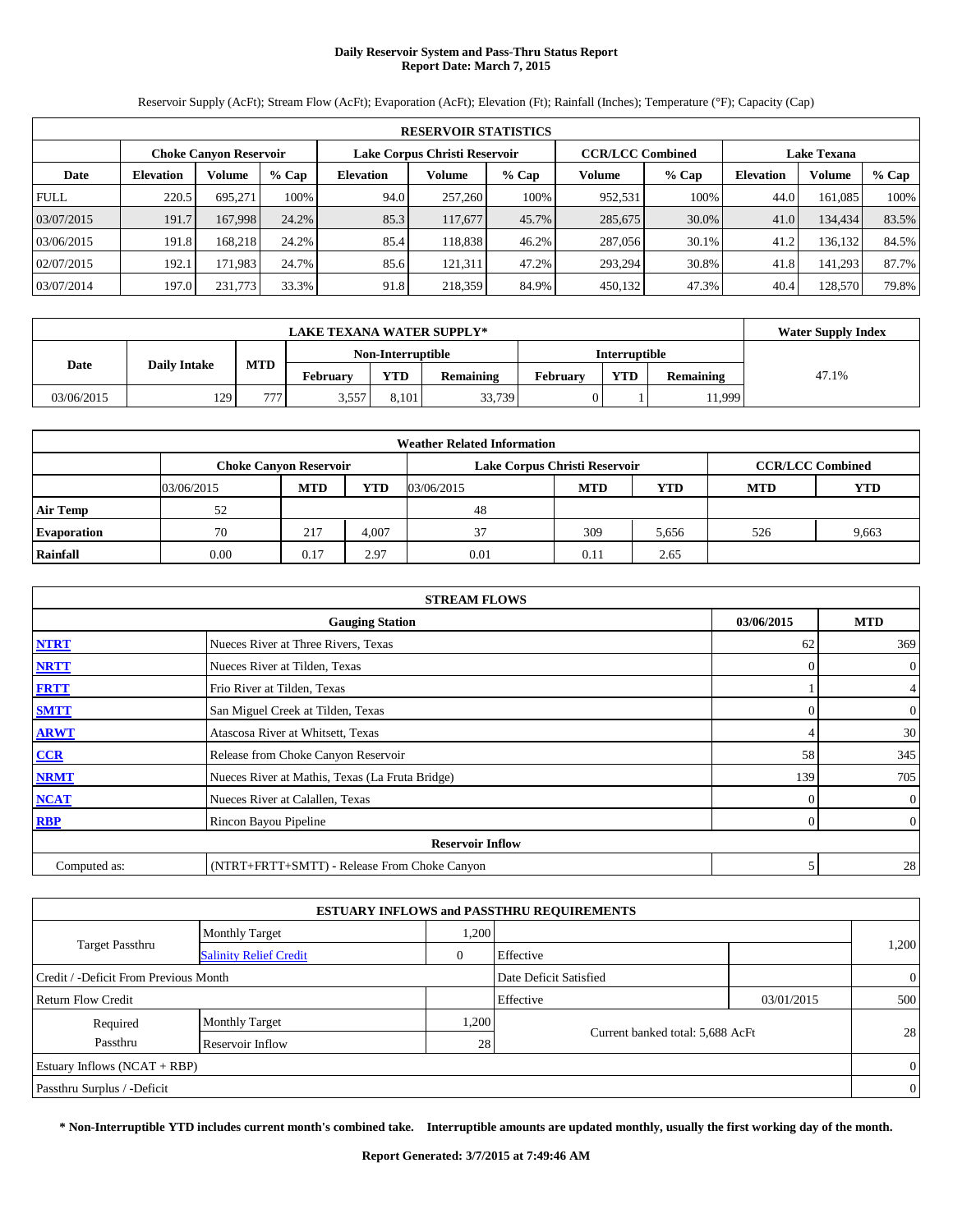# Daily Reservoir System and Pass-Thru Status Report
## Report Date: March 7, 2015

Reservoir Supply (AcFt); Stream Flow (AcFt); Evaporation (AcFt); Elevation (Ft); Rainfall (Inches); Temperature (°F); Capacity (Cap)

| RESERVOIR STATISTICS | | | | | | | | | | | |
|---|---|---|---|---|---|---|---|---|---|---|---|
| | Choke Canyon Reservoir | | | Lake Corpus Christi Reservoir | | | CCR/LCC Combined | | Lake Texana | | |
| Date | Elevation | Volume | % Cap | Elevation | Volume | % Cap | Volume | % Cap | Elevation | Volume | % Cap |
| FULL | 220.5 | 695,271 | 100% | 94.0 | 257,260 | 100% | 952,531 | 100% | 44.0 | 161,085 | 100% |
| 03/07/2015 | 191.7 | 167,998 | 24.2% | 85.3 | 117,677 | 45.7% | 285,675 | 30.0% | 41.0 | 134,434 | 83.5% |
| 03/06/2015 | 191.8 | 168,218 | 24.2% | 85.4 | 118,838 | 46.2% | 287,056 | 30.1% | 41.2 | 136,132 | 84.5% |
| 02/07/2015 | 192.1 | 171,983 | 24.7% | 85.6 | 121,311 | 47.2% | 293,294 | 30.8% | 41.8 | 141,293 | 87.7% |
| 03/07/2014 | 197.0 | 231,773 | 33.3% | 91.8 | 218,359 | 84.9% | 450,132 | 47.3% | 40.4 | 128,570 | 79.8% |

| LAKE TEXANA WATER SUPPLY* | | | | | | | | | Water Supply Index |
|---|---|---|---|---|---|---|---|---|---|
| Date | Daily Intake | MTD | Non-Interruptible | | | Interruptible | | | |
| | | | February | YTD | Remaining | February | YTD | Remaining | |
| 03/06/2015 | 129 | 777 | 3,557 | 8,101 | 33,739 | 0 | 1 | 11,999 | 47.1% |

| Weather Related Information | | | | | | | | |
|---|---|---|---|---|---|---|---|---|
| | Choke Canyon Reservoir | | | Lake Corpus Christi Reservoir | | | CCR/LCC Combined | |
| | 03/06/2015 | MTD | YTD | 03/06/2015 | MTD | YTD | MTD | YTD |
| Air Temp | 52 | | | 48 | | | | |
| Evaporation | 70 | 217 | 4,007 | 37 | 309 | 5,656 | 526 | 9,663 |
| Rainfall | 0.00 | 0.17 | 2.97 | 0.01 | 0.11 | 2.65 | | |

| STREAM FLOWS | | | |
|---|---|---|---|
| | Gauging Station | 03/06/2015 | MTD |
| NTRT | Nueces River at Three Rivers, Texas | 62 | 369 |
| NRTT | Nueces River at Tilden, Texas | 0 | 0 |
| FRTT | Frio River at Tilden, Texas | 1 | 4 |
| SMTT | San Miguel Creek at Tilden, Texas | 0 | 0 |
| ARWT | Atascosa River at Whitsett, Texas | 4 | 30 |
| CCR | Release from Choke Canyon Reservoir | 58 | 345 |
| NRMT | Nueces River at Mathis, Texas (La Fruta Bridge) | 139 | 705 |
| NCAT | Nueces River at Calallen, Texas | 0 | 0 |
| RBP | Rincon Bayou Pipeline | 0 | 0 |
| | Reservoir Inflow | | |
| Computed as: | (NTRT+FRTT+SMTT) - Release From Choke Canyon | 5 | 28 |

| ESTUARY INFLOWS and PASSTHRU REQUIREMENTS | | | | | |
|---|---|---|---|---|---|
| Target Passthru | Monthly Target | 1,200 | | | 1,200 |
| | Salinity Relief Credit | 0 | Effective | | |
| Credit / -Deficit From Previous Month | | | Date Deficit Satisfied | | 0 |
| Return Flow Credit | | | Effective | 03/01/2015 | 500 |
| Required Passthru | Monthly Target | 1,200 | Current banked total: 5,688 AcFt | | 28 |
| | Reservoir Inflow | 28 | | | |
| Estuary Inflows (NCAT + RBP) | | | | | 0 |
| Passthru Surplus / -Deficit | | | | | 0 |

**\* Non-Interruptible YTD includes current month's combined take. Interruptible amounts are updated monthly, usually the first working day of the month.**

**Report Generated: 3/7/2015 at 7:49:46 AM**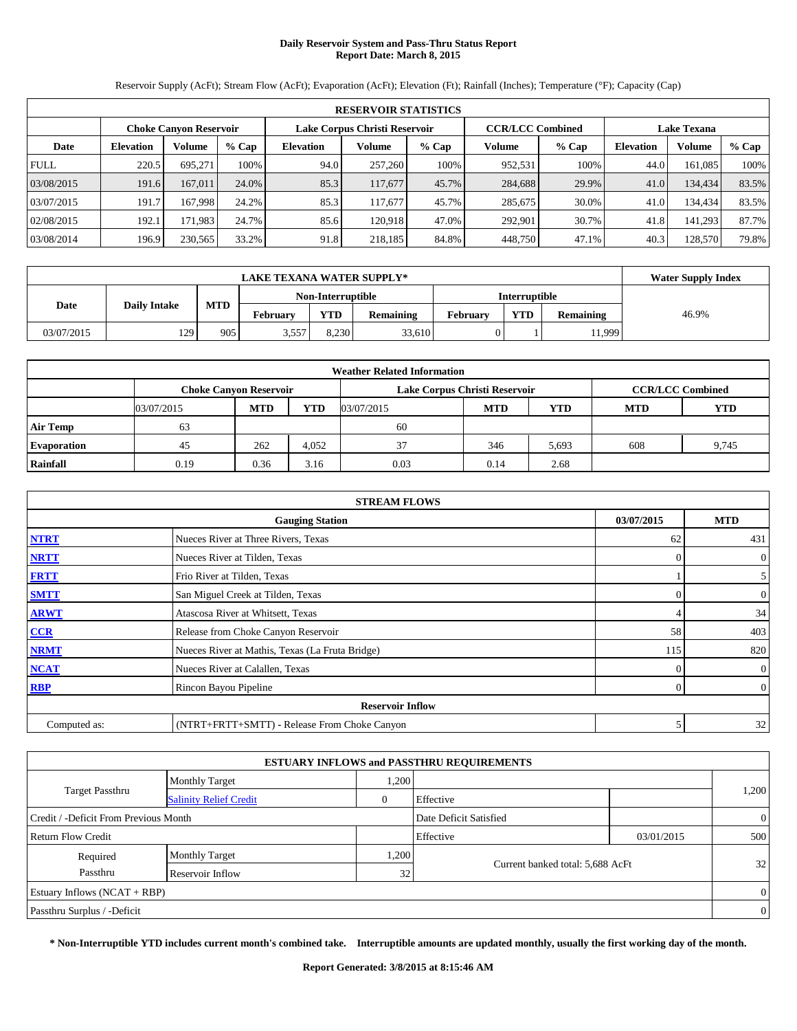# Daily Reservoir System and Pass-Thru Status Report
## Report Date: March 8, 2015

Reservoir Supply (AcFt); Stream Flow (AcFt); Evaporation (AcFt); Elevation (Ft); Rainfall (Inches); Temperature (°F); Capacity (Cap)

| RESERVOIR STATISTICS | | | | | | | | | | | |
|---|---|---|---|---|---|---|---|---|---|---|---|
| | Choke Canyon Reservoir | | | Lake Corpus Christi Reservoir | | | CCR/LCC Combined | | Lake Texana | | |
| Date | Elevation | Volume | % Cap | Elevation | Volume | % Cap | Volume | % Cap | Elevation | Volume | % Cap |
| FULL | 220.5 | 695,271 | 100% | 94.0 | 257,260 | 100% | 952,531 | 100% | 44.0 | 161,085 | 100% |
| 03/08/2015 | 191.6 | 167,011 | 24.0% | 85.3 | 117,677 | 45.7% | 284,688 | 29.9% | 41.0 | 134,434 | 83.5% |
| 03/07/2015 | 191.7 | 167,998 | 24.2% | 85.3 | 117,677 | 45.7% | 285,675 | 30.0% | 41.0 | 134,434 | 83.5% |
| 02/08/2015 | 192.1 | 171,983 | 24.7% | 85.6 | 120,918 | 47.0% | 292,901 | 30.7% | 41.8 | 141,293 | 87.7% |
| 03/08/2014 | 196.9 | 230,565 | 33.2% | 91.8 | 218,185 | 84.8% | 448,750 | 47.1% | 40.3 | 128,570 | 79.8% |

| LAKE TEXANA WATER SUPPLY* | | | | | | | | | Water Supply Index |
|---|---|---|---|---|---|---|---|---|---|
| Date | Daily Intake | MTD | Non-Interruptible | | | Interruptible | | | |
| | | | February | YTD | Remaining | February | YTD | Remaining | |
| 03/07/2015 | 129 | 905 | 3,557 | 8,230 | 33,610 | 0 | 1 | 11,999 | 46.9% |

| Weather Related Information | | | | | | | | |
|---|---|---|---|---|---|---|---|---|
| | Choke Canyon Reservoir | | | Lake Corpus Christi Reservoir | | | CCR/LCC Combined | |
| | 03/07/2015 | MTD | YTD | 03/07/2015 | MTD | YTD | MTD | YTD |
| Air Temp | 63 | | | 60 | | | | |
| Evaporation | 45 | 262 | 4,052 | 37 | 346 | 5,693 | 608 | 9,745 |
| Rainfall | 0.19 | 0.36 | 3.16 | 0.03 | 0.14 | 2.68 | | |

| STREAM FLOWS | | | |
|---|---|---|---|
| | Gauging Station | 03/07/2015 | MTD |
| NTRT | Nueces River at Three Rivers, Texas | 62 | 431 |
| NRTT | Nueces River at Tilden, Texas | 0 | 0 |
| FRTT | Frio River at Tilden, Texas | 1 | 5 |
| SMTT | San Miguel Creek at Tilden, Texas | 0 | 0 |
| ARWT | Atascosa River at Whitsett, Texas | 4 | 34 |
| CCR | Release from Choke Canyon Reservoir | 58 | 403 |
| NRMT | Nueces River at Mathis, Texas (La Fruta Bridge) | 115 | 820 |
| NCAT | Nueces River at Calallen, Texas | 0 | 0 |
| RBP | Rincon Bayou Pipeline | 0 | 0 |
| Reservoir Inflow | | | |
| Computed as: | (NTRT+FRTT+SMTT) - Release From Choke Canyon | 5 | 32 |

| ESTUARY INFLOWS and PASSTHRU REQUIREMENTS | | | | | |
|---|---|---|---|---|---|
| Target Passthru | Monthly Target | 1,200 | | | 1,200 |
| | Salinity Relief Credit | 0 | Effective | | |
| Credit / -Deficit From Previous Month | | | Date Deficit Satisfied | | 0 |
| Return Flow Credit | | | Effective | 03/01/2015 | 500 |
| Required Passthru | Monthly Target | 1,200 | Current banked total: 5,688 AcFt | | 32 |
| | Reservoir Inflow | 32 | | | |
| Estuary Inflows (NCAT + RBP) | | | | | 0 |
| Passthru Surplus / -Deficit | | | | | 0 |

**\* Non-Interruptible YTD includes current month's combined take. Interruptible amounts are updated monthly, usually the first working day of the month.**

**Report Generated: 3/8/2015 at 8:15:46 AM**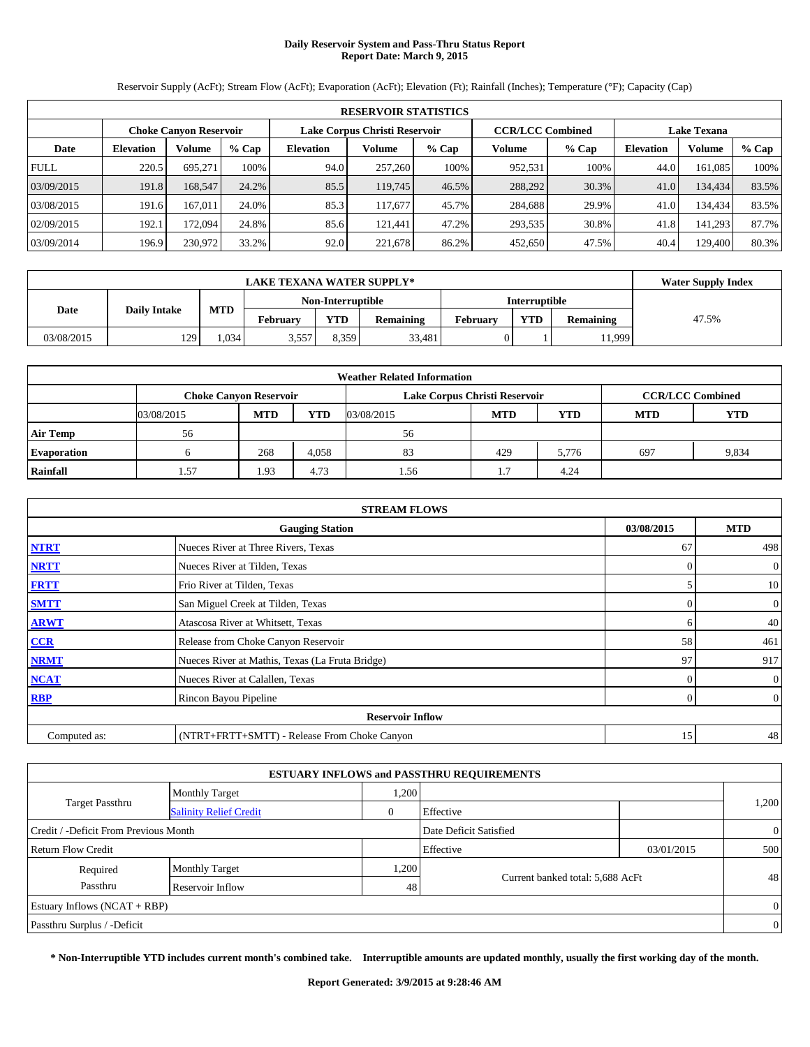# Daily Reservoir System and Pass-Thru Status Report
## Report Date: March 9, 2015

Reservoir Supply (AcFt); Stream Flow (AcFt); Evaporation (AcFt); Elevation (Ft); Rainfall (Inches); Temperature (°F); Capacity (Cap)

| RESERVOIR STATISTICS | | | | | | | | | | | |
|---|---|---|---|---|---|---|---|---|---|---|---|
| | Choke Canyon Reservoir | | | Lake Corpus Christi Reservoir | | | CCR/LCC Combined | | Lake Texana | | |
| Date | Elevation | Volume | % Cap | Elevation | Volume | % Cap | Volume | % Cap | Elevation | Volume | % Cap |
| FULL | 220.5 | 695,271 | 100% | 94.0 | 257,260 | 100% | 952,531 | 100% | 44.0 | 161,085 | 100% |
| 03/09/2015 | 191.8 | 168,547 | 24.2% | 85.5 | 119,745 | 46.5% | 288,292 | 30.3% | 41.0 | 134,434 | 83.5% |
| 03/08/2015 | 191.6 | 167,011 | 24.0% | 85.3 | 117,677 | 45.7% | 284,688 | 29.9% | 41.0 | 134,434 | 83.5% |
| 02/09/2015 | 192.1 | 172,094 | 24.8% | 85.6 | 121,441 | 47.2% | 293,535 | 30.8% | 41.8 | 141,293 | 87.7% |
| 03/09/2014 | 196.9 | 230,972 | 33.2% | 92.0 | 221,678 | 86.2% | 452,650 | 47.5% | 40.4 | 129,400 | 80.3% |

| LAKE TEXANA WATER SUPPLY* | | | | | | | | | Water Supply Index |
|---|---|---|---|---|---|---|---|---|---|
| Date | Daily Intake | MTD | Non-Interruptible | | | Interruptible | | | |
| | | | February | YTD | Remaining | February | YTD | Remaining | |
| 03/08/2015 | 129 | 1,034 | 3,557 | 8,359 | 33,481 | 0 | 1 | 11,999 | 47.5% |

| Weather Related Information | | | | | | | | |
|---|---|---|---|---|---|---|---|---|
| | Choke Canyon Reservoir | | | Lake Corpus Christi Reservoir | | | CCR/LCC Combined | |
| | 03/08/2015 | MTD | YTD | 03/08/2015 | MTD | YTD | MTD | YTD |
| Air Temp | 56 | | | 56 | | | | |
| Evaporation | 6 | 268 | 4,058 | 83 | 429 | 5,776 | 697 | 9,834 |
| Rainfall | 1.57 | 1.93 | 4.73 | 1.56 | 1.7 | 4.24 | | |

| STREAM FLOWS | | | |
|---|---|---|---|
| | Gauging Station | 03/08/2015 | MTD |
| NTRT | Nueces River at Three Rivers, Texas | 67 | 498 |
| NRTT | Nueces River at Tilden, Texas | 0 | 0 |
| FRTT | Frio River at Tilden, Texas | 5 | 10 |
| SMTT | San Miguel Creek at Tilden, Texas | 0 | 0 |
| ARWT | Atascosa River at Whitsett, Texas | 6 | 40 |
| CCR | Release from Choke Canyon Reservoir | 58 | 461 |
| NRMT | Nueces River at Mathis, Texas (La Fruta Bridge) | 97 | 917 |
| NCAT | Nueces River at Calallen, Texas | 0 | 0 |
| RBP | Rincon Bayou Pipeline | 0 | 0 |
| | Reservoir Inflow | | |
| Computed as: | (NTRT+FRTT+SMTT) - Release From Choke Canyon | 15 | 48 |

| ESTUARY INFLOWS and PASSTHRU REQUIREMENTS | | | | | |
|---|---|---|---|---|---|
| Target Passthru | Monthly Target | 1,200 | | | 1,200 |
| | Salinity Relief Credit | 0 | Effective | | |
| Credit / -Deficit From Previous Month | | | Date Deficit Satisfied | | 0 |
| Return Flow Credit | | | Effective | 03/01/2015 | 500 |
| Required Passthru | Monthly Target | 1,200 | Current banked total: 5,688 AcFt | | 48 |
| | Reservoir Inflow | 48 | | | |
| Estuary Inflows (NCAT + RBP) | | | | | 0 |
| Passthru Surplus / -Deficit | | | | | 0 |

**\* Non-Interruptible YTD includes current month's combined take. Interruptible amounts are updated monthly, usually the first working day of the month.**

**Report Generated: 3/9/2015 at 9:28:46 AM**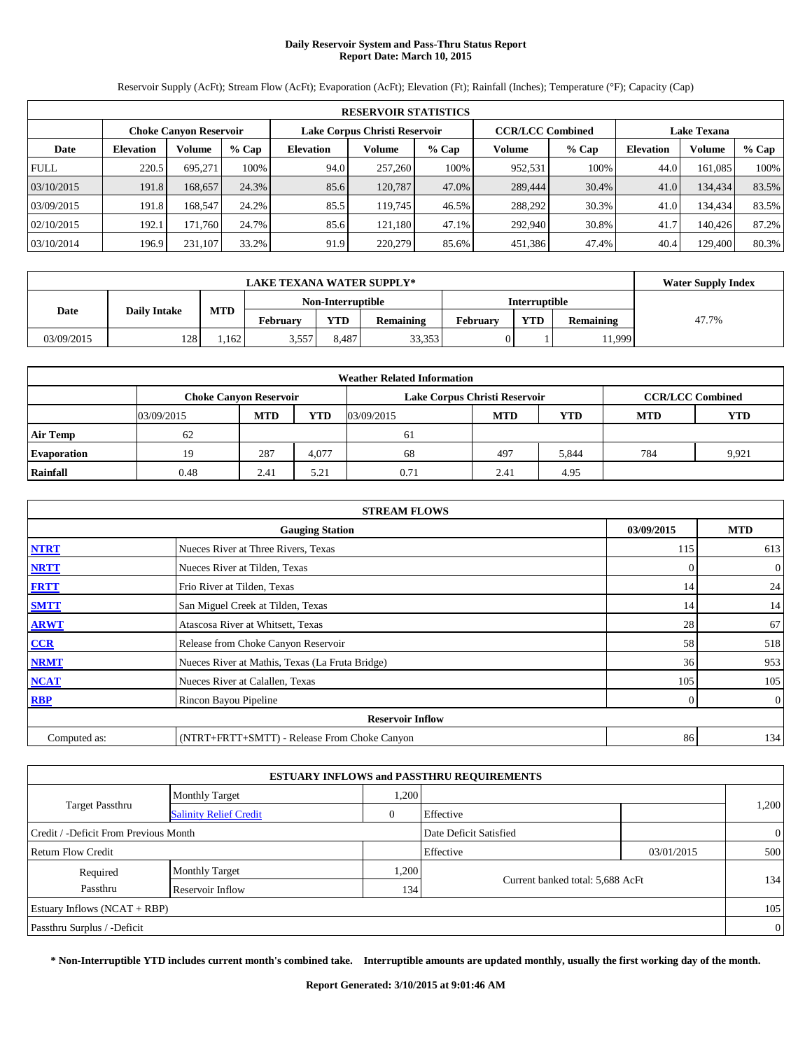# Daily Reservoir System and Pass-Thru Status Report
## Report Date: March 10, 2015

Reservoir Supply (AcFt); Stream Flow (AcFt); Evaporation (AcFt); Elevation (Ft); Rainfall (Inches); Temperature (°F); Capacity (Cap)

| RESERVOIR STATISTICS | | | | | | | | | | | |
|---|---|---|---|---|---|---|---|---|---|---|---|
| | Choke Canyon Reservoir | | | Lake Corpus Christi Reservoir | | | CCR/LCC Combined | | Lake Texana | | |
| Date | Elevation | Volume | % Cap | Elevation | Volume | % Cap | Volume | % Cap | Elevation | Volume | % Cap |
| FULL | 220.5 | 695,271 | 100% | 94.0 | 257,260 | 100% | 952,531 | 100% | 44.0 | 161,085 | 100% |
| 03/10/2015 | 191.8 | 168,657 | 24.3% | 85.6 | 120,787 | 47.0% | 289,444 | 30.4% | 41.0 | 134,434 | 83.5% |
| 03/09/2015 | 191.8 | 168,547 | 24.2% | 85.5 | 119,745 | 46.5% | 288,292 | 30.3% | 41.0 | 134,434 | 83.5% |
| 02/10/2015 | 192.1 | 171,760 | 24.7% | 85.6 | 121,180 | 47.1% | 292,940 | 30.8% | 41.7 | 140,426 | 87.2% |
| 03/10/2014 | 196.9 | 231,107 | 33.2% | 91.9 | 220,279 | 85.6% | 451,386 | 47.4% | 40.4 | 129,400 | 80.3% |

| LAKE TEXANA WATER SUPPLY* | | | | | | | | | Water Supply Index |
|---|---|---|---|---|---|---|---|---|---|
| Date | Daily Intake | MTD | Non-Interruptible | | | Interruptible | | | |
| | | | February | YTD | Remaining | February | YTD | Remaining | |
| 03/09/2015 | 128 | 1,162 | 3,557 | 8,487 | 33,353 | 0 | 1 | 11,999 | 47.7% |

| Weather Related Information | | | | | | | |
|---|---|---|---|---|---|---|---|
| | Choke Canyon Reservoir | | | Lake Corpus Christi Reservoir | | | CCR/LCC Combined | |
| | 03/09/2015 | MTD | YTD | 03/09/2015 | MTD | YTD | MTD | YTD |
| Air Temp | 62 | | | 61 | | | | |
| Evaporation | 19 | 287 | 4,077 | 68 | 497 | 5,844 | 784 | 9,921 |
| Rainfall | 0.48 | 2.41 | 5.21 | 0.71 | 2.41 | 4.95 | | |

| STREAM FLOWS | | | |
|---|---|---|---|
| | Gauging Station | 03/09/2015 | MTD |
| NTRT | Nueces River at Three Rivers, Texas | 115 | 613 |
| NRTT | Nueces River at Tilden, Texas | 0 | 0 |
| FRTT | Frio River at Tilden, Texas | 14 | 24 |
| SMTT | San Miguel Creek at Tilden, Texas | 14 | 14 |
| ARWT | Atascosa River at Whitsett, Texas | 28 | 67 |
| CCR | Release from Choke Canyon Reservoir | 58 | 518 |
| NRMT | Nueces River at Mathis, Texas (La Fruta Bridge) | 36 | 953 |
| NCAT | Nueces River at Calallen, Texas | 105 | 105 |
| RBP | Rincon Bayou Pipeline | 0 | 0 |
| | Reservoir Inflow | | |
| Computed as: | (NTRT+FRTT+SMTT) - Release From Choke Canyon | 86 | 134 |

| ESTUARY INFLOWS and PASSTHRU REQUIREMENTS | | | | | |
|---|---|---|---|---|---|
| Target Passthru | Monthly Target | 1,200 | | | 1,200 |
| | Salinity Relief Credit | 0 | Effective | | |
| Credit / -Deficit From Previous Month | | | Date Deficit Satisfied | | 0 |
| Return Flow Credit | | | Effective | 03/01/2015 | 500 |
| Required Passthru | Monthly Target | 1,200 | Current banked total: 5,688 AcFt | | 134 |
| | Reservoir Inflow | 134 | | | |
| Estuary Inflows (NCAT + RBP) | | | | | 105 |
| Passthru Surplus / -Deficit | | | | | 0 |

**\* Non-Interruptible YTD includes current month's combined take. Interruptible amounts are updated monthly, usually the first working day of the month.**

**Report Generated: 3/10/2015 at 9:01:46 AM**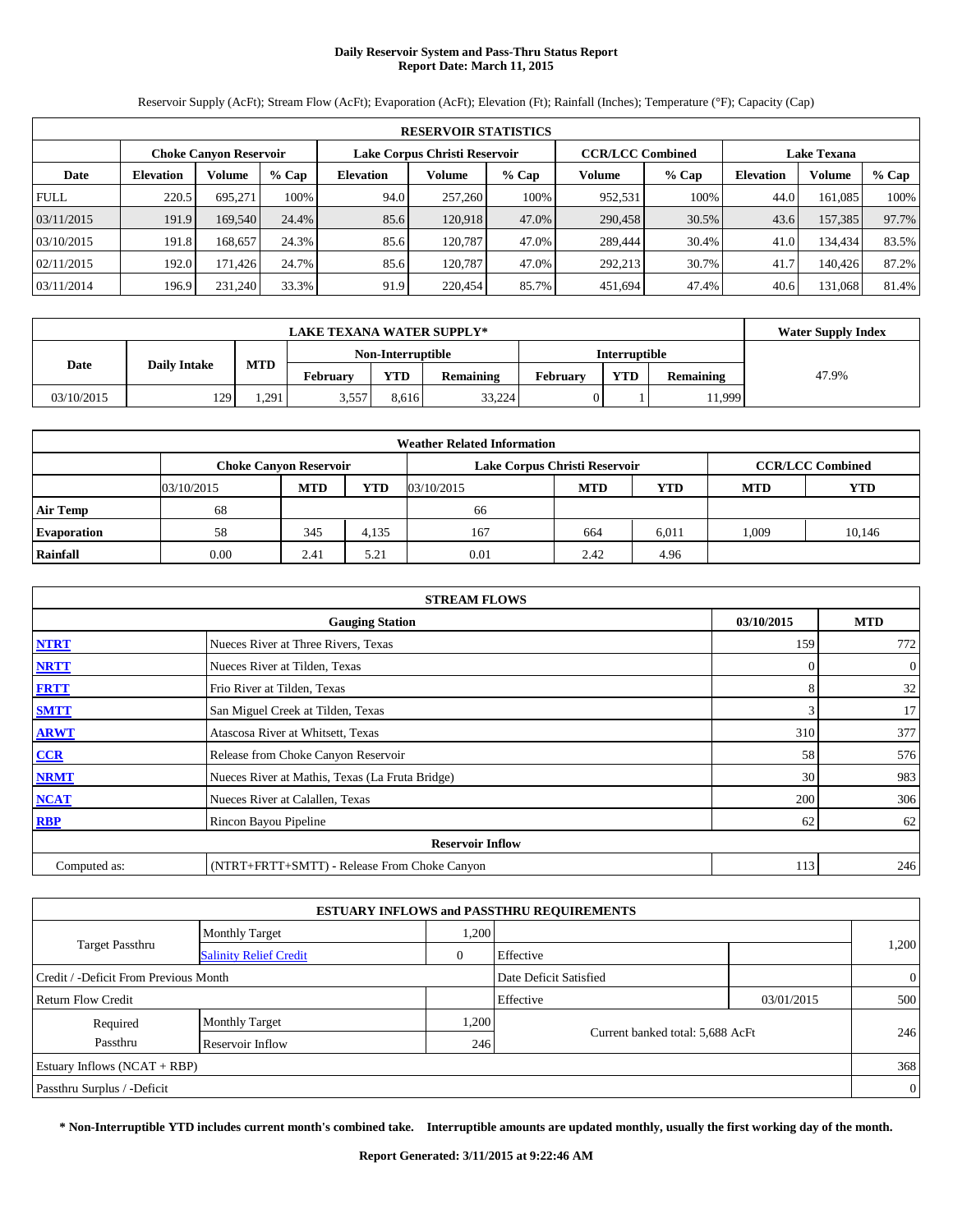# Daily Reservoir System and Pass-Thru Status Report
## Report Date: March 11, 2015

Reservoir Supply (AcFt); Stream Flow (AcFt); Evaporation (AcFt); Elevation (Ft); Rainfall (Inches); Temperature (°F); Capacity (Cap)

| RESERVOIR STATISTICS | | | | | | | | | | | |
|---|---|---|---|---|---|---|---|---|---|---|---|
| | Choke Canyon Reservoir | | | Lake Corpus Christi Reservoir | | | CCR/LCC Combined | | Lake Texana | | |
| Date | Elevation | Volume | % Cap | Elevation | Volume | % Cap | Volume | % Cap | Elevation | Volume | % Cap |
| FULL | 220.5 | 695,271 | 100% | 94.0 | 257,260 | 100% | 952,531 | 100% | 44.0 | 161,085 | 100% |
| 03/11/2015 | 191.9 | 169,540 | 24.4% | 85.6 | 120,918 | 47.0% | 290,458 | 30.5% | 43.6 | 157,385 | 97.7% |
| 03/10/2015 | 191.8 | 168,657 | 24.3% | 85.6 | 120,787 | 47.0% | 289,444 | 30.4% | 41.0 | 134,434 | 83.5% |
| 02/11/2015 | 192.0 | 171,426 | 24.7% | 85.6 | 120,787 | 47.0% | 292,213 | 30.7% | 41.7 | 140,426 | 87.2% |
| 03/11/2014 | 196.9 | 231,240 | 33.3% | 91.9 | 220,454 | 85.7% | 451,694 | 47.4% | 40.6 | 131,068 | 81.4% |

| LAKE TEXANA WATER SUPPLY* | | | | | | | | | Water Supply Index |
|---|---|---|---|---|---|---|---|---|---|
| Date | Daily Intake | MTD | Non-Interruptible | | | Interruptible | | | |
| | | | February | YTD | Remaining | February | YTD | Remaining | |
| 03/10/2015 | 129 | 1,291 | 3,557 | 8,616 | 33,224 | 0 | 1 | 11,999 | 47.9% |

| Weather Related Information | | | | | | | | |
|---|---|---|---|---|---|---|---|---|
| | Choke Canyon Reservoir | | | Lake Corpus Christi Reservoir | | | CCR/LCC Combined | |
| | 03/10/2015 | MTD | YTD | 03/10/2015 | MTD | YTD | MTD | YTD |
| Air Temp | 68 | | | 66 | | | | |
| Evaporation | 58 | 345 | 4,135 | 167 | 664 | 6,011 | 1,009 | 10,146 |
| Rainfall | 0.00 | 2.41 | 5.21 | 0.01 | 2.42 | 4.96 | | |

| STREAM FLOWS | | | |
|---|---|---|---|
| | Gauging Station | 03/10/2015 | MTD |
| NTRT | Nueces River at Three Rivers, Texas | 159 | 772 |
| NRTT | Nueces River at Tilden, Texas | 0 | 0 |
| FRTT | Frio River at Tilden, Texas | 8 | 32 |
| SMTT | San Miguel Creek at Tilden, Texas | 3 | 17 |
| ARWT | Atascosa River at Whitsett, Texas | 310 | 377 |
| CCR | Release from Choke Canyon Reservoir | 58 | 576 |
| NRMT | Nueces River at Mathis, Texas (La Fruta Bridge) | 30 | 983 |
| NCAT | Nueces River at Calallen, Texas | 200 | 306 |
| RBP | Rincon Bayou Pipeline | 62 | 62 |
| | Reservoir Inflow | | |
| Computed as: | (NTRT+FRTT+SMTT) - Release From Choke Canyon | 113 | 246 |

| ESTUARY INFLOWS and PASSTHRU REQUIREMENTS | | | | | |
|---|---|---|---|---|---|
| Target Passthru | Monthly Target | 1,200 | | | 1,200 |
| | Salinity Relief Credit | 0 | Effective | | |
| Credit / -Deficit From Previous Month | | | Date Deficit Satisfied | | 0 |
| Return Flow Credit | | | Effective | 03/01/2015 | 500 |
| Required Passthru | Monthly Target | 1,200 | Current banked total: 5,688 AcFt | | 246 |
| | Reservoir Inflow | 246 | | | |
| Estuary Inflows (NCAT + RBP) | | | | | 368 |
| Passthru Surplus / -Deficit | | | | | 0 |

**\* Non-Interruptible YTD includes current month's combined take. Interruptible amounts are updated monthly, usually the first working day of the month.**

**Report Generated: 3/11/2015 at 9:22:46 AM**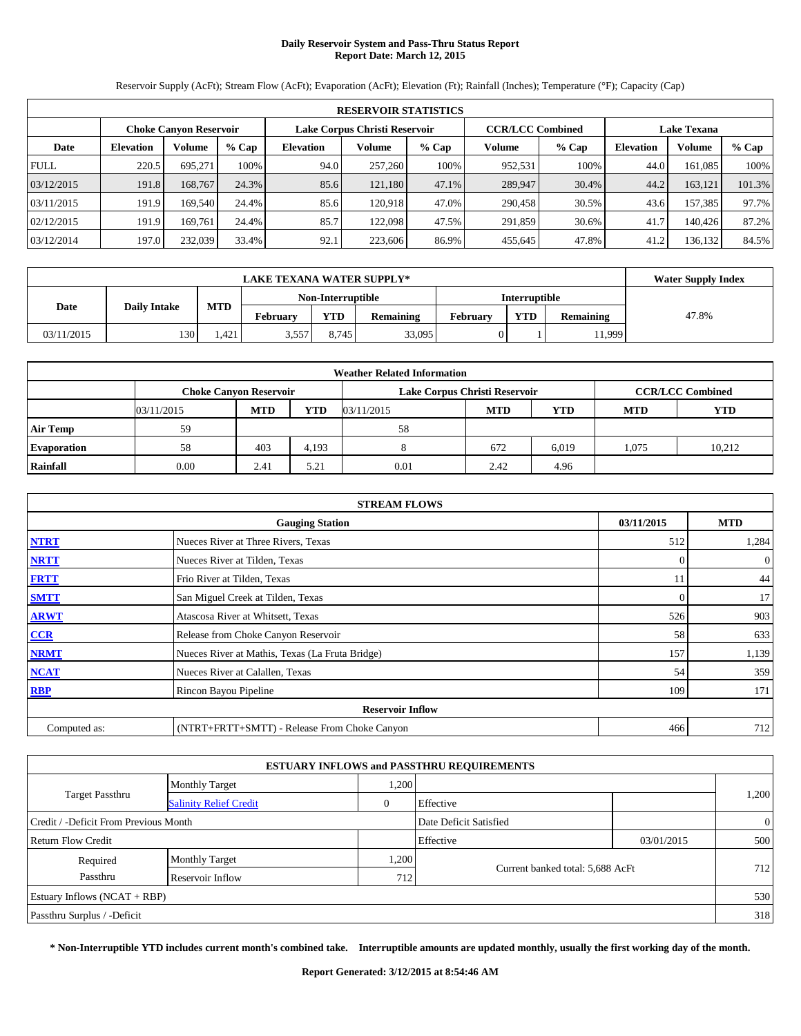# Daily Reservoir System and Pass-Thru Status Report
## Report Date: March 12, 2015

Reservoir Supply (AcFt); Stream Flow (AcFt); Evaporation (AcFt); Elevation (Ft); Rainfall (Inches); Temperature (°F); Capacity (Cap)

| RESERVOIR STATISTICS | | | | | | | | | | | |
|---|---|---|---|---|---|---|---|---|---|---|---|
| | Choke Canyon Reservoir | | | Lake Corpus Christi Reservoir | | | CCR/LCC Combined | | Lake Texana | | |
| Date | Elevation | Volume | % Cap | Elevation | Volume | % Cap | Volume | % Cap | Elevation | Volume | % Cap |
| FULL | 220.5 | 695,271 | 100% | 94.0 | 257,260 | 100% | 952,531 | 100% | 44.0 | 161,085 | 100% |
| 03/12/2015 | 191.8 | 168,767 | 24.3% | 85.6 | 121,180 | 47.1% | 289,947 | 30.4% | 44.2 | 163,121 | 101.3% |
| 03/11/2015 | 191.9 | 169,540 | 24.4% | 85.6 | 120,918 | 47.0% | 290,458 | 30.5% | 43.6 | 157,385 | 97.7% |
| 02/12/2015 | 191.9 | 169,761 | 24.4% | 85.7 | 122,098 | 47.5% | 291,859 | 30.6% | 41.7 | 140,426 | 87.2% |
| 03/12/2014 | 197.0 | 232,039 | 33.4% | 92.1 | 223,606 | 86.9% | 455,645 | 47.8% | 41.2 | 136,132 | 84.5% |

| LAKE TEXANA WATER SUPPLY* | | | | | | | | | Water Supply Index |
|---|---|---|---|---|---|---|---|---|---|
| Date | Daily Intake | MTD | Non-Interruptible | | | Interruptible | | | |
| | | | February | YTD | Remaining | February | YTD | Remaining | |
| 03/11/2015 | 130 | 1,421 | 3,557 | 8,745 | 33,095 | 0 | 1 | 11,999 | 47.8% |

| Weather Related Information | | | | | | | | |
|---|---|---|---|---|---|---|---|---|
| | Choke Canyon Reservoir | | | Lake Corpus Christi Reservoir | | | CCR/LCC Combined | |
| | 03/11/2015 | MTD | YTD | 03/11/2015 | MTD | YTD | MTD | YTD |
| Air Temp | 59 | | | 58 | | | | |
| Evaporation | 58 | 403 | 4,193 | 8 | 672 | 6,019 | 1,075 | 10,212 |
| Rainfall | 0.00 | 2.41 | 5.21 | 0.01 | 2.42 | 4.96 | | |

| STREAM FLOWS | | | |
|---|---|---|---|
| | Gauging Station | 03/11/2015 | MTD |
| NTRT | Nueces River at Three Rivers, Texas | 512 | 1,284 |
| NRTT | Nueces River at Tilden, Texas | 0 | 0 |
| FRTT | Frio River at Tilden, Texas | 11 | 44 |
| SMTT | San Miguel Creek at Tilden, Texas | 0 | 17 |
| ARWT | Atascosa River at Whitsett, Texas | 526 | 903 |
| CCR | Release from Choke Canyon Reservoir | 58 | 633 |
| NRMT | Nueces River at Mathis, Texas (La Fruta Bridge) | 157 | 1,139 |
| NCAT | Nueces River at Calallen, Texas | 54 | 359 |
| RBP | Rincon Bayou Pipeline | 109 | 171 |
| Reservoir Inflow | | | |
| Computed as: | (NTRT+FRTT+SMTT) - Release From Choke Canyon | 466 | 712 |

| ESTUARY INFLOWS and PASSTHRU REQUIREMENTS | | | | | |
|---|---|---|---|---|---|
| Target Passthru | Monthly Target | 1,200 | | | 1,200 |
| | Salinity Relief Credit | 0 | Effective | | |
| Credit / -Deficit From Previous Month | | | Date Deficit Satisfied | | 0 |
| Return Flow Credit | | | Effective | 03/01/2015 | 500 |
| Required Passthru | Monthly Target | 1,200 | Current banked total: 5,688 AcFt | | 712 |
| | Reservoir Inflow | 712 | | | |
| Estuary Inflows (NCAT + RBP) | | | | | 530 |
| Passthru Surplus / -Deficit | | | | | 318 |

**\* Non-Interruptible YTD includes current month's combined take. Interruptible amounts are updated monthly, usually the first working day of the month.**

**Report Generated: 3/12/2015 at 8:54:46 AM**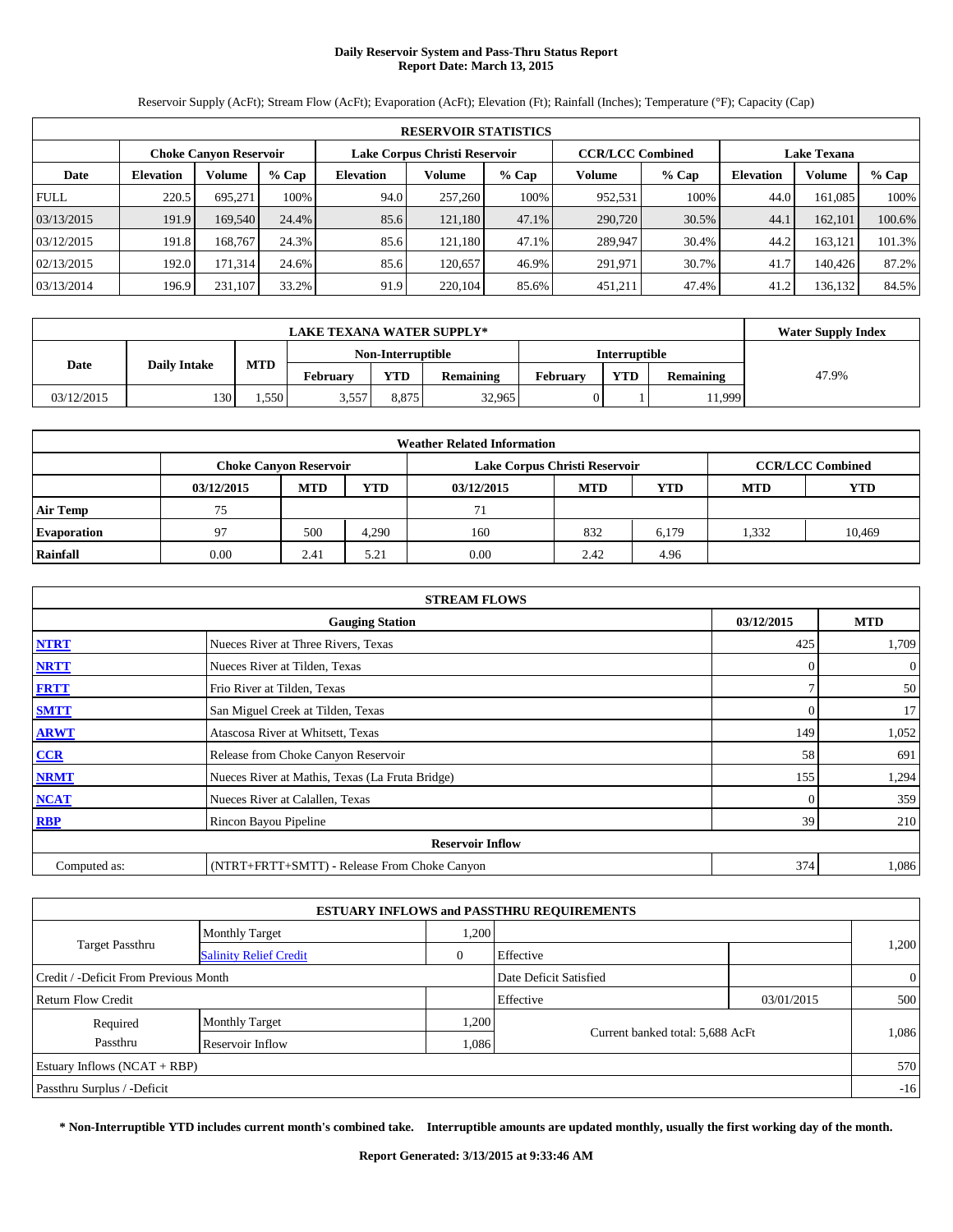# Daily Reservoir System and Pass-Thru Status Report
## Report Date: March 13, 2015

Reservoir Supply (AcFt); Stream Flow (AcFt); Evaporation (AcFt); Elevation (Ft); Rainfall (Inches); Temperature (°F); Capacity (Cap)

| RESERVOIR STATISTICS | | | | | | | | | | | |
|---|---|---|---|---|---|---|---|---|---|---|---|
| | Choke Canyon Reservoir | | | Lake Corpus Christi Reservoir | | | CCR/LCC Combined | | Lake Texana | | |
| Date | Elevation | Volume | % Cap | Elevation | Volume | % Cap | Volume | % Cap | Elevation | Volume | % Cap |
| FULL | 220.5 | 695,271 | 100% | 94.0 | 257,260 | 100% | 952,531 | 100% | 44.0 | 161,085 | 100% |
| 03/13/2015 | 191.9 | 169,540 | 24.4% | 85.6 | 121,180 | 47.1% | 290,720 | 30.5% | 44.1 | 162,101 | 100.6% |
| 03/12/2015 | 191.8 | 168,767 | 24.3% | 85.6 | 121,180 | 47.1% | 289,947 | 30.4% | 44.2 | 163,121 | 101.3% |
| 02/13/2015 | 192.0 | 171,314 | 24.6% | 85.6 | 120,657 | 46.9% | 291,971 | 30.7% | 41.7 | 140,426 | 87.2% |
| 03/13/2014 | 196.9 | 231,107 | 33.2% | 91.9 | 220,104 | 85.6% | 451,211 | 47.4% | 41.2 | 136,132 | 84.5% |

| LAKE TEXANA WATER SUPPLY* | | | | | | | | | Water Supply Index |
|---|---|---|---|---|---|---|---|---|---|
| Date | Daily Intake | MTD | Non-Interruptible | | | Interruptible | | | |
| | | | February | YTD | Remaining | February | YTD | Remaining | |
| 03/12/2015 | 130 | 1,550 | 3,557 | 8,875 | 32,965 | 0 | 1 | 11,999 | 47.9% |

| Weather Related Information | | | | | | | | |
|---|---|---|---|---|---|---|---|---|
| | Choke Canyon Reservoir | | | Lake Corpus Christi Reservoir | | | CCR/LCC Combined | |
| | 03/12/2015 | MTD | YTD | 03/12/2015 | MTD | YTD | MTD | YTD |
| Air Temp | 75 | | | 71 | | | | |
| Evaporation | 97 | 500 | 4,290 | 160 | 832 | 6,179 | 1,332 | 10,469 |
| Rainfall | 0.00 | 2.41 | 5.21 | 0.00 | 2.42 | 4.96 | | |

| STREAM FLOWS | | | |
|---|---|---|---|
| | Gauging Station | 03/12/2015 | MTD |
| NTRT | Nueces River at Three Rivers, Texas | 425 | 1,709 |
| NRTT | Nueces River at Tilden, Texas | 0 | 0 |
| FRTT | Frio River at Tilden, Texas | 7 | 50 |
| SMTT | San Miguel Creek at Tilden, Texas | 0 | 17 |
| ARWT | Atascosa River at Whitsett, Texas | 149 | 1,052 |
| CCR | Release from Choke Canyon Reservoir | 58 | 691 |
| NRMT | Nueces River at Mathis, Texas (La Fruta Bridge) | 155 | 1,294 |
| NCAT | Nueces River at Calallen, Texas | 0 | 359 |
| RBP | Rincon Bayou Pipeline | 39 | 210 |
| | Reservoir Inflow | | |
| Computed as: | (NTRT+FRTT+SMTT) - Release From Choke Canyon | 374 | 1,086 |

| ESTUARY INFLOWS and PASSTHRU REQUIREMENTS | | | | | |
|---|---|---|---|---|---|
| Target Passthru | Monthly Target | 1,200 | | | 1,200 |
| | Salinity Relief Credit | 0 | Effective | | |
| Credit / -Deficit From Previous Month | | | Date Deficit Satisfied | | 0 |
| Return Flow Credit | | | Effective | 03/01/2015 | 500 |
| Required Passthru | Monthly Target | 1,200 | Current banked total: 5,688 AcFt | | 1,086 |
| | Reservoir Inflow | 1,086 | | | |
| Estuary Inflows (NCAT + RBP) | | | | | 570 |
| Passthru Surplus / -Deficit | | | | | -16 |

**\* Non-Interruptible YTD includes current month's combined take. Interruptible amounts are updated monthly, usually the first working day of the month.**

**Report Generated: 3/13/2015 at 9:33:46 AM**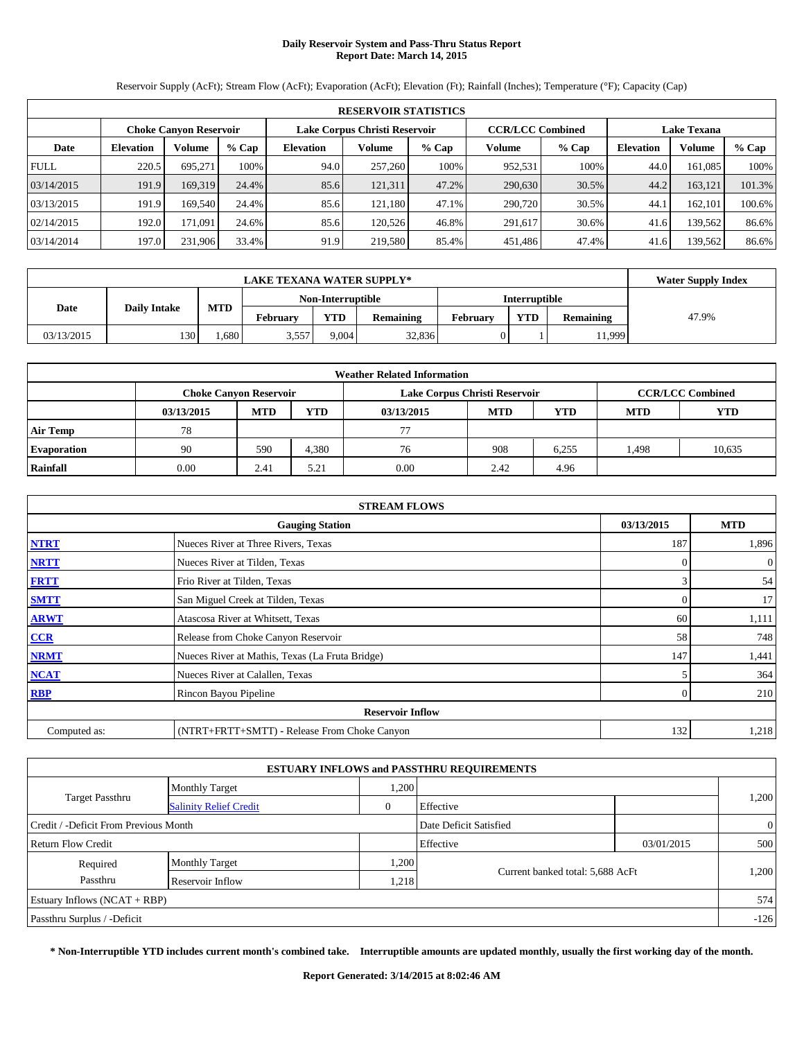# Daily Reservoir System and Pass-Thru Status Report
## Report Date: March 14, 2015

Reservoir Supply (AcFt); Stream Flow (AcFt); Evaporation (AcFt); Elevation (Ft); Rainfall (Inches); Temperature (°F); Capacity (Cap)

| RESERVOIR STATISTICS | | | | | | | | | | | |
|---|---|---|---|---|---|---|---|---|---|---|---|
| | Choke Canyon Reservoir | | | Lake Corpus Christi Reservoir | | | CCR/LCC Combined | | Lake Texana | | |
| Date | Elevation | Volume | % Cap | Elevation | Volume | % Cap | Volume | % Cap | Elevation | Volume | % Cap |
| FULL | 220.5 | 695,271 | 100% | 94.0 | 257,260 | 100% | 952,531 | 100% | 44.0 | 161,085 | 100% |
| 03/14/2015 | 191.9 | 169,319 | 24.4% | 85.6 | 121,311 | 47.2% | 290,630 | 30.5% | 44.2 | 163,121 | 101.3% |
| 03/13/2015 | 191.9 | 169,540 | 24.4% | 85.6 | 121,180 | 47.1% | 290,720 | 30.5% | 44.1 | 162,101 | 100.6% |
| 02/14/2015 | 192.0 | 171,091 | 24.6% | 85.6 | 120,526 | 46.8% | 291,617 | 30.6% | 41.6 | 139,562 | 86.6% |
| 03/14/2014 | 197.0 | 231,906 | 33.4% | 91.9 | 219,580 | 85.4% | 451,486 | 47.4% | 41.6 | 139,562 | 86.6% |

| LAKE TEXANA WATER SUPPLY* | | | | | | | | | Water Supply Index |
|---|---|---|---|---|---|---|---|---|---|
| Date | Daily Intake | MTD | Non-Interruptible | | | Interruptible | | | |
| | | | February | YTD | Remaining | February | YTD | Remaining | |
| 03/13/2015 | 130 | 1,680 | 3,557 | 9,004 | 32,836 | 0 | 1 | 11,999 | 47.9% |

| Weather Related Information | | | | | | | | |
|---|---|---|---|---|---|---|---|---|
| | Choke Canyon Reservoir | | | Lake Corpus Christi Reservoir | | | CCR/LCC Combined | |
| | 03/13/2015 | MTD | YTD | 03/13/2015 | MTD | YTD | MTD | YTD |
| Air Temp | 78 | | | 77 | | | | |
| Evaporation | 90 | 590 | 4,380 | 76 | 908 | 6,255 | 1,498 | 10,635 |
| Rainfall | 0.00 | 2.41 | 5.21 | 0.00 | 2.42 | 4.96 | | |

| STREAM FLOWS | | | |
|---|---|---|---|
| | Gauging Station | 03/13/2015 | MTD |
| NTRT | Nueces River at Three Rivers, Texas | 187 | 1,896 |
| NRTT | Nueces River at Tilden, Texas | 0 | 0 |
| FRTT | Frio River at Tilden, Texas | 3 | 54 |
| SMTT | San Miguel Creek at Tilden, Texas | 0 | 17 |
| ARWT | Atascosa River at Whitsett, Texas | 60 | 1,111 |
| CCR | Release from Choke Canyon Reservoir | 58 | 748 |
| NRMT | Nueces River at Mathis, Texas (La Fruta Bridge) | 147 | 1,441 |
| NCAT | Nueces River at Calallen, Texas | 5 | 364 |
| RBP | Rincon Bayou Pipeline | 0 | 210 |
| | Reservoir Inflow | | |
| Computed as: | (NTRT+FRTT+SMTT) - Release From Choke Canyon | 132 | 1,218 |

| ESTUARY INFLOWS and PASSTHRU REQUIREMENTS | | | | | |
|---|---|---|---|---|---|
| Target Passthru | Monthly Target | 1,200 | | | 1,200 |
| | Salinity Relief Credit | 0 | Effective | | |
| Credit / -Deficit From Previous Month | | | Date Deficit Satisfied | | 0 |
| Return Flow Credit | | | Effective | 03/01/2015 | 500 |
| Required Passthru | Monthly Target | 1,200 | Current banked total: 5,688 AcFt | | 1,200 |
| | Reservoir Inflow | 1,218 | | | |
| Estuary Inflows (NCAT + RBP) | | | | | 574 |
| Passthru Surplus / -Deficit | | | | | -126 |

**\* Non-Interruptible YTD includes current month's combined take. Interruptible amounts are updated monthly, usually the first working day of the month.**

**Report Generated: 3/14/2015 at 8:02:46 AM**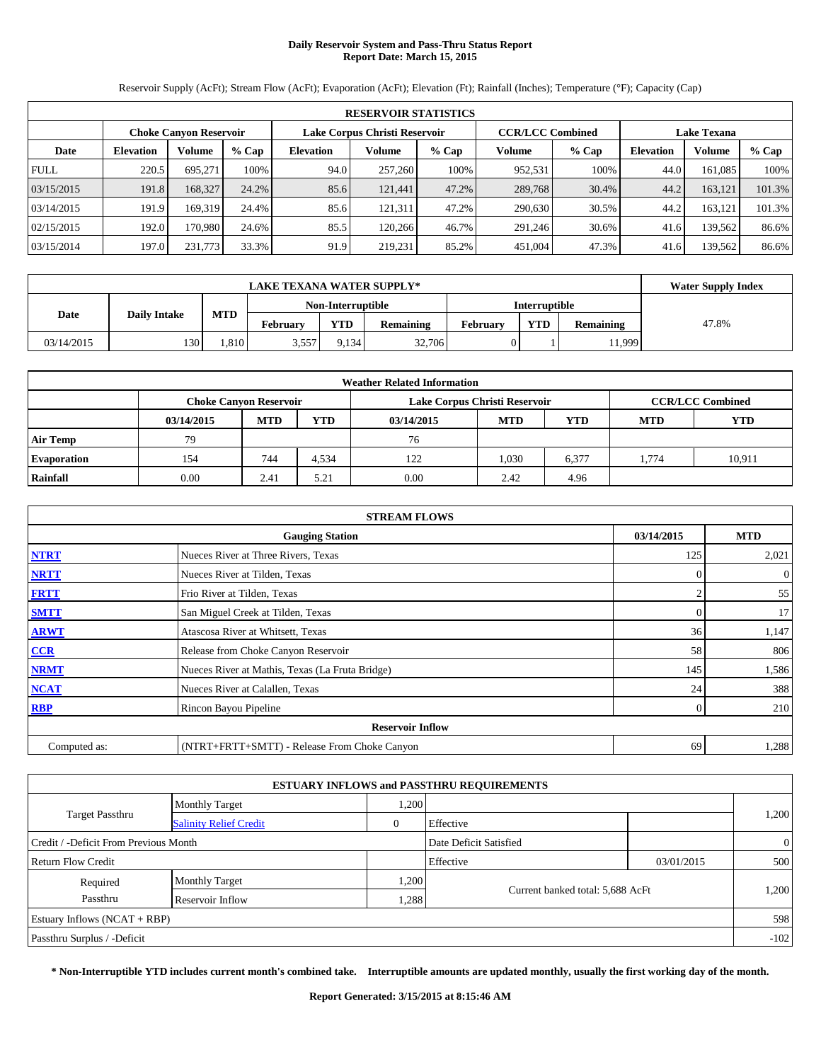# Daily Reservoir System and Pass-Thru Status Report
## Report Date: March 15, 2015

Reservoir Supply (AcFt); Stream Flow (AcFt); Evaporation (AcFt); Elevation (Ft); Rainfall (Inches); Temperature (°F); Capacity (Cap)

| RESERVOIR STATISTICS | | | | | | | | | | | |
|---|---|---|---|---|---|---|---|---|---|---|---|
| | Choke Canyon Reservoir | | | Lake Corpus Christi Reservoir | | | CCR/LCC Combined | | Lake Texana | | |
| Date | Elevation | Volume | % Cap | Elevation | Volume | % Cap | Volume | % Cap | Elevation | Volume | % Cap |
| FULL | 220.5 | 695,271 | 100% | 94.0 | 257,260 | 100% | 952,531 | 100% | 44.0 | 161,085 | 100% |
| 03/15/2015 | 191.8 | 168,327 | 24.2% | 85.6 | 121,441 | 47.2% | 289,768 | 30.4% | 44.2 | 163,121 | 101.3% |
| 03/14/2015 | 191.9 | 169,319 | 24.4% | 85.6 | 121,311 | 47.2% | 290,630 | 30.5% | 44.2 | 163,121 | 101.3% |
| 02/15/2015 | 192.0 | 170,980 | 24.6% | 85.5 | 120,266 | 46.7% | 291,246 | 30.6% | 41.6 | 139,562 | 86.6% |
| 03/15/2014 | 197.0 | 231,773 | 33.3% | 91.9 | 219,231 | 85.2% | 451,004 | 47.3% | 41.6 | 139,562 | 86.6% |

| LAKE TEXANA WATER SUPPLY* | | | | | | | | | Water Supply Index |
|---|---|---|---|---|---|---|---|---|---|
| Date | Daily Intake | MTD | Non-Interruptible | | | Interruptible | | | |
| | | | February | YTD | Remaining | February | YTD | Remaining | |
| 03/14/2015 | 130 | 1,810 | 3,557 | 9,134 | 32,706 | 0 | 1 | 11,999 | 47.8% |

| Weather Related Information | | | | | | | | |
|---|---|---|---|---|---|---|---|---|
| | Choke Canyon Reservoir | | | Lake Corpus Christi Reservoir | | | CCR/LCC Combined | |
| | 03/14/2015 | MTD | YTD | 03/14/2015 | MTD | YTD | MTD | YTD |
| Air Temp | 79 | | | 76 | | | | |
| Evaporation | 154 | 744 | 4,534 | 122 | 1,030 | 6,377 | 1,774 | 10,911 |
| Rainfall | 0.00 | 2.41 | 5.21 | 0.00 | 2.42 | 4.96 | | |

| STREAM FLOWS | | | |
|---|---|---|---|
| | Gauging Station | 03/14/2015 | MTD |
| NTRT | Nueces River at Three Rivers, Texas | 125 | 2,021 |
| NRTT | Nueces River at Tilden, Texas | 0 | 0 |
| FRTT | Frio River at Tilden, Texas | 2 | 55 |
| SMTT | San Miguel Creek at Tilden, Texas | 0 | 17 |
| ARWT | Atascosa River at Whitsett, Texas | 36 | 1,147 |
| CCR | Release from Choke Canyon Reservoir | 58 | 806 |
| NRMT | Nueces River at Mathis, Texas (La Fruta Bridge) | 145 | 1,586 |
| NCAT | Nueces River at Calallen, Texas | 24 | 388 |
| RBP | Rincon Bayou Pipeline | 0 | 210 |
| | Reservoir Inflow | | |
| Computed as: | (NTRT+FRTT+SMTT) - Release From Choke Canyon | 69 | 1,288 |

| ESTUARY INFLOWS and PASSTHRU REQUIREMENTS | | | | | |
|---|---|---|---|---|---|
| Target Passthru | Monthly Target | 1,200 | | | 1,200 |
| | Salinity Relief Credit | 0 | Effective | | |
| Credit / -Deficit From Previous Month | | | Date Deficit Satisfied | | 0 |
| Return Flow Credit | | | Effective | 03/01/2015 | 500 |
| Required Passthru | Monthly Target | 1,200 | Current banked total: 5,688 AcFt | | 1,200 |
| | Reservoir Inflow | 1,288 | | | |
| Estuary Inflows (NCAT + RBP) | | | | | 598 |
| Passthru Surplus / -Deficit | | | | | -102 |

**\* Non-Interruptible YTD includes current month's combined take. Interruptible amounts are updated monthly, usually the first working day of the month.**

**Report Generated: 3/15/2015 at 8:15:46 AM**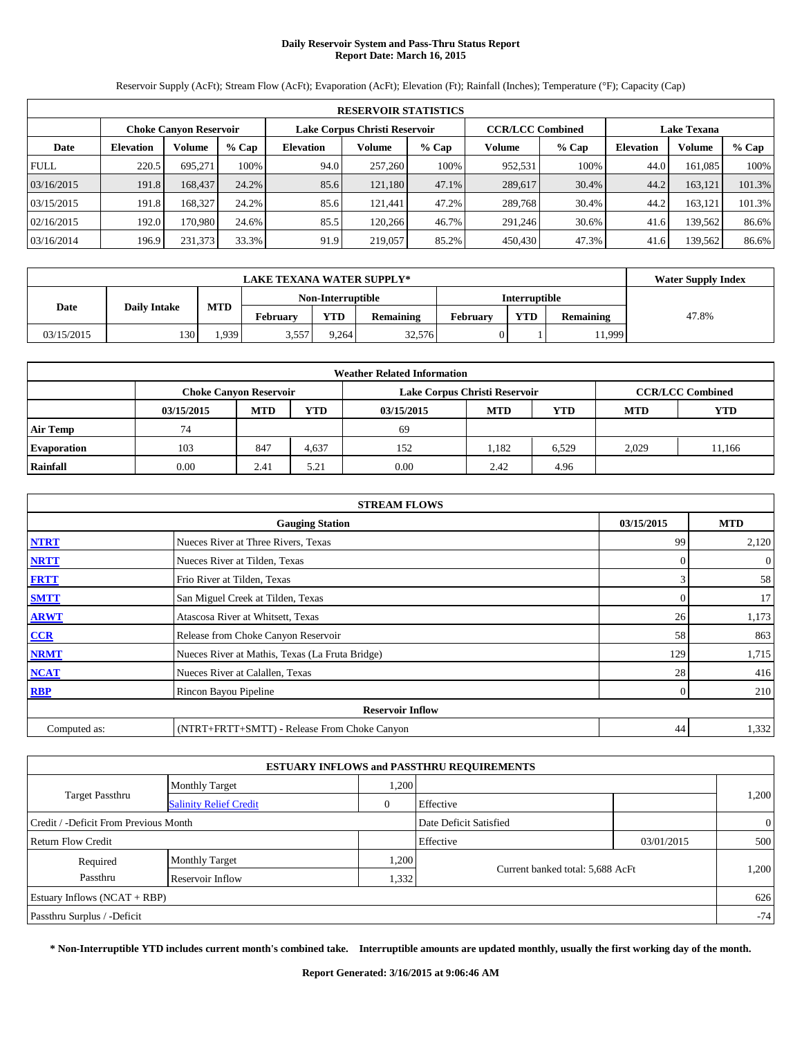# Daily Reservoir System and Pass-Thru Status Report
## Report Date: March 16, 2015

Reservoir Supply (AcFt); Stream Flow (AcFt); Evaporation (AcFt); Elevation (Ft); Rainfall (Inches); Temperature (°F); Capacity (Cap)

| RESERVOIR STATISTICS | | | | | | | | | | | |
|---|---|---|---|---|---|---|---|---|---|---|---|
| | Choke Canyon Reservoir | | | Lake Corpus Christi Reservoir | | | CCR/LCC Combined | | Lake Texana | | |
| Date | Elevation | Volume | % Cap | Elevation | Volume | % Cap | Volume | % Cap | Elevation | Volume | % Cap |
| FULL | 220.5 | 695,271 | 100% | 94.0 | 257,260 | 100% | 952,531 | 100% | 44.0 | 161,085 | 100% |
| 03/16/2015 | 191.8 | 168,437 | 24.2% | 85.6 | 121,180 | 47.1% | 289,617 | 30.4% | 44.2 | 163,121 | 101.3% |
| 03/15/2015 | 191.8 | 168,327 | 24.2% | 85.6 | 121,441 | 47.2% | 289,768 | 30.4% | 44.2 | 163,121 | 101.3% |
| 02/16/2015 | 192.0 | 170,980 | 24.6% | 85.5 | 120,266 | 46.7% | 291,246 | 30.6% | 41.6 | 139,562 | 86.6% |
| 03/16/2014 | 196.9 | 231,373 | 33.3% | 91.9 | 219,057 | 85.2% | 450,430 | 47.3% | 41.6 | 139,562 | 86.6% |

| LAKE TEXANA WATER SUPPLY* | | | | | | | | | Water Supply Index |
|---|---|---|---|---|---|---|---|---|---|
| Date | Daily Intake | MTD | Non-Interruptible | | | Interruptible | | | |
| | | | February | YTD | Remaining | February | YTD | Remaining | |
| 03/15/2015 | 130 | 1,939 | 3,557 | 9,264 | 32,576 | 0 | 1 | 11,999 | 47.8% |

| Weather Related Information | | | | | | | | |
|---|---|---|---|---|---|---|---|---|
| | Choke Canyon Reservoir | | | Lake Corpus Christi Reservoir | | | CCR/LCC Combined | |
| | 03/15/2015 | MTD | YTD | 03/15/2015 | MTD | YTD | MTD | YTD |
| Air Temp | 74 | | | 69 | | | | |
| Evaporation | 103 | 847 | 4,637 | 152 | 1,182 | 6,529 | 2,029 | 11,166 |
| Rainfall | 0.00 | 2.41 | 5.21 | 0.00 | 2.42 | 4.96 | | |

| STREAM FLOWS | | | |
|---|---|---|---|
| | Gauging Station | 03/15/2015 | MTD |
| NTRT | Nueces River at Three Rivers, Texas | 99 | 2,120 |
| NRTT | Nueces River at Tilden, Texas | 0 | 0 |
| FRTT | Frio River at Tilden, Texas | 3 | 58 |
| SMTT | San Miguel Creek at Tilden, Texas | 0 | 17 |
| ARWT | Atascosa River at Whitsett, Texas | 26 | 1,173 |
| CCR | Release from Choke Canyon Reservoir | 58 | 863 |
| NRMT | Nueces River at Mathis, Texas (La Fruta Bridge) | 129 | 1,715 |
| NCAT | Nueces River at Calallen, Texas | 28 | 416 |
| RBP | Rincon Bayou Pipeline | 0 | 210 |
| Reservoir Inflow | | | |
| Computed as: | (NTRT+FRTT+SMTT) - Release From Choke Canyon | 44 | 1,332 |

| ESTUARY INFLOWS and PASSTHRU REQUIREMENTS | | | | | |
|---|---|---|---|---|---|
| Target Passthru | Monthly Target | 1,200 | | | 1,200 |
| | Salinity Relief Credit | 0 | Effective | | |
| Credit / -Deficit From Previous Month | | | Date Deficit Satisfied | | 0 |
| Return Flow Credit | | | Effective | 03/01/2015 | 500 |
| Required Passthru | Monthly Target | 1,200 | Current banked total: 5,688 AcFt | | 1,200 |
| | Reservoir Inflow | 1,332 | | | |
| Estuary Inflows (NCAT + RBP) | | | | | 626 |
| Passthru Surplus / -Deficit | | | | | -74 |

**\* Non-Interruptible YTD includes current month's combined take. Interruptible amounts are updated monthly, usually the first working day of the month.**

**Report Generated: 3/16/2015 at 9:06:46 AM**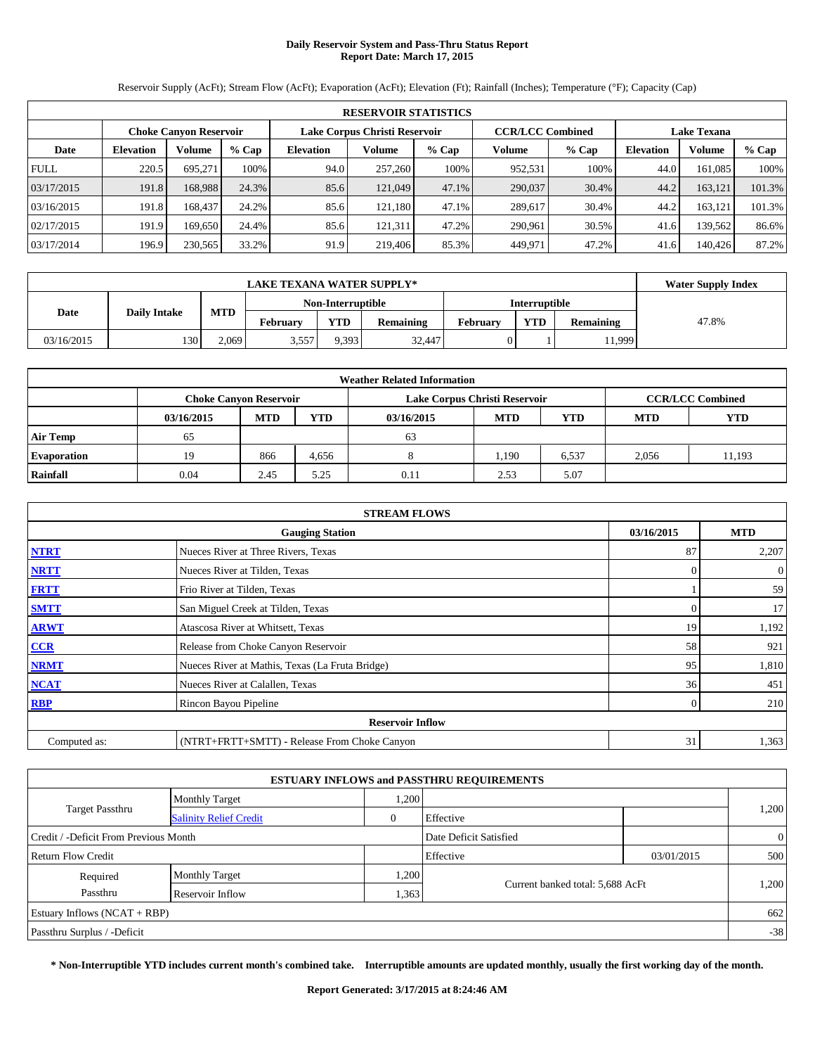# Daily Reservoir System and Pass-Thru Status Report
## Report Date: March 17, 2015

Reservoir Supply (AcFt); Stream Flow (AcFt); Evaporation (AcFt); Elevation (Ft); Rainfall (Inches); Temperature (°F); Capacity (Cap)

| RESERVOIR STATISTICS | | | | | | | | | | | |
|---|---|---|---|---|---|---|---|---|---|---|---|
| | Choke Canyon Reservoir | | | Lake Corpus Christi Reservoir | | | CCR/LCC Combined | | Lake Texana | | |
| Date | Elevation | Volume | % Cap | Elevation | Volume | % Cap | Volume | % Cap | Elevation | Volume | % Cap |
| FULL | 220.5 | 695,271 | 100% | 94.0 | 257,260 | 100% | 952,531 | 100% | 44.0 | 161,085 | 100% |
| 03/17/2015 | 191.8 | 168,988 | 24.3% | 85.6 | 121,049 | 47.1% | 290,037 | 30.4% | 44.2 | 163,121 | 101.3% |
| 03/16/2015 | 191.8 | 168,437 | 24.2% | 85.6 | 121,180 | 47.1% | 289,617 | 30.4% | 44.2 | 163,121 | 101.3% |
| 02/17/2015 | 191.9 | 169,650 | 24.4% | 85.6 | 121,311 | 47.2% | 290,961 | 30.5% | 41.6 | 139,562 | 86.6% |
| 03/17/2014 | 196.9 | 230,565 | 33.2% | 91.9 | 219,406 | 85.3% | 449,971 | 47.2% | 41.6 | 140,426 | 87.2% |

| LAKE TEXANA WATER SUPPLY* | | | | | | | | | Water Supply Index |
|---|---|---|---|---|---|---|---|---|---|
| Date | Daily Intake | MTD | Non-Interruptible | | | Interruptible | | | |
| | | | February | YTD | Remaining | February | YTD | Remaining | |
| 03/16/2015 | 130 | 2,069 | 3,557 | 9,393 | 32,447 | 0 | 1 | 11,999 | 47.8% |

| Weather Related Information | | | | | | | | |
|---|---|---|---|---|---|---|---|---|
| | Choke Canyon Reservoir | | | Lake Corpus Christi Reservoir | | | CCR/LCC Combined | |
| | 03/16/2015 | MTD | YTD | 03/16/2015 | MTD | YTD | MTD | YTD |
| Air Temp | 65 | | | 63 | | | | |
| Evaporation | 19 | 866 | 4,656 | 8 | 1,190 | 6,537 | 2,056 | 11,193 |
| Rainfall | 0.04 | 2.45 | 5.25 | 0.11 | 2.53 | 5.07 | | |

| STREAM FLOWS | | | |
|---|---|---|---|
| | Gauging Station | 03/16/2015 | MTD |
| NTRT | Nueces River at Three Rivers, Texas | 87 | 2,207 |
| NRTT | Nueces River at Tilden, Texas | 0 | 0 |
| FRTT | Frio River at Tilden, Texas | 1 | 59 |
| SMTT | San Miguel Creek at Tilden, Texas | 0 | 17 |
| ARWT | Atascosa River at Whitsett, Texas | 19 | 1,192 |
| CCR | Release from Choke Canyon Reservoir | 58 | 921 |
| NRMT | Nueces River at Mathis, Texas (La Fruta Bridge) | 95 | 1,810 |
| NCAT | Nueces River at Calallen, Texas | 36 | 451 |
| RBP | Rincon Bayou Pipeline | 0 | 210 |
| Reservoir Inflow | | | |
| Computed as: | (NTRT+FRTT+SMTT) - Release From Choke Canyon | 31 | 1,363 |

| ESTUARY INFLOWS and PASSTHRU REQUIREMENTS | | | | | |
|---|---|---|---|---|---|
| Target Passthru | Monthly Target | 1,200 | | | 1,200 |
| | Salinity Relief Credit | 0 | Effective | | |
| Credit / -Deficit From Previous Month | | | Date Deficit Satisfied | | 0 |
| Return Flow Credit | | | Effective | 03/01/2015 | 500 |
| Required Passthru | Monthly Target | 1,200 | Current banked total: 5,688 AcFt | | 1,200 |
| | Reservoir Inflow | 1,363 | | | |
| Estuary Inflows (NCAT + RBP) | | | | | 662 |
| Passthru Surplus / -Deficit | | | | | -38 |

**\* Non-Interruptible YTD includes current month's combined take. Interruptible amounts are updated monthly, usually the first working day of the month.**

**Report Generated: 3/17/2015 at 8:24:46 AM**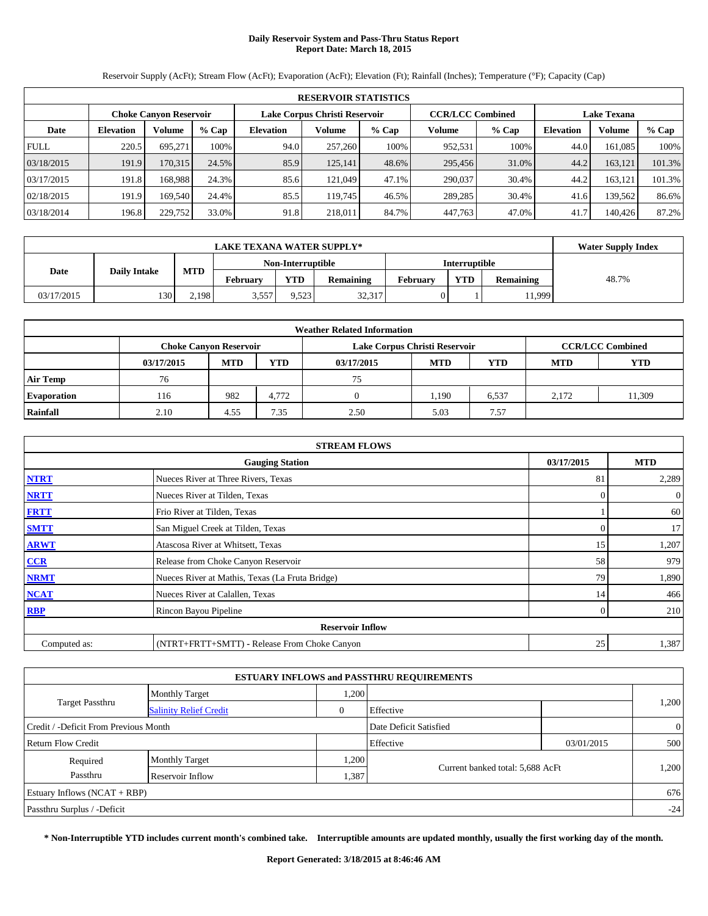# Daily Reservoir System and Pass-Thru Status Report
## Report Date: March 18, 2015

Reservoir Supply (AcFt); Stream Flow (AcFt); Evaporation (AcFt); Elevation (Ft); Rainfall (Inches); Temperature (°F); Capacity (Cap)

| RESERVOIR STATISTICS | | | | | | | | | | | |
|---|---|---|---|---|---|---|---|---|---|---|---|
| | Choke Canyon Reservoir | | | Lake Corpus Christi Reservoir | | | CCR/LCC Combined | | Lake Texana | | |
| Date | Elevation | Volume | % Cap | Elevation | Volume | % Cap | Volume | % Cap | Elevation | Volume | % Cap |
| FULL | 220.5 | 695,271 | 100% | 94.0 | 257,260 | 100% | 952,531 | 100% | 44.0 | 161,085 | 100% |
| 03/18/2015 | 191.9 | 170,315 | 24.5% | 85.9 | 125,141 | 48.6% | 295,456 | 31.0% | 44.2 | 163,121 | 101.3% |
| 03/17/2015 | 191.8 | 168,988 | 24.3% | 85.6 | 121,049 | 47.1% | 290,037 | 30.4% | 44.2 | 163,121 | 101.3% |
| 02/18/2015 | 191.9 | 169,540 | 24.4% | 85.5 | 119,745 | 46.5% | 289,285 | 30.4% | 41.6 | 139,562 | 86.6% |
| 03/18/2014 | 196.8 | 229,752 | 33.0% | 91.8 | 218,011 | 84.7% | 447,763 | 47.0% | 41.7 | 140,426 | 87.2% |

| LAKE TEXANA WATER SUPPLY* | | | | | | | | | Water Supply Index |
|---|---|---|---|---|---|---|---|---|---|
| Date | Daily Intake | MTD | Non-Interruptible | | | Interruptible | | | |
| | | | February | YTD | Remaining | February | YTD | Remaining | |
| 03/17/2015 | 130 | 2,198 | 3,557 | 9,523 | 32,317 | 0 | 1 | 11,999 | 48.7% |

| Weather Related Information | | | | | | | | |
|---|---|---|---|---|---|---|---|---|
| | Choke Canyon Reservoir | | | Lake Corpus Christi Reservoir | | | CCR/LCC Combined | |
| | 03/17/2015 | MTD | YTD | 03/17/2015 | MTD | YTD | MTD | YTD |
| Air Temp | 76 | | | 75 | | | | |
| Evaporation | 116 | 982 | 4,772 | 0 | 1,190 | 6,537 | 2,172 | 11,309 |
| Rainfall | 2.10 | 4.55 | 7.35 | 2.50 | 5.03 | 7.57 | | |

| STREAM FLOWS | | | |
|---|---|---|---|
| | Gauging Station | 03/17/2015 | MTD |
| NTRT | Nueces River at Three Rivers, Texas | 81 | 2,289 |
| NRTT | Nueces River at Tilden, Texas | 0 | 0 |
| FRTT | Frio River at Tilden, Texas | 1 | 60 |
| SMTT | San Miguel Creek at Tilden, Texas | 0 | 17 |
| ARWT | Atascosa River at Whitsett, Texas | 15 | 1,207 |
| CCR | Release from Choke Canyon Reservoir | 58 | 979 |
| NRMT | Nueces River at Mathis, Texas (La Fruta Bridge) | 79 | 1,890 |
| NCAT | Nueces River at Calallen, Texas | 14 | 466 |
| RBP | Rincon Bayou Pipeline | 0 | 210 |
| | Reservoir Inflow | | |
| Computed as: | (NTRT+FRTT+SMTT) - Release From Choke Canyon | 25 | 1,387 |

| ESTUARY INFLOWS and PASSTHRU REQUIREMENTS | | | | | |
|---|---|---|---|---|---|
| Target Passthru | Monthly Target | 1,200 | | | 1,200 |
| | Salinity Relief Credit | 0 | Effective | | |
| Credit / -Deficit From Previous Month | | | Date Deficit Satisfied | | 0 |
| Return Flow Credit | | | Effective | 03/01/2015 | 500 |
| Required Passthru | Monthly Target | 1,200 | Current banked total: 5,688 AcFt | | 1,200 |
| | Reservoir Inflow | 1,387 | | | |
| Estuary Inflows (NCAT + RBP) | | | | | 676 |
| Passthru Surplus / -Deficit | | | | | -24 |

**\* Non-Interruptible YTD includes current month's combined take. Interruptible amounts are updated monthly, usually the first working day of the month.**

**Report Generated: 3/18/2015 at 8:46:46 AM**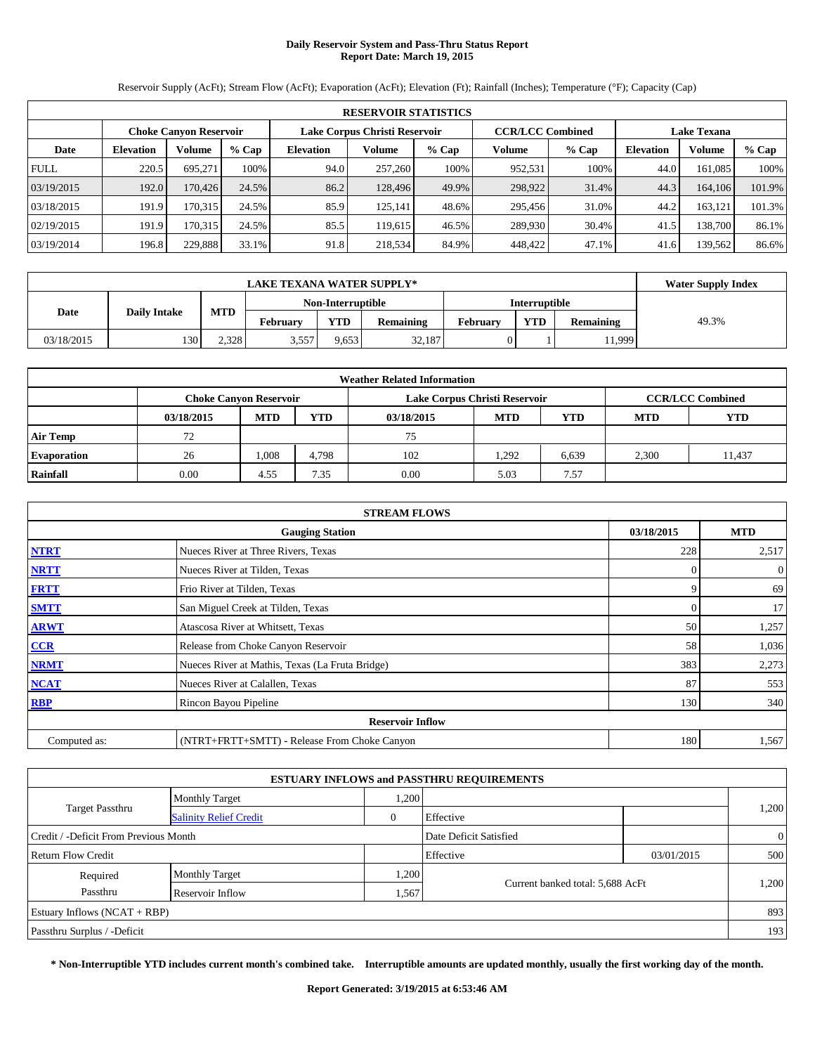# Daily Reservoir System and Pass-Thru Status Report
## Report Date: March 19, 2015

Reservoir Supply (AcFt); Stream Flow (AcFt); Evaporation (AcFt); Elevation (Ft); Rainfall (Inches); Temperature (°F); Capacity (Cap)

| RESERVOIR STATISTICS | | | | | | | | | | | |
|---|---|---|---|---|---|---|---|---|---|---|---|
| | Choke Canyon Reservoir | | | Lake Corpus Christi Reservoir | | | CCR/LCC Combined | | Lake Texana | | |
| Date | Elevation | Volume | % Cap | Elevation | Volume | % Cap | Volume | % Cap | Elevation | Volume | % Cap |
| FULL | 220.5 | 695,271 | 100% | 94.0 | 257,260 | 100% | 952,531 | 100% | 44.0 | 161,085 | 100% |
| 03/19/2015 | 192.0 | 170,426 | 24.5% | 86.2 | 128,496 | 49.9% | 298,922 | 31.4% | 44.3 | 164,106 | 101.9% |
| 03/18/2015 | 191.9 | 170,315 | 24.5% | 85.9 | 125,141 | 48.6% | 295,456 | 31.0% | 44.2 | 163,121 | 101.3% |
| 02/19/2015 | 191.9 | 170,315 | 24.5% | 85.5 | 119,615 | 46.5% | 289,930 | 30.4% | 41.5 | 138,700 | 86.1% |
| 03/19/2014 | 196.8 | 229,888 | 33.1% | 91.8 | 218,534 | 84.9% | 448,422 | 47.1% | 41.6 | 139,562 | 86.6% |

| LAKE TEXANA WATER SUPPLY* | | | | | | | | | Water Supply Index |
|---|---|---|---|---|---|---|---|---|---|
| Date | Daily Intake | MTD | Non-Interruptible | | | Interruptible | | | |
| | | | February | YTD | Remaining | February | YTD | Remaining | |
| 03/18/2015 | 130 | 2,328 | 3,557 | 9,653 | 32,187 | 0 | 1 | 11,999 | 49.3% |

| Weather Related Information | | | | | | | | |
|---|---|---|---|---|---|---|---|---|
| | Choke Canyon Reservoir | | | Lake Corpus Christi Reservoir | | | CCR/LCC Combined | |
| | 03/18/2015 | MTD | YTD | 03/18/2015 | MTD | YTD | MTD | YTD |
| Air Temp | 72 | | | 75 | | | | |
| Evaporation | 26 | 1,008 | 4,798 | 102 | 1,292 | 6,639 | 2,300 | 11,437 |
| Rainfall | 0.00 | 4.55 | 7.35 | 0.00 | 5.03 | 7.57 | | |

| STREAM FLOWS | | | |
|---|---|---|---|
| | Gauging Station | 03/18/2015 | MTD |
| NTRT | Nueces River at Three Rivers, Texas | 228 | 2,517 |
| NRTT | Nueces River at Tilden, Texas | 0 | 0 |
| FRTT | Frio River at Tilden, Texas | 9 | 69 |
| SMTT | San Miguel Creek at Tilden, Texas | 0 | 17 |
| ARWT | Atascosa River at Whitsett, Texas | 50 | 1,257 |
| CCR | Release from Choke Canyon Reservoir | 58 | 1,036 |
| NRMT | Nueces River at Mathis, Texas (La Fruta Bridge) | 383 | 2,273 |
| NCAT | Nueces River at Calallen, Texas | 87 | 553 |
| RBP | Rincon Bayou Pipeline | 130 | 340 |
| Reservoir Inflow | | | |
| Computed as: | (NTRT+FRTT+SMTT) - Release From Choke Canyon | 180 | 1,567 |

| ESTUARY INFLOWS and PASSTHRU REQUIREMENTS | | | | | |
|---|---|---|---|---|---|
| Target Passthru | Monthly Target | 1,200 | | | 1,200 |
| | Salinity Relief Credit | 0 | Effective | | |
| Credit / -Deficit From Previous Month | | | Date Deficit Satisfied | | 0 |
| Return Flow Credit | | | Effective | 03/01/2015 | 500 |
| Required Passthru | Monthly Target | 1,200 | Current banked total: 5,688 AcFt | | 1,200 |
| | Reservoir Inflow | 1,567 | | | |
| Estuary Inflows (NCAT + RBP) | | | | | 893 |
| Passthru Surplus / -Deficit | | | | | 193 |

**\* Non-Interruptible YTD includes current month's combined take. Interruptible amounts are updated monthly, usually the first working day of the month.**

**Report Generated: 3/19/2015 at 6:53:46 AM**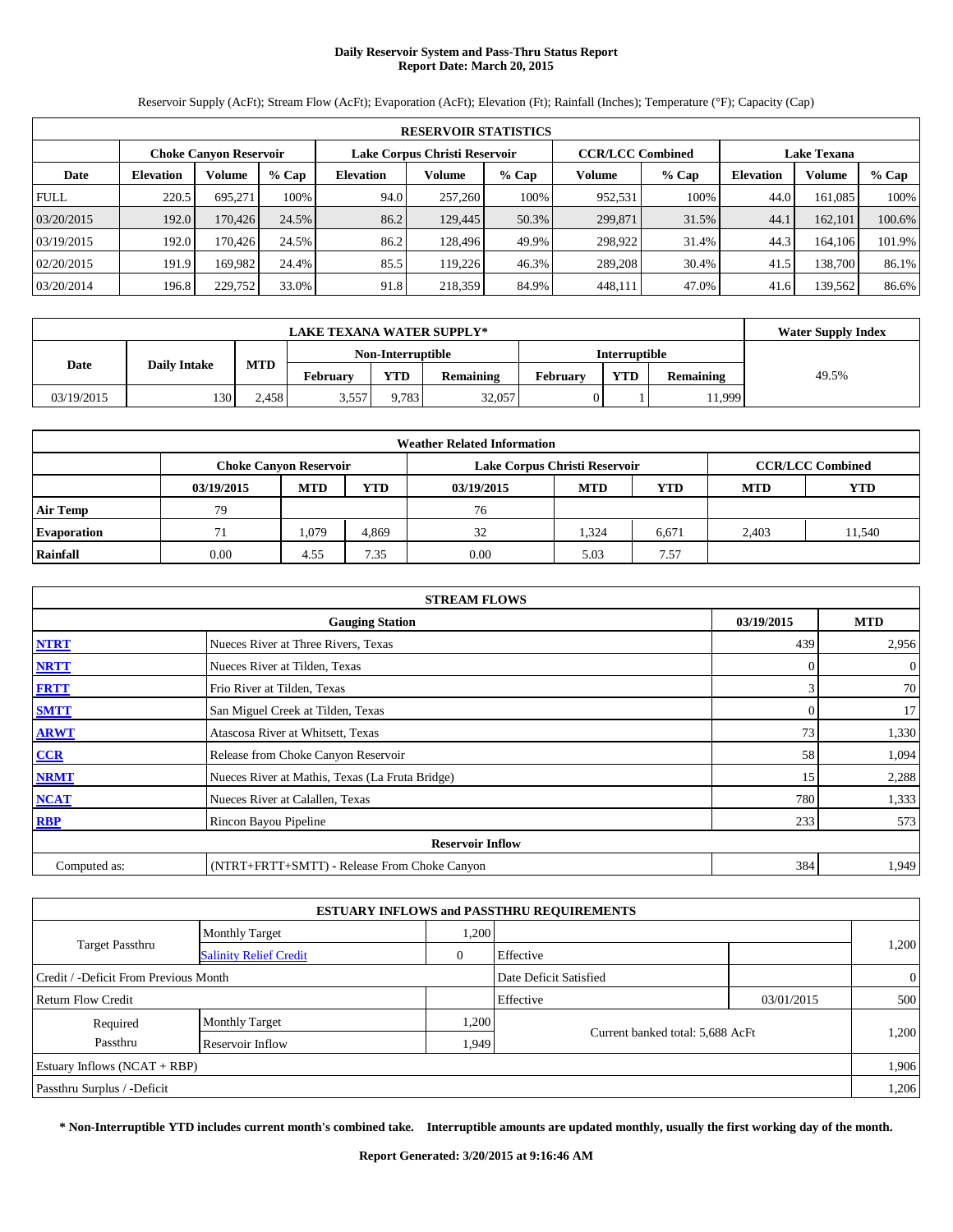# Daily Reservoir System and Pass-Thru Status Report
## Report Date: March 20, 2015

Reservoir Supply (AcFt); Stream Flow (AcFt); Evaporation (AcFt); Elevation (Ft); Rainfall (Inches); Temperature (°F); Capacity (Cap)

| RESERVOIR STATISTICS | | | | | | | | | | | |
|---|---|---|---|---|---|---|---|---|---|---|---|
| | Choke Canyon Reservoir | | | Lake Corpus Christi Reservoir | | | CCR/LCC Combined | | Lake Texana | | |
| Date | Elevation | Volume | % Cap | Elevation | Volume | % Cap | Volume | % Cap | Elevation | Volume | % Cap |
| FULL | 220.5 | 695,271 | 100% | 94.0 | 257,260 | 100% | 952,531 | 100% | 44.0 | 161,085 | 100% |
| 03/20/2015 | 192.0 | 170,426 | 24.5% | 86.2 | 129,445 | 50.3% | 299,871 | 31.5% | 44.1 | 162,101 | 100.6% |
| 03/19/2015 | 192.0 | 170,426 | 24.5% | 86.2 | 128,496 | 49.9% | 298,922 | 31.4% | 44.3 | 164,106 | 101.9% |
| 02/20/2015 | 191.9 | 169,982 | 24.4% | 85.5 | 119,226 | 46.3% | 289,208 | 30.4% | 41.5 | 138,700 | 86.1% |
| 03/20/2014 | 196.8 | 229,752 | 33.0% | 91.8 | 218,359 | 84.9% | 448,111 | 47.0% | 41.6 | 139,562 | 86.6% |

| LAKE TEXANA WATER SUPPLY* | | | | | | | | | Water Supply Index |
|---|---|---|---|---|---|---|---|---|---|
| Date | Daily Intake | MTD | Non-Interruptible | | | Interruptible | | | |
| | | | February | YTD | Remaining | February | YTD | Remaining | |
| 03/19/2015 | 130 | 2,458 | 3,557 | 9,783 | 32,057 | 0 | 1 | 11,999 | 49.5% |

| Weather Related Information | | | | | | | | |
|---|---|---|---|---|---|---|---|---|
| | Choke Canyon Reservoir | | | Lake Corpus Christi Reservoir | | | CCR/LCC Combined | |
| | 03/19/2015 | MTD | YTD | 03/19/2015 | MTD | YTD | MTD | YTD |
| Air Temp | 79 | | | 76 | | | | |
| Evaporation | 71 | 1,079 | 4,869 | 32 | 1,324 | 6,671 | 2,403 | 11,540 |
| Rainfall | 0.00 | 4.55 | 7.35 | 0.00 | 5.03 | 7.57 | | |

| STREAM FLOWS | | | |
|---|---|---|---|
| | Gauging Station | 03/19/2015 | MTD |
| NTRT | Nueces River at Three Rivers, Texas | 439 | 2,956 |
| NRTT | Nueces River at Tilden, Texas | 0 | 0 |
| FRTT | Frio River at Tilden, Texas | 3 | 70 |
| SMTT | San Miguel Creek at Tilden, Texas | 0 | 17 |
| ARWT | Atascosa River at Whitsett, Texas | 73 | 1,330 |
| CCR | Release from Choke Canyon Reservoir | 58 | 1,094 |
| NRMT | Nueces River at Mathis, Texas (La Fruta Bridge) | 15 | 2,288 |
| NCAT | Nueces River at Calallen, Texas | 780 | 1,333 |
| RBP | Rincon Bayou Pipeline | 233 | 573 |
| | Reservoir Inflow | | |
| Computed as: | (NTRT+FRTT+SMTT) - Release From Choke Canyon | 384 | 1,949 |

| ESTUARY INFLOWS and PASSTHRU REQUIREMENTS | | | | | |
|---|---|---|---|---|---|
| Target Passthru | Monthly Target | 1,200 | | | 1,200 |
| | Salinity Relief Credit | 0 | Effective | | |
| Credit / -Deficit From Previous Month | | | Date Deficit Satisfied | | 0 |
| Return Flow Credit | | | Effective | 03/01/2015 | 500 |
| Required Passthru | Monthly Target | 1,200 | Current banked total: 5,688 AcFt | | 1,200 |
| | Reservoir Inflow | 1,949 | | | |
| Estuary Inflows (NCAT + RBP) | | | | | 1,906 |
| Passthru Surplus / -Deficit | | | | | 1,206 |

**\* Non-Interruptible YTD includes current month's combined take. Interruptible amounts are updated monthly, usually the first working day of the month.**

**Report Generated: 3/20/2015 at 9:16:46 AM**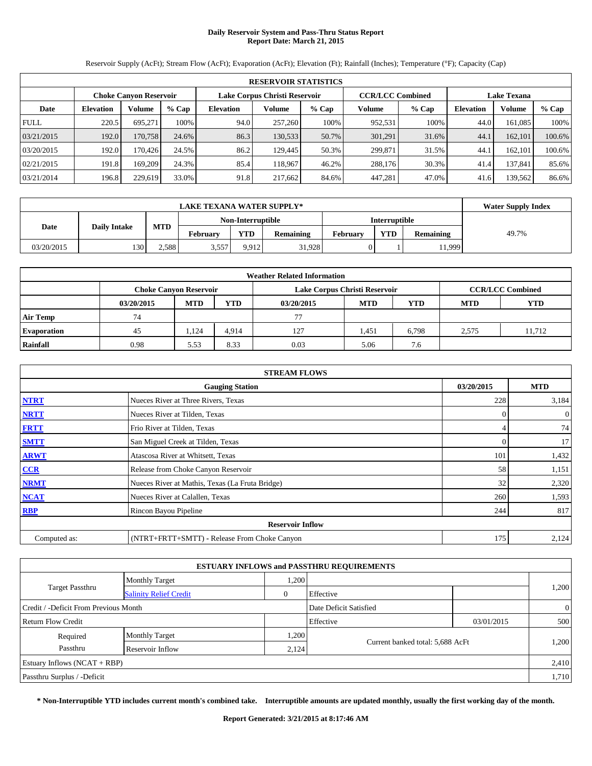# Daily Reservoir System and Pass-Thru Status Report
## Report Date: March 21, 2015

Reservoir Supply (AcFt); Stream Flow (AcFt); Evaporation (AcFt); Elevation (Ft); Rainfall (Inches); Temperature (°F); Capacity (Cap)

| RESERVOIR STATISTICS | | | | | | | | | | | |
|---|---|---|---|---|---|---|---|---|---|---|---|
| | Choke Canyon Reservoir | | | Lake Corpus Christi Reservoir | | | CCR/LCC Combined | | Lake Texana | | |
| Date | Elevation | Volume | % Cap | Elevation | Volume | % Cap | Volume | % Cap | Elevation | Volume | % Cap |
| FULL | 220.5 | 695,271 | 100% | 94.0 | 257,260 | 100% | 952,531 | 100% | 44.0 | 161,085 | 100% |
| 03/21/2015 | 192.0 | 170,758 | 24.6% | 86.3 | 130,533 | 50.7% | 301,291 | 31.6% | 44.1 | 162,101 | 100.6% |
| 03/20/2015 | 192.0 | 170,426 | 24.5% | 86.2 | 129,445 | 50.3% | 299,871 | 31.5% | 44.1 | 162,101 | 100.6% |
| 02/21/2015 | 191.8 | 169,209 | 24.3% | 85.4 | 118,967 | 46.2% | 288,176 | 30.3% | 41.4 | 137,841 | 85.6% |
| 03/21/2014 | 196.8 | 229,619 | 33.0% | 91.8 | 217,662 | 84.6% | 447,281 | 47.0% | 41.6 | 139,562 | 86.6% |

| LAKE TEXANA WATER SUPPLY* | | | | | | | | | Water Supply Index |
|---|---|---|---|---|---|---|---|---|---|
| Date | Daily Intake | MTD | Non-Interruptible | | | Interruptible | | | |
| | | | February | YTD | Remaining | February | YTD | Remaining | |
| 03/20/2015 | 130 | 2,588 | 3,557 | 9,912 | 31,928 | 0 | 1 | 11,999 | 49.7% |

| Weather Related Information | | | | | | | | |
|---|---|---|---|---|---|---|---|---|
| | Choke Canyon Reservoir | | | Lake Corpus Christi Reservoir | | | CCR/LCC Combined | |
| | 03/20/2015 | MTD | YTD | 03/20/2015 | MTD | YTD | MTD | YTD |
| Air Temp | 74 | | | 77 | | | | |
| Evaporation | 45 | 1,124 | 4,914 | 127 | 1,451 | 6,798 | 2,575 | 11,712 |
| Rainfall | 0.98 | 5.53 | 8.33 | 0.03 | 5.06 | 7.6 | | |

| STREAM FLOWS | | | |
|---|---|---|---|
| | Gauging Station | 03/20/2015 | MTD |
| NTRT | Nueces River at Three Rivers, Texas | 228 | 3,184 |
| NRTT | Nueces River at Tilden, Texas | 0 | 0 |
| FRTT | Frio River at Tilden, Texas | 4 | 74 |
| SMTT | San Miguel Creek at Tilden, Texas | 0 | 17 |
| ARWT | Atascosa River at Whitsett, Texas | 101 | 1,432 |
| CCR | Release from Choke Canyon Reservoir | 58 | 1,151 |
| NRMT | Nueces River at Mathis, Texas (La Fruta Bridge) | 32 | 2,320 |
| NCAT | Nueces River at Calallen, Texas | 260 | 1,593 |
| RBP | Rincon Bayou Pipeline | 244 | 817 |
| Reservoir Inflow | | | |
| Computed as: | (NTRT+FRTT+SMTT) - Release From Choke Canyon | 175 | 2,124 |

| ESTUARY INFLOWS and PASSTHRU REQUIREMENTS | | | | | |
|---|---|---|---|---|---|
| Target Passthru | Monthly Target | 1,200 | | | 1,200 |
| | Salinity Relief Credit | 0 | Effective | | |
| Credit / -Deficit From Previous Month | | | Date Deficit Satisfied | | 0 |
| Return Flow Credit | | | Effective | 03/01/2015 | 500 |
| Required Passthru | Monthly Target | 1,200 | Current banked total: 5,688 AcFt | | 1,200 |
| | Reservoir Inflow | 2,124 | | | |
| Estuary Inflows (NCAT + RBP) | | | | | 2,410 |
| Passthru Surplus / -Deficit | | | | | 1,710 |

**\* Non-Interruptible YTD includes current month's combined take. Interruptible amounts are updated monthly, usually the first working day of the month.**

**Report Generated: 3/21/2015 at 8:17:46 AM**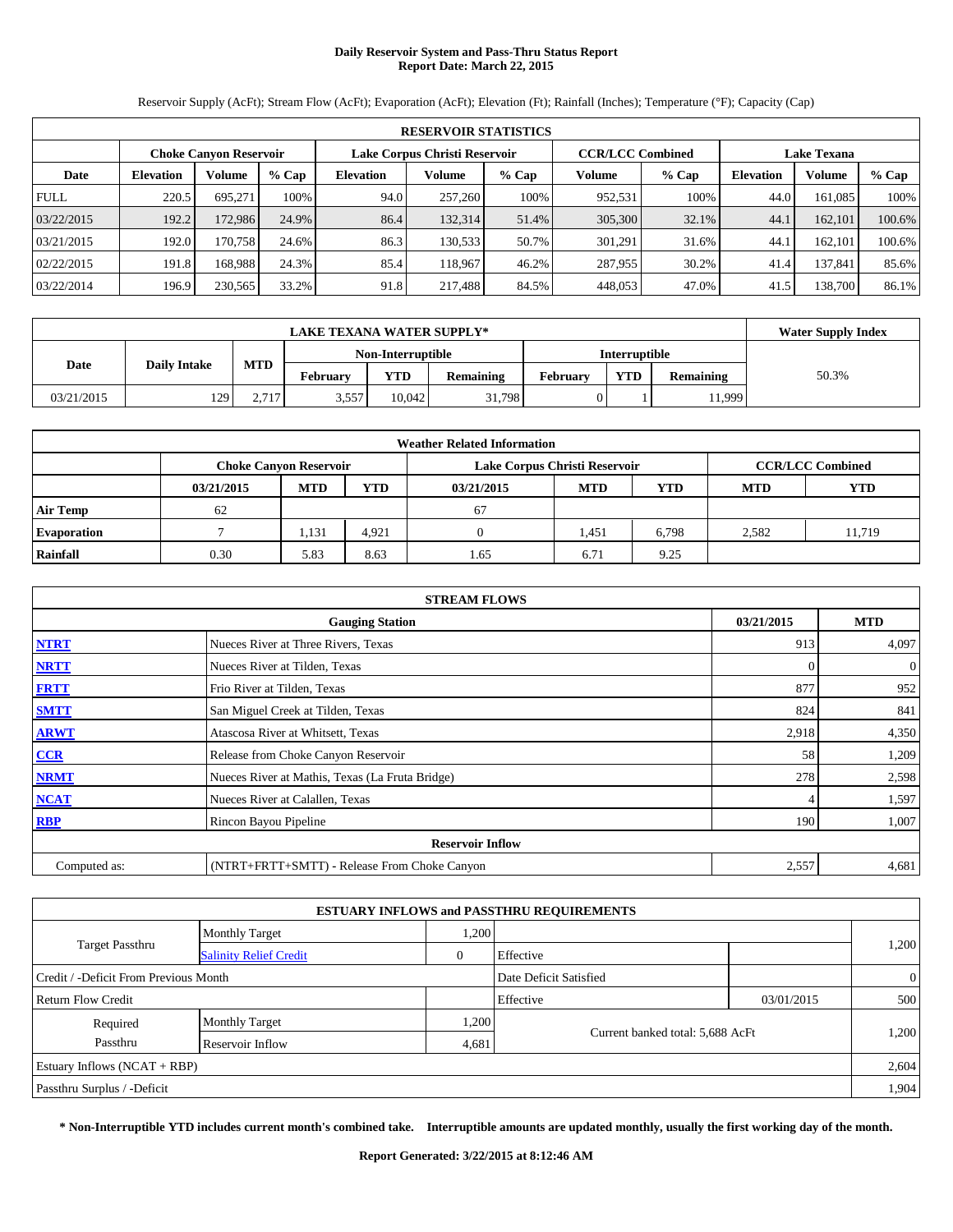# Daily Reservoir System and Pass-Thru Status Report
## Report Date: March 22, 2015

Reservoir Supply (AcFt); Stream Flow (AcFt); Evaporation (AcFt); Elevation (Ft); Rainfall (Inches); Temperature (°F); Capacity (Cap)

| RESERVOIR STATISTICS | | | | | | | | | | | |
|---|---|---|---|---|---|---|---|---|---|---|---|
| | Choke Canyon Reservoir | | | Lake Corpus Christi Reservoir | | | CCR/LCC Combined | | Lake Texana | | |
| Date | Elevation | Volume | % Cap | Elevation | Volume | % Cap | Volume | % Cap | Elevation | Volume | % Cap |
| FULL | 220.5 | 695,271 | 100% | 94.0 | 257,260 | 100% | 952,531 | 100% | 44.0 | 161,085 | 100% |
| 03/22/2015 | 192.2 | 172,986 | 24.9% | 86.4 | 132,314 | 51.4% | 305,300 | 32.1% | 44.1 | 162,101 | 100.6% |
| 03/21/2015 | 192.0 | 170,758 | 24.6% | 86.3 | 130,533 | 50.7% | 301,291 | 31.6% | 44.1 | 162,101 | 100.6% |
| 02/22/2015 | 191.8 | 168,988 | 24.3% | 85.4 | 118,967 | 46.2% | 287,955 | 30.2% | 41.4 | 137,841 | 85.6% |
| 03/22/2014 | 196.9 | 230,565 | 33.2% | 91.8 | 217,488 | 84.5% | 448,053 | 47.0% | 41.5 | 138,700 | 86.1% |

| LAKE TEXANA WATER SUPPLY* | | | | | | | | | Water Supply Index |
|---|---|---|---|---|---|---|---|---|---|
| Date | Daily Intake | MTD | Non-Interruptible | | | Interruptible | | | |
| | | | February | YTD | Remaining | February | YTD | Remaining | |
| 03/21/2015 | 129 | 2,717 | 3,557 | 10,042 | 31,798 | 0 | 1 | 11,999 | 50.3% |

| Weather Related Information | | | | | | | | |
|---|---|---|---|---|---|---|---|---|
| | Choke Canyon Reservoir | | | Lake Corpus Christi Reservoir | | | CCR/LCC Combined | |
| | 03/21/2015 | MTD | YTD | 03/21/2015 | MTD | YTD | MTD | YTD |
| Air Temp | 62 | | | 67 | | | | |
| Evaporation | 7 | 1,131 | 4,921 | 0 | 1,451 | 6,798 | 2,582 | 11,719 |
| Rainfall | 0.30 | 5.83 | 8.63 | 1.65 | 6.71 | 9.25 | | |

| STREAM FLOWS | | | |
|---|---|---|---|
| | Gauging Station | 03/21/2015 | MTD |
| NTRT | Nueces River at Three Rivers, Texas | 913 | 4,097 |
| NRTT | Nueces River at Tilden, Texas | 0 | 0 |
| FRTT | Frio River at Tilden, Texas | 877 | 952 |
| SMTT | San Miguel Creek at Tilden, Texas | 824 | 841 |
| ARWT | Atascosa River at Whitsett, Texas | 2,918 | 4,350 |
| CCR | Release from Choke Canyon Reservoir | 58 | 1,209 |
| NRMT | Nueces River at Mathis, Texas (La Fruta Bridge) | 278 | 2,598 |
| NCAT | Nueces River at Calallen, Texas | 4 | 1,597 |
| RBP | Rincon Bayou Pipeline | 190 | 1,007 |
| | Reservoir Inflow | | |
| Computed as: | (NTRT+FRTT+SMTT) - Release From Choke Canyon | 2,557 | 4,681 |

| ESTUARY INFLOWS and PASSTHRU REQUIREMENTS | | | | | |
|---|---|---|---|---|---|
| Target Passthru | Monthly Target | 1,200 | | | 1,200 |
| | Salinity Relief Credit | 0 | Effective | | |
| Credit / -Deficit From Previous Month | | | Date Deficit Satisfied | | 0 |
| Return Flow Credit | | | Effective | 03/01/2015 | 500 |
| Required Passthru | Monthly Target | 1,200 | Current banked total: 5,688 AcFt | | 1,200 |
| | Reservoir Inflow | 4,681 | | | |
| Estuary Inflows (NCAT + RBP) | | | | | 2,604 |
| Passthru Surplus / -Deficit | | | | | 1,904 |

**\* Non-Interruptible YTD includes current month's combined take. Interruptible amounts are updated monthly, usually the first working day of the month.**

**Report Generated: 3/22/2015 at 8:12:46 AM**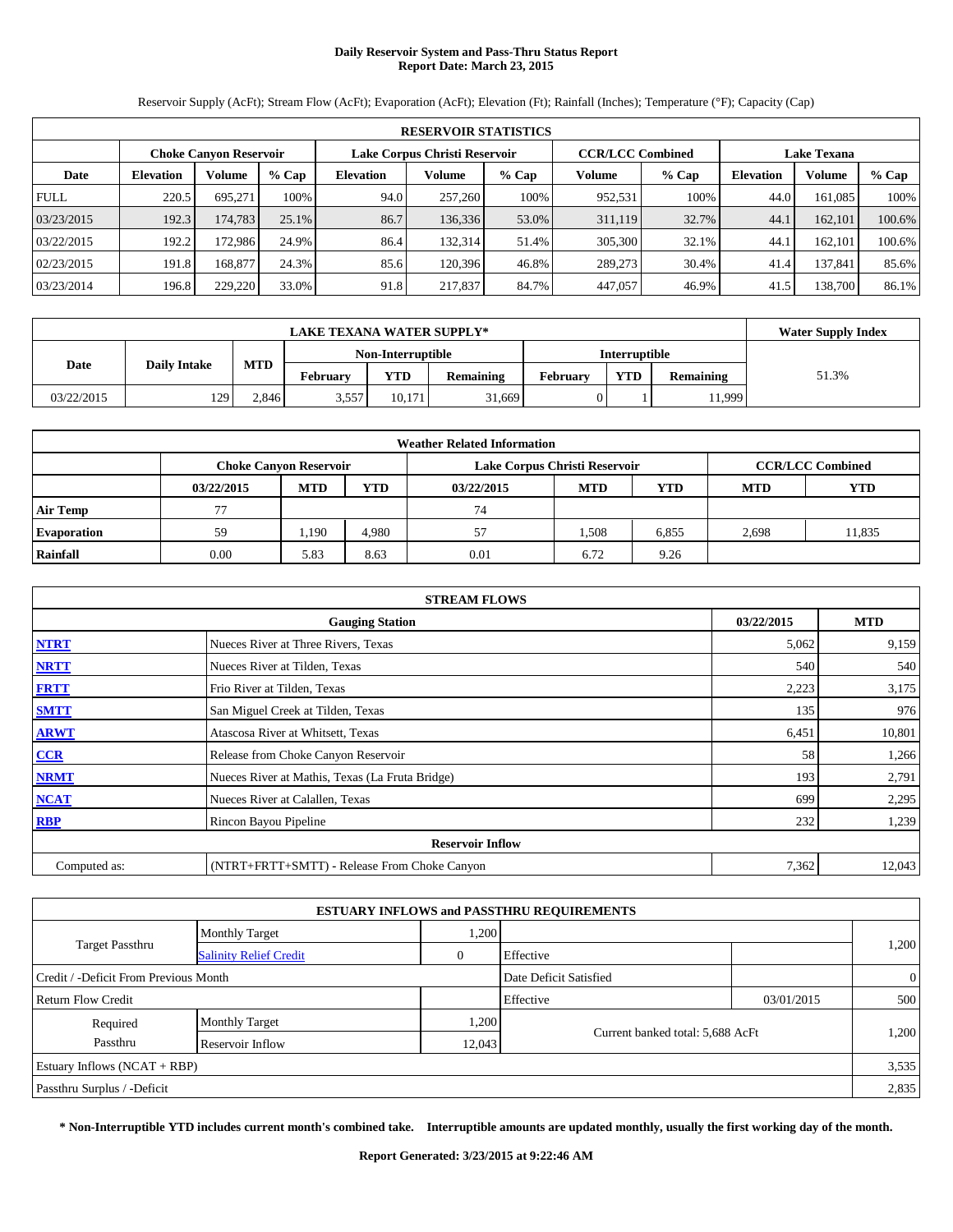# Daily Reservoir System and Pass-Thru Status Report
## Report Date: March 23, 2015

Reservoir Supply (AcFt); Stream Flow (AcFt); Evaporation (AcFt); Elevation (Ft); Rainfall (Inches); Temperature (°F); Capacity (Cap)

| RESERVOIR STATISTICS | | | | | | | | | | | |
|---|---|---|---|---|---|---|---|---|---|---|---|
| | Choke Canyon Reservoir | | | Lake Corpus Christi Reservoir | | | CCR/LCC Combined | | Lake Texana | | |
| Date | Elevation | Volume | % Cap | Elevation | Volume | % Cap | Volume | % Cap | Elevation | Volume | % Cap |
| FULL | 220.5 | 695,271 | 100% | 94.0 | 257,260 | 100% | 952,531 | 100% | 44.0 | 161,085 | 100% |
| 03/23/2015 | 192.3 | 174,783 | 25.1% | 86.7 | 136,336 | 53.0% | 311,119 | 32.7% | 44.1 | 162,101 | 100.6% |
| 03/22/2015 | 192.2 | 172,986 | 24.9% | 86.4 | 132,314 | 51.4% | 305,300 | 32.1% | 44.1 | 162,101 | 100.6% |
| 02/23/2015 | 191.8 | 168,877 | 24.3% | 85.6 | 120,396 | 46.8% | 289,273 | 30.4% | 41.4 | 137,841 | 85.6% |
| 03/23/2014 | 196.8 | 229,220 | 33.0% | 91.8 | 217,837 | 84.7% | 447,057 | 46.9% | 41.5 | 138,700 | 86.1% |

| LAKE TEXANA WATER SUPPLY* | | | | | | | | | Water Supply Index |
|---|---|---|---|---|---|---|---|---|---|
| Date | Daily Intake | MTD | Non-Interruptible | | | Interruptible | | | |
| | | | February | YTD | Remaining | February | YTD | Remaining | |
| 03/22/2015 | 129 | 2,846 | 3,557 | 10,171 | 31,669 | 0 | 1 | 11,999 | 51.3% |

| Weather Related Information | | | | | | | | |
|---|---|---|---|---|---|---|---|---|
| | Choke Canyon Reservoir | | | Lake Corpus Christi Reservoir | | | CCR/LCC Combined | |
| | 03/22/2015 | MTD | YTD | 03/22/2015 | MTD | YTD | MTD | YTD |
| Air Temp | 77 | | | 74 | | | | |
| Evaporation | 59 | 1,190 | 4,980 | 57 | 1,508 | 6,855 | 2,698 | 11,835 |
| Rainfall | 0.00 | 5.83 | 8.63 | 0.01 | 6.72 | 9.26 | | |

| STREAM FLOWS | | | |
|---|---|---|---|
| | Gauging Station | 03/22/2015 | MTD |
| NTRT | Nueces River at Three Rivers, Texas | 5,062 | 9,159 |
| NRTT | Nueces River at Tilden, Texas | 540 | 540 |
| FRTT | Frio River at Tilden, Texas | 2,223 | 3,175 |
| SMTT | San Miguel Creek at Tilden, Texas | 135 | 976 |
| ARWT | Atascosa River at Whitsett, Texas | 6,451 | 10,801 |
| CCR | Release from Choke Canyon Reservoir | 58 | 1,266 |
| NRMT | Nueces River at Mathis, Texas (La Fruta Bridge) | 193 | 2,791 |
| NCAT | Nueces River at Calallen, Texas | 699 | 2,295 |
| RBP | Rincon Bayou Pipeline | 232 | 1,239 |
| | Reservoir Inflow | | |
| Computed as: | (NTRT+FRTT+SMTT) - Release From Choke Canyon | 7,362 | 12,043 |

| ESTUARY INFLOWS and PASSTHRU REQUIREMENTS | | | | | |
|---|---|---|---|---|---|
| Target Passthru | Monthly Target | 1,200 | | | 1,200 |
| | Salinity Relief Credit | 0 | Effective | | |
| Credit / -Deficit From Previous Month | | | Date Deficit Satisfied | | 0 |
| Return Flow Credit | | | Effective | 03/01/2015 | 500 |
| Required Passthru | Monthly Target | 1,200 | Current banked total: 5,688 AcFt | | 1,200 |
| | Reservoir Inflow | 12,043 | | | |
| Estuary Inflows (NCAT + RBP) | | | | | 3,535 |
| Passthru Surplus / -Deficit | | | | | 2,835 |

**\* Non-Interruptible YTD includes current month's combined take. Interruptible amounts are updated monthly, usually the first working day of the month.**

**Report Generated: 3/23/2015 at 9:22:46 AM**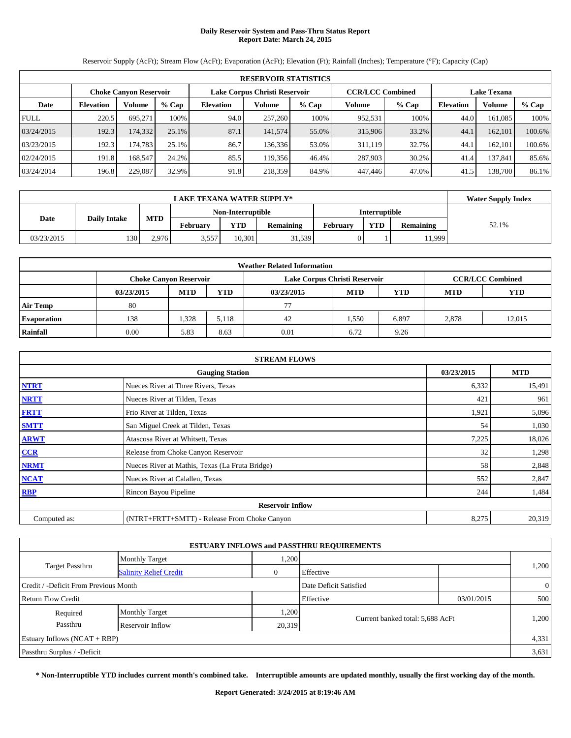# Daily Reservoir System and Pass-Thru Status Report
## Report Date: March 24, 2015

Reservoir Supply (AcFt); Stream Flow (AcFt); Evaporation (AcFt); Elevation (Ft); Rainfall (Inches); Temperature (°F); Capacity (Cap)

| RESERVOIR STATISTICS | | | | | | | | | | | |
|---|---|---|---|---|---|---|---|---|---|---|---|
| | Choke Canyon Reservoir | | | Lake Corpus Christi Reservoir | | | CCR/LCC Combined | | Lake Texana | | |
| Date | Elevation | Volume | % Cap | Elevation | Volume | % Cap | Volume | % Cap | Elevation | Volume | % Cap |
| FULL | 220.5 | 695,271 | 100% | 94.0 | 257,260 | 100% | 952,531 | 100% | 44.0 | 161,085 | 100% |
| 03/24/2015 | 192.3 | 174,332 | 25.1% | 87.1 | 141,574 | 55.0% | 315,906 | 33.2% | 44.1 | 162,101 | 100.6% |
| 03/23/2015 | 192.3 | 174,783 | 25.1% | 86.7 | 136,336 | 53.0% | 311,119 | 32.7% | 44.1 | 162,101 | 100.6% |
| 02/24/2015 | 191.8 | 168,547 | 24.2% | 85.5 | 119,356 | 46.4% | 287,903 | 30.2% | 41.4 | 137,841 | 85.6% |
| 03/24/2014 | 196.8 | 229,087 | 32.9% | 91.8 | 218,359 | 84.9% | 447,446 | 47.0% | 41.5 | 138,700 | 86.1% |

| LAKE TEXANA WATER SUPPLY* | | | | | | | | | Water Supply Index |
|---|---|---|---|---|---|---|---|---|---|
| Date | Daily Intake | MTD | Non-Interruptible | | | Interruptible | | | |
| | | | February | YTD | Remaining | February | YTD | Remaining | |
| 03/23/2015 | 130 | 2,976 | 3,557 | 10,301 | 31,539 | 0 | 1 | 11,999 | 52.1% |

| Weather Related Information | | | | | | | | |
|---|---|---|---|---|---|---|---|---|
| | Choke Canyon Reservoir | | | Lake Corpus Christi Reservoir | | | CCR/LCC Combined | |
| | 03/23/2015 | MTD | YTD | 03/23/2015 | MTD | YTD | MTD | YTD |
| Air Temp | 80 | | | 77 | | | | |
| Evaporation | 138 | 1,328 | 5,118 | 42 | 1,550 | 6,897 | 2,878 | 12,015 |
| Rainfall | 0.00 | 5.83 | 8.63 | 0.01 | 6.72 | 9.26 | | |

| STREAM FLOWS | | | |
|---|---|---|---|
| | Gauging Station | 03/23/2015 | MTD |
| NTRT | Nueces River at Three Rivers, Texas | 6,332 | 15,491 |
| NRTT | Nueces River at Tilden, Texas | 421 | 961 |
| FRTT | Frio River at Tilden, Texas | 1,921 | 5,096 |
| SMTT | San Miguel Creek at Tilden, Texas | 54 | 1,030 |
| ARWT | Atascosa River at Whitsett, Texas | 7,225 | 18,026 |
| CCR | Release from Choke Canyon Reservoir | 32 | 1,298 |
| NRMT | Nueces River at Mathis, Texas (La Fruta Bridge) | 58 | 2,848 |
| NCAT | Nueces River at Calallen, Texas | 552 | 2,847 |
| RBP | Rincon Bayou Pipeline | 244 | 1,484 |
| | Reservoir Inflow | | |
| Computed as: | (NTRT+FRTT+SMTT) - Release From Choke Canyon | 8,275 | 20,319 |

| ESTUARY INFLOWS and PASSTHRU REQUIREMENTS | | | | | |
|---|---|---|---|---|---|
| Target Passthru | Monthly Target | 1,200 | | | 1,200 |
| | Salinity Relief Credit | 0 | Effective | | |
| Credit / -Deficit From Previous Month | | | Date Deficit Satisfied | | 0 |
| Return Flow Credit | | | Effective | 03/01/2015 | 500 |
| Required Passthru | Monthly Target | 1,200 | Current banked total: 5,688 AcFt | | 1,200 |
| | Reservoir Inflow | 20,319 | | | |
| Estuary Inflows (NCAT + RBP) | | | | | 4,331 |
| Passthru Surplus / -Deficit | | | | | 3,631 |

**\* Non-Interruptible YTD includes current month's combined take. Interruptible amounts are updated monthly, usually the first working day of the month.**

**Report Generated: 3/24/2015 at 8:19:46 AM**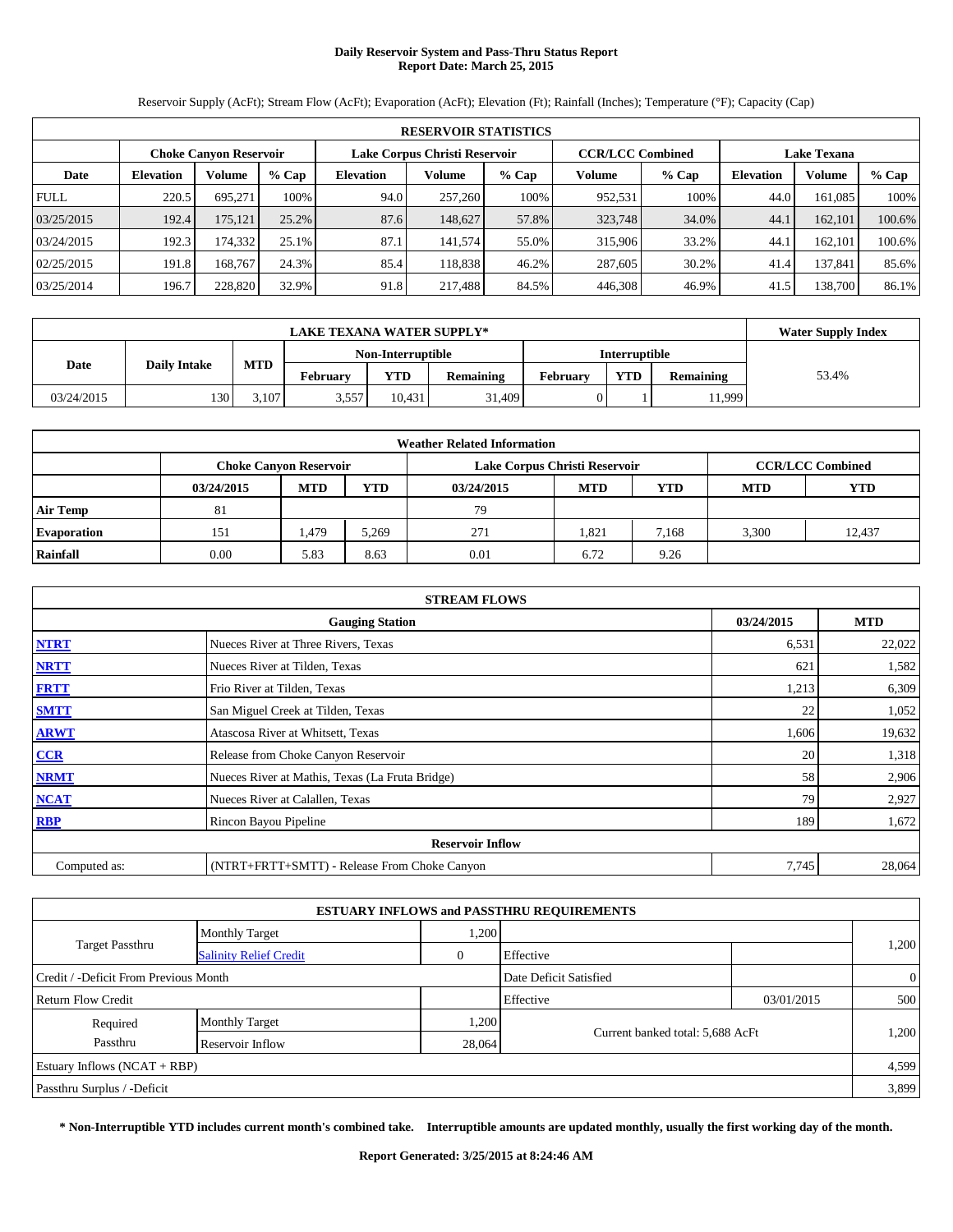# Daily Reservoir System and Pass-Thru Status Report
## Report Date: March 25, 2015

Reservoir Supply (AcFt); Stream Flow (AcFt); Evaporation (AcFt); Elevation (Ft); Rainfall (Inches); Temperature (°F); Capacity (Cap)

| RESERVOIR STATISTICS | | | | | | | | | | | |
|---|---|---|---|---|---|---|---|---|---|---|---|
| | Choke Canyon Reservoir | | | Lake Corpus Christi Reservoir | | | CCR/LCC Combined | | Lake Texana | | |
| Date | Elevation | Volume | % Cap | Elevation | Volume | % Cap | Volume | % Cap | Elevation | Volume | % Cap |
| FULL | 220.5 | 695,271 | 100% | 94.0 | 257,260 | 100% | 952,531 | 100% | 44.0 | 161,085 | 100% |
| 03/25/2015 | 192.4 | 175,121 | 25.2% | 87.6 | 148,627 | 57.8% | 323,748 | 34.0% | 44.1 | 162,101 | 100.6% |
| 03/24/2015 | 192.3 | 174,332 | 25.1% | 87.1 | 141,574 | 55.0% | 315,906 | 33.2% | 44.1 | 162,101 | 100.6% |
| 02/25/2015 | 191.8 | 168,767 | 24.3% | 85.4 | 118,838 | 46.2% | 287,605 | 30.2% | 41.4 | 137,841 | 85.6% |
| 03/25/2014 | 196.7 | 228,820 | 32.9% | 91.8 | 217,488 | 84.5% | 446,308 | 46.9% | 41.5 | 138,700 | 86.1% |

| LAKE TEXANA WATER SUPPLY* | | | | | | | | | Water Supply Index |
|---|---|---|---|---|---|---|---|---|---|
| Date | Daily Intake | MTD | Non-Interruptible | | | Interruptible | | | |
| | | | February | YTD | Remaining | February | YTD | Remaining | |
| 03/24/2015 | 130 | 3,107 | 3,557 | 10,431 | 31,409 | 0 | 1 | 11,999 | 53.4% |

| Weather Related Information | | | | | | | | |
|---|---|---|---|---|---|---|---|---|
| | Choke Canyon Reservoir | | | Lake Corpus Christi Reservoir | | | CCR/LCC Combined | |
| | 03/24/2015 | MTD | YTD | 03/24/2015 | MTD | YTD | MTD | YTD |
| Air Temp | 81 | | | 79 | | | | |
| Evaporation | 151 | 1,479 | 5,269 | 271 | 1,821 | 7,168 | 3,300 | 12,437 |
| Rainfall | 0.00 | 5.83 | 8.63 | 0.01 | 6.72 | 9.26 | | |

| STREAM FLOWS | | | |
|---|---|---|---|
| | Gauging Station | 03/24/2015 | MTD |
| NTRT | Nueces River at Three Rivers, Texas | 6,531 | 22,022 |
| NRTT | Nueces River at Tilden, Texas | 621 | 1,582 |
| FRTT | Frio River at Tilden, Texas | 1,213 | 6,309 |
| SMTT | San Miguel Creek at Tilden, Texas | 22 | 1,052 |
| ARWT | Atascosa River at Whitsett, Texas | 1,606 | 19,632 |
| CCR | Release from Choke Canyon Reservoir | 20 | 1,318 |
| NRMT | Nueces River at Mathis, Texas (La Fruta Bridge) | 58 | 2,906 |
| NCAT | Nueces River at Calallen, Texas | 79 | 2,927 |
| RBP | Rincon Bayou Pipeline | 189 | 1,672 |
| **Reservoir Inflow** | | | |
| Computed as: | (NTRT+FRTT+SMTT) - Release From Choke Canyon | 7,745 | 28,064 |

| ESTUARY INFLOWS and PASSTHRU REQUIREMENTS | | | | | |
|---|---|---|---|---|---|
| Target Passthru | Monthly Target | 1,200 | | | 1,200 |
| | Salinity Relief Credit | 0 | Effective | | |
| Credit / -Deficit From Previous Month | | | Date Deficit Satisfied | | 0 |
| Return Flow Credit | | | Effective | 03/01/2015 | 500 |
| Required Passthru | Monthly Target | 1,200 | Current banked total: 5,688 AcFt | | 1,200 |
| | Reservoir Inflow | 28,064 | | | |
| Estuary Inflows (NCAT + RBP) | | | | | 4,599 |
| Passthru Surplus / -Deficit | | | | | 3,899 |

**\* Non-Interruptible YTD includes current month's combined take. Interruptible amounts are updated monthly, usually the first working day of the month.**

**Report Generated: 3/25/2015 at 8:24:46 AM**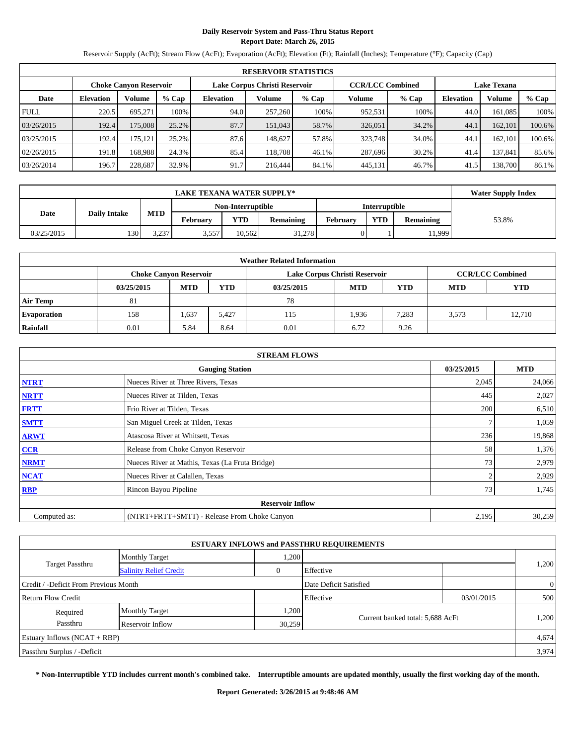# Daily Reservoir System and Pass-Thru Status Report
## Report Date: March 26, 2015

Reservoir Supply (AcFt); Stream Flow (AcFt); Evaporation (AcFt); Elevation (Ft); Rainfall (Inches); Temperature (°F); Capacity (Cap)

| RESERVOIR STATISTICS | | | | | | | | | | | |
|---|---|---|---|---|---|---|---|---|---|---|---|
| | Choke Canyon Reservoir | | | Lake Corpus Christi Reservoir | | | CCR/LCC Combined | | Lake Texana | | |
| Date | Elevation | Volume | % Cap | Elevation | Volume | % Cap | Volume | % Cap | Elevation | Volume | % Cap |
| FULL | 220.5 | 695,271 | 100% | 94.0 | 257,260 | 100% | 952,531 | 100% | 44.0 | 161,085 | 100% |
| 03/26/2015 | 192.4 | 175,008 | 25.2% | 87.7 | 151,043 | 58.7% | 326,051 | 34.2% | 44.1 | 162,101 | 100.6% |
| 03/25/2015 | 192.4 | 175,121 | 25.2% | 87.6 | 148,627 | 57.8% | 323,748 | 34.0% | 44.1 | 162,101 | 100.6% |
| 02/26/2015 | 191.8 | 168,988 | 24.3% | 85.4 | 118,708 | 46.1% | 287,696 | 30.2% | 41.4 | 137,841 | 85.6% |
| 03/26/2014 | 196.7 | 228,687 | 32.9% | 91.7 | 216,444 | 84.1% | 445,131 | 46.7% | 41.5 | 138,700 | 86.1% |

| LAKE TEXANA WATER SUPPLY* | | | | | | | | | Water Supply Index |
|---|---|---|---|---|---|---|---|---|---|
| Date | Daily Intake | MTD | Non-Interruptible | | | Interruptible | | | |
| | | | February | YTD | Remaining | February | YTD | Remaining | |
| 03/25/2015 | 130 | 3,237 | 3,557 | 10,562 | 31,278 | 0 | 1 | 11,999 | 53.8% |

| Weather Related Information | | | | | | | | |
|---|---|---|---|---|---|---|---|---|
| | Choke Canyon Reservoir | | | Lake Corpus Christi Reservoir | | | CCR/LCC Combined | |
| | 03/25/2015 | MTD | YTD | 03/25/2015 | MTD | YTD | MTD | YTD |
| Air Temp | 81 | | | 78 | | | | |
| Evaporation | 158 | 1,637 | 5,427 | 115 | 1,936 | 7,283 | 3,573 | 12,710 |
| Rainfall | 0.01 | 5.84 | 8.64 | 0.01 | 6.72 | 9.26 | | |

| STREAM FLOWS | | | |
|---|---|---|---|
| | Gauging Station | 03/25/2015 | MTD |
| NTRT | Nueces River at Three Rivers, Texas | 2,045 | 24,066 |
| NRTT | Nueces River at Tilden, Texas | 445 | 2,027 |
| FRTT | Frio River at Tilden, Texas | 200 | 6,510 |
| SMTT | San Miguel Creek at Tilden, Texas | 7 | 1,059 |
| ARWT | Atascosa River at Whitsett, Texas | 236 | 19,868 |
| CCR | Release from Choke Canyon Reservoir | 58 | 1,376 |
| NRMT | Nueces River at Mathis, Texas (La Fruta Bridge) | 73 | 2,979 |
| NCAT | Nueces River at Calallen, Texas | 2 | 2,929 |
| RBP | Rincon Bayou Pipeline | 73 | 1,745 |
| **Reservoir Inflow** | | | |
| Computed as: | (NTRT+FRTT+SMTT) - Release From Choke Canyon | 2,195 | 30,259 |

| ESTUARY INFLOWS and PASSTHRU REQUIREMENTS | | | | | |
|---|---|---|---|---|---|
| Target Passthru | Monthly Target | 1,200 | | | 1,200 |
| | Salinity Relief Credit | 0 | Effective | | |
| Credit / -Deficit From Previous Month | | | Date Deficit Satisfied | | 0 |
| Return Flow Credit | | | Effective | 03/01/2015 | 500 |
| Required Passthru | Monthly Target | 1,200 | Current banked total: 5,688 AcFt | | 1,200 |
| | Reservoir Inflow | 30,259 | | | |
| Estuary Inflows (NCAT + RBP) | | | | | 4,674 |
| Passthru Surplus / -Deficit | | | | | 3,974 |

**\* Non-Interruptible YTD includes current month's combined take. Interruptible amounts are updated monthly, usually the first working day of the month.**

**Report Generated: 3/26/2015 at 9:48:46 AM**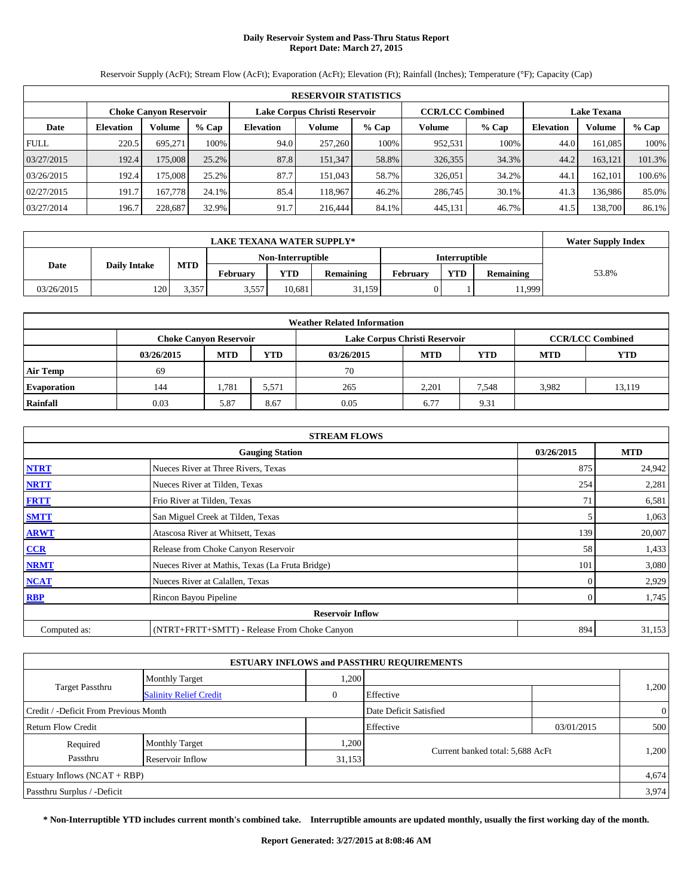# Daily Reservoir System and Pass-Thru Status Report
# Report Date: March 27, 2015

Reservoir Supply (AcFt); Stream Flow (AcFt); Evaporation (AcFt); Elevation (Ft); Rainfall (Inches); Temperature (°F); Capacity (Cap)

| RESERVOIR STATISTICS | | | | | | | | | | | |
|---|---|---|---|---|---|---|---|---|---|---|---|
| | Choke Canyon Reservoir | | | Lake Corpus Christi Reservoir | | | CCR/LCC Combined | | Lake Texana | | |
| Date | Elevation | Volume | % Cap | Elevation | Volume | % Cap | Volume | % Cap | Elevation | Volume | % Cap |
| FULL | 220.5 | 695,271 | 100% | 94.0 | 257,260 | 100% | 952,531 | 100% | 44.0 | 161,085 | 100% |
| 03/27/2015 | 192.4 | 175,008 | 25.2% | 87.8 | 151,347 | 58.8% | 326,355 | 34.3% | 44.2 | 163,121 | 101.3% |
| 03/26/2015 | 192.4 | 175,008 | 25.2% | 87.7 | 151,043 | 58.7% | 326,051 | 34.2% | 44.1 | 162,101 | 100.6% |
| 02/27/2015 | 191.7 | 167,778 | 24.1% | 85.4 | 118,967 | 46.2% | 286,745 | 30.1% | 41.3 | 136,986 | 85.0% |
| 03/27/2014 | 196.7 | 228,687 | 32.9% | 91.7 | 216,444 | 84.1% | 445,131 | 46.7% | 41.5 | 138,700 | 86.1% |

| LAKE TEXANA WATER SUPPLY* | | | | | | | | | Water Supply Index |
|---|---|---|---|---|---|---|---|---|---|
| Date | Daily Intake | MTD | Non-Interruptible | | | Interruptible | | | |
| | | | February | YTD | Remaining | February | YTD | Remaining | |
| 03/26/2015 | 120 | 3,357 | 3,557 | 10,681 | 31,159 | 0 | 1 | 11,999 | 53.8% |

| Weather Related Information | | | | | | | | |
|---|---|---|---|---|---|---|---|---|
| | Choke Canyon Reservoir | | | Lake Corpus Christi Reservoir | | | CCR/LCC Combined | |
| | 03/26/2015 | MTD | YTD | 03/26/2015 | MTD | YTD | MTD | YTD |
| Air Temp | 69 | | | 70 | | | | |
| Evaporation | 144 | 1,781 | 5,571 | 265 | 2,201 | 7,548 | 3,982 | 13,119 |
| Rainfall | 0.03 | 5.87 | 8.67 | 0.05 | 6.77 | 9.31 | | |

| STREAM FLOWS | | | |
|---|---|---|---|
| | Gauging Station | 03/26/2015 | MTD |
| NTRT | Nueces River at Three Rivers, Texas | 875 | 24,942 |
| NRTT | Nueces River at Tilden, Texas | 254 | 2,281 |
| FRTT | Frio River at Tilden, Texas | 71 | 6,581 |
| SMTT | San Miguel Creek at Tilden, Texas | 5 | 1,063 |
| ARWT | Atascosa River at Whitsett, Texas | 139 | 20,007 |
| CCR | Release from Choke Canyon Reservoir | 58 | 1,433 |
| NRMT | Nueces River at Mathis, Texas (La Fruta Bridge) | 101 | 3,080 |
| NCAT | Nueces River at Calallen, Texas | 0 | 2,929 |
| RBP | Rincon Bayou Pipeline | 0 | 1,745 |
| Reservoir Inflow | | | |
| Computed as: | (NTRT+FRTT+SMTT) - Release From Choke Canyon | 894 | 31,153 |

| ESTUARY INFLOWS and PASSTHRU REQUIREMENTS | | | | | |
|---|---|---|---|---|---|
| Target Passthru | Monthly Target | 1,200 | | | 1,200 |
| | Salinity Relief Credit | 0 | Effective | | |
| Credit / -Deficit From Previous Month | | | Date Deficit Satisfied | | 0 |
| Return Flow Credit | | | Effective | 03/01/2015 | 500 |
| Required Passthru | Monthly Target | 1,200 | Current banked total: 5,688 AcFt | | 1,200 |
| | Reservoir Inflow | 31,153 | | | |
| Estuary Inflows (NCAT + RBP) | | | | | 4,674 |
| Passthru Surplus / -Deficit | | | | | 3,974 |

**\* Non-Interruptible YTD includes current month's combined take. Interruptible amounts are updated monthly, usually the first working day of the month.**

**Report Generated: 3/27/2015 at 8:08:46 AM**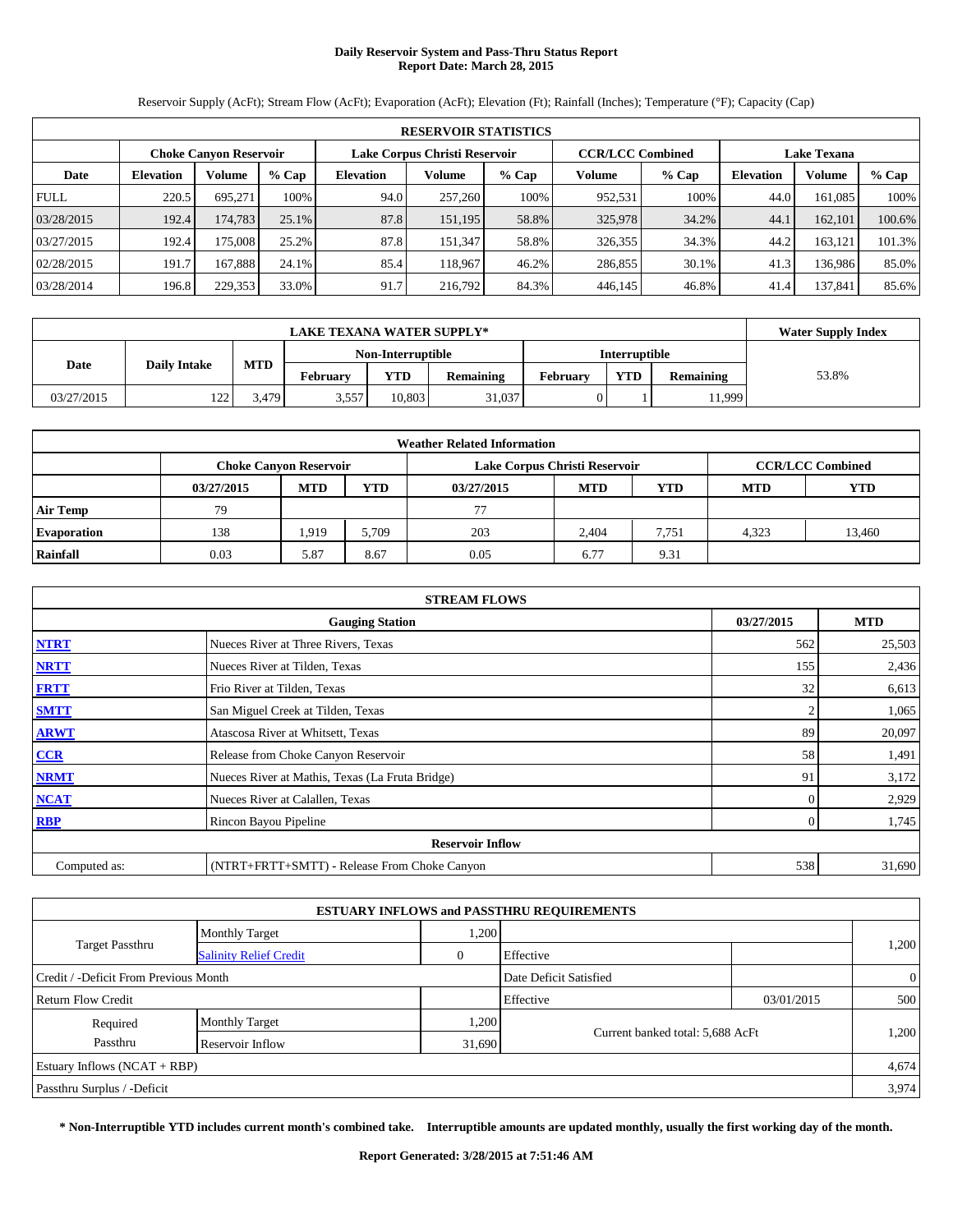# Daily Reservoir System and Pass-Thru Status Report
## Report Date: March 28, 2015

Reservoir Supply (AcFt); Stream Flow (AcFt); Evaporation (AcFt); Elevation (Ft); Rainfall (Inches); Temperature (°F); Capacity (Cap)

| RESERVOIR STATISTICS | | | | | | | | | | | |
|---|---|---|---|---|---|---|---|---|---|---|---|
| | Choke Canyon Reservoir | | | Lake Corpus Christi Reservoir | | | CCR/LCC Combined | | Lake Texana | | |
| Date | Elevation | Volume | % Cap | Elevation | Volume | % Cap | Volume | % Cap | Elevation | Volume | % Cap |
| FULL | 220.5 | 695,271 | 100% | 94.0 | 257,260 | 100% | 952,531 | 100% | 44.0 | 161,085 | 100% |
| 03/28/2015 | 192.4 | 174,783 | 25.1% | 87.8 | 151,195 | 58.8% | 325,978 | 34.2% | 44.1 | 162,101 | 100.6% |
| 03/27/2015 | 192.4 | 175,008 | 25.2% | 87.8 | 151,347 | 58.8% | 326,355 | 34.3% | 44.2 | 163,121 | 101.3% |
| 02/28/2015 | 191.7 | 167,888 | 24.1% | 85.4 | 118,967 | 46.2% | 286,855 | 30.1% | 41.3 | 136,986 | 85.0% |
| 03/28/2014 | 196.8 | 229,353 | 33.0% | 91.7 | 216,792 | 84.3% | 446,145 | 46.8% | 41.4 | 137,841 | 85.6% |

| LAKE TEXANA WATER SUPPLY* | | | | | | | | | Water Supply Index |
|---|---|---|---|---|---|---|---|---|---|
| Date | Daily Intake | MTD | Non-Interruptible | | | Interruptible | | | |
| | | | February | YTD | Remaining | February | YTD | Remaining | |
| 03/27/2015 | 122 | 3,479 | 3,557 | 10,803 | 31,037 | 0 | 1 | 11,999 | 53.8% |

| Weather Related Information | | | | | | | | |
|---|---|---|---|---|---|---|---|---|
| | Choke Canyon Reservoir | | | Lake Corpus Christi Reservoir | | | CCR/LCC Combined | |
| | 03/27/2015 | MTD | YTD | 03/27/2015 | MTD | YTD | MTD | YTD |
| Air Temp | 79 | | | 77 | | | | |
| Evaporation | 138 | 1,919 | 5,709 | 203 | 2,404 | 7,751 | 4,323 | 13,460 |
| Rainfall | 0.03 | 5.87 | 8.67 | 0.05 | 6.77 | 9.31 | | |

| STREAM FLOWS | | | |
|---|---|---|---|
| | Gauging Station | 03/27/2015 | MTD |
| NTRT | Nueces River at Three Rivers, Texas | 562 | 25,503 |
| NRTT | Nueces River at Tilden, Texas | 155 | 2,436 |
| FRTT | Frio River at Tilden, Texas | 32 | 6,613 |
| SMTT | San Miguel Creek at Tilden, Texas | 2 | 1,065 |
| ARWT | Atascosa River at Whitsett, Texas | 89 | 20,097 |
| CCR | Release from Choke Canyon Reservoir | 58 | 1,491 |
| NRMT | Nueces River at Mathis, Texas (La Fruta Bridge) | 91 | 3,172 |
| NCAT | Nueces River at Calallen, Texas | 0 | 2,929 |
| RBP | Rincon Bayou Pipeline | 0 | 1,745 |
| | Reservoir Inflow | | |
| Computed as: | (NTRT+FRTT+SMTT) - Release From Choke Canyon | 538 | 31,690 |

| ESTUARY INFLOWS and PASSTHRU REQUIREMENTS | | | | | |
|---|---|---|---|---|---|
| Target Passthru | Monthly Target | 1,200 | | | 1,200 |
| | Salinity Relief Credit | 0 | Effective | | |
| Credit / -Deficit From Previous Month | | | Date Deficit Satisfied | | 0 |
| Return Flow Credit | | | Effective | 03/01/2015 | 500 |
| Required Passthru | Monthly Target | 1,200 | Current banked total: 5,688 AcFt | | 1,200 |
| | Reservoir Inflow | 31,690 | | | |
| Estuary Inflows (NCAT + RBP) | | | | | 4,674 |
| Passthru Surplus / -Deficit | | | | | 3,974 |

**\* Non-Interruptible YTD includes current month's combined take. Interruptible amounts are updated monthly, usually the first working day of the month.**

**Report Generated: 3/28/2015 at 7:51:46 AM**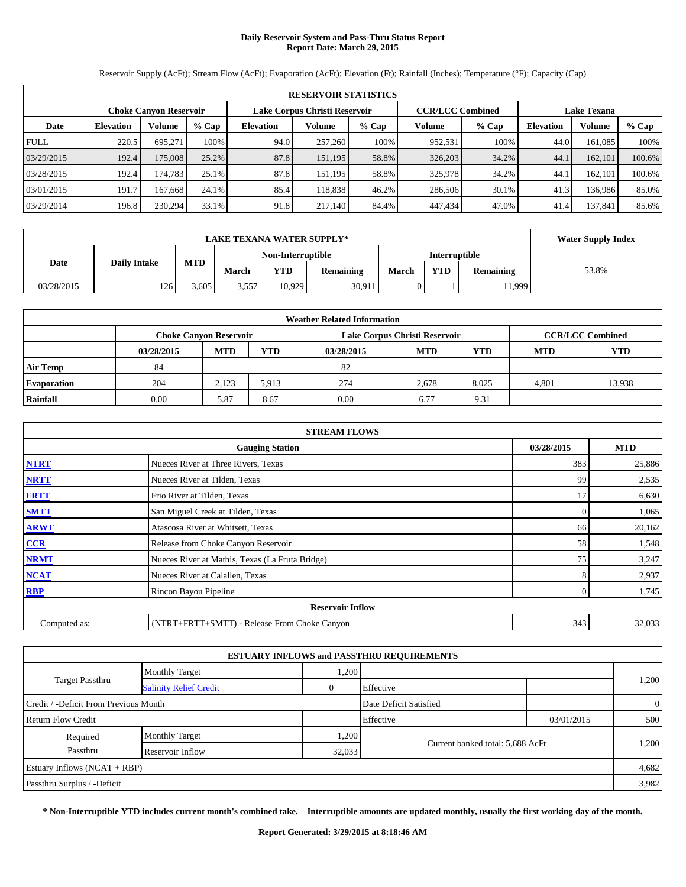# Daily Reservoir System and Pass-Thru Status Report
## Report Date: March 29, 2015

Reservoir Supply (AcFt); Stream Flow (AcFt); Evaporation (AcFt); Elevation (Ft); Rainfall (Inches); Temperature (°F); Capacity (Cap)

| RESERVOIR STATISTICS | | | | | | | | | | | |
|---|---|---|---|---|---|---|---|---|---|---|---|
| | Choke Canyon Reservoir | | | Lake Corpus Christi Reservoir | | | CCR/LCC Combined | | Lake Texana | | |
| Date | Elevation | Volume | % Cap | Elevation | Volume | % Cap | Volume | % Cap | Elevation | Volume | % Cap |
| FULL | 220.5 | 695,271 | 100% | 94.0 | 257,260 | 100% | 952,531 | 100% | 44.0 | 161,085 | 100% |
| 03/29/2015 | 192.4 | 175,008 | 25.2% | 87.8 | 151,195 | 58.8% | 326,203 | 34.2% | 44.1 | 162,101 | 100.6% |
| 03/28/2015 | 192.4 | 174,783 | 25.1% | 87.8 | 151,195 | 58.8% | 325,978 | 34.2% | 44.1 | 162,101 | 100.6% |
| 03/01/2015 | 191.7 | 167,668 | 24.1% | 85.4 | 118,838 | 46.2% | 286,506 | 30.1% | 41.3 | 136,986 | 85.0% |
| 03/29/2014 | 196.8 | 230,294 | 33.1% | 91.8 | 217,140 | 84.4% | 447,434 | 47.0% | 41.4 | 137,841 | 85.6% |

| LAKE TEXANA WATER SUPPLY* | | | | | | | | | Water Supply Index |
|---|---|---|---|---|---|---|---|---|---|
| Date | Daily Intake | MTD | Non-Interruptible | | | Interruptible | | | |
| | | | March | YTD | Remaining | March | YTD | Remaining | |
| 03/28/2015 | 126 | 3,605 | 3,557 | 10,929 | 30,911 | 0 | 1 | 11,999 | 53.8% |

| Weather Related Information | | | | | | | | |
|---|---|---|---|---|---|---|---|---|
| | Choke Canyon Reservoir | | | Lake Corpus Christi Reservoir | | | CCR/LCC Combined | |
| | 03/28/2015 | MTD | YTD | 03/28/2015 | MTD | YTD | MTD | YTD |
| Air Temp | 84 | | | 82 | | | | |
| Evaporation | 204 | 2,123 | 5,913 | 274 | 2,678 | 8,025 | 4,801 | 13,938 |
| Rainfall | 0.00 | 5.87 | 8.67 | 0.00 | 6.77 | 9.31 | | |

| STREAM FLOWS | | | |
|---|---|---|---|
| | Gauging Station | 03/28/2015 | MTD |
| NTRT | Nueces River at Three Rivers, Texas | 383 | 25,886 |
| NRTT | Nueces River at Tilden, Texas | 99 | 2,535 |
| FRTT | Frio River at Tilden, Texas | 17 | 6,630 |
| SMTT | San Miguel Creek at Tilden, Texas | 0 | 1,065 |
| ARWT | Atascosa River at Whitsett, Texas | 66 | 20,162 |
| CCR | Release from Choke Canyon Reservoir | 58 | 1,548 |
| NRMT | Nueces River at Mathis, Texas (La Fruta Bridge) | 75 | 3,247 |
| NCAT | Nueces River at Calallen, Texas | 8 | 2,937 |
| RBP | Rincon Bayou Pipeline | 0 | 1,745 |
| Reservoir Inflow | | | |
| Computed as: | (NTRT+FRTT+SMTT) - Release From Choke Canyon | 343 | 32,033 |

| ESTUARY INFLOWS and PASSTHRU REQUIREMENTS | | | | | |
|---|---|---|---|---|---|
| Target Passthru | Monthly Target | 1,200 | | | 1,200 |
| | Salinity Relief Credit | 0 | Effective | | |
| Credit / -Deficit From Previous Month | | | Date Deficit Satisfied | | 0 |
| Return Flow Credit | | | Effective | 03/01/2015 | 500 |
| Required Passthru | Monthly Target | 1,200 | Current banked total: 5,688 AcFt | | 1,200 |
| | Reservoir Inflow | 32,033 | | | |
| Estuary Inflows (NCAT + RBP) | | | | | 4,682 |
| Passthru Surplus / -Deficit | | | | | 3,982 |

**\* Non-Interruptible YTD includes current month's combined take. Interruptible amounts are updated monthly, usually the first working day of the month.**

**Report Generated: 3/29/2015 at 8:18:46 AM**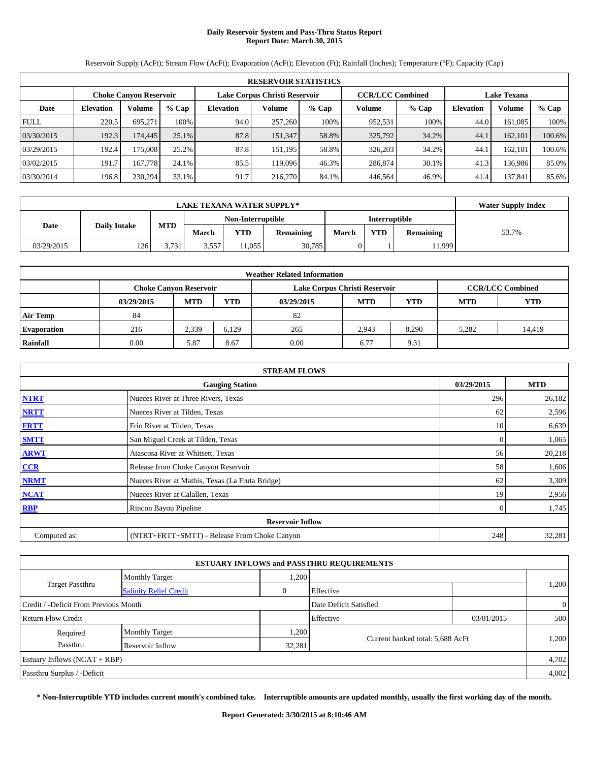# Daily Reservoir System and Pass-Thru Status Report
## Report Date: March 30, 2015

Reservoir Supply (AcFt); Stream Flow (AcFt); Evaporation (AcFt); Elevation (Ft); Rainfall (Inches); Temperature (°F); Capacity (Cap)

| RESERVOIR STATISTICS | | | | | | | | | | | |
|---|---|---|---|---|---|---|---|---|---|---|---|
| | Choke Canyon Reservoir | | | Lake Corpus Christi Reservoir | | | CCR/LCC Combined | | Lake Texana | | |
| Date | Elevation | Volume | % Cap | Elevation | Volume | % Cap | Volume | % Cap | Elevation | Volume | % Cap |
| FULL | 220.5 | 695,271 | 100% | 94.0 | 257,260 | 100% | 952,531 | 100% | 44.0 | 161,085 | 100% |
| 03/30/2015 | 192.3 | 174,445 | 25.1% | 87.8 | 151,347 | 58.8% | 325,792 | 34.2% | 44.1 | 162,101 | 100.6% |
| 03/29/2015 | 192.4 | 175,008 | 25.2% | 87.8 | 151,195 | 58.8% | 326,203 | 34.2% | 44.1 | 162,101 | 100.6% |
| 03/02/2015 | 191.7 | 167,778 | 24.1% | 85.5 | 119,096 | 46.3% | 286,874 | 30.1% | 41.3 | 136,986 | 85.0% |
| 03/30/2014 | 196.8 | 230,294 | 33.1% | 91.7 | 216,270 | 84.1% | 446,564 | 46.9% | 41.4 | 137,841 | 85.6% |

| LAKE TEXANA WATER SUPPLY* | | | | | | | | | Water Supply Index |
|---|---|---|---|---|---|---|---|---|---|
| Date | Daily Intake | MTD | Non-Interruptible | | | Interruptible | | | |
| | | | March | YTD | Remaining | March | YTD | Remaining | |
| 03/29/2015 | 126 | 3,731 | 3,557 | 11,055 | 30,785 | 0 | 1 | 11,999 | 53.7% |

| Weather Related Information | | | | | | | | |
|---|---|---|---|---|---|---|---|---|
| | Choke Canyon Reservoir | | | Lake Corpus Christi Reservoir | | | CCR/LCC Combined | |
| | 03/29/2015 | MTD | YTD | 03/29/2015 | MTD | YTD | MTD | YTD |
| Air Temp | 84 | | | 82 | | | | |
| Evaporation | 216 | 2,339 | 6,129 | 265 | 2,943 | 8,290 | 5,282 | 14,419 |
| Rainfall | 0.00 | 5.87 | 8.67 | 0.00 | 6.77 | 9.31 | | |

| STREAM FLOWS | | | |
|---|---|---|---|
| | Gauging Station | 03/29/2015 | MTD |
| NTRT | Nueces River at Three Rivers, Texas | 296 | 26,182 |
| NRTT | Nueces River at Tilden, Texas | 62 | 2,596 |
| FRTT | Frio River at Tilden, Texas | 10 | 6,639 |
| SMTT | San Miguel Creek at Tilden, Texas | 0 | 1,065 |
| ARWT | Atascosa River at Whitsett, Texas | 56 | 20,218 |
| CCR | Release from Choke Canyon Reservoir | 58 | 1,606 |
| NRMT | Nueces River at Mathis, Texas (La Fruta Bridge) | 62 | 3,309 |
| NCAT | Nueces River at Calallen, Texas | 19 | 2,956 |
| RBP | Rincon Bayou Pipeline | 0 | 1,745 |
| **Reservoir Inflow** | | | |
| Computed as: | (NTRT+FRTT+SMTT) - Release From Choke Canyon | 248 | 32,281 |

| ESTUARY INFLOWS and PASSTHRU REQUIREMENTS | | | | | |
|---|---|---|---|---|---|
| Target Passthru | Monthly Target | 1,200 | | | 1,200 |
| | Salinity Relief Credit | 0 | Effective | | |
| Credit / -Deficit From Previous Month | | | Date Deficit Satisfied | | 0 |
| Return Flow Credit | | | Effective | 03/01/2015 | 500 |
| Required Passthru | Monthly Target | 1,200 | Current banked total: 5,688 AcFt | | 1,200 |
| | Reservoir Inflow | 32,281 | | | |
| Estuary Inflows (NCAT + RBP) | | | | | 4,702 |
| Passthru Surplus / -Deficit | | | | | 4,002 |

**\* Non-Interruptible YTD includes current month's combined take. Interruptible amounts are updated monthly, usually the first working day of the month.**

**Report Generated: 3/30/2015 at 8:10:46 AM**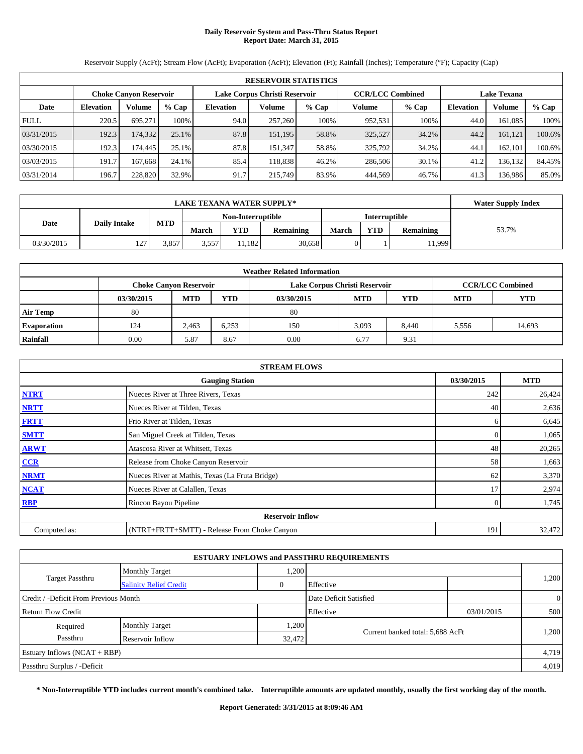# Daily Reservoir System and Pass-Thru Status Report
## Report Date: March 31, 2015

Reservoir Supply (AcFt); Stream Flow (AcFt); Evaporation (AcFt); Elevation (Ft); Rainfall (Inches); Temperature (°F); Capacity (Cap)

| RESERVOIR STATISTICS | | | | | | | | | | | |
|---|---|---|---|---|---|---|---|---|---|---|---|
| | Choke Canyon Reservoir | | | Lake Corpus Christi Reservoir | | | CCR/LCC Combined | | Lake Texana | | |
| Date | Elevation | Volume | % Cap | Elevation | Volume | % Cap | Volume | % Cap | Elevation | Volume | % Cap |
| FULL | 220.5 | 695,271 | 100% | 94.0 | 257,260 | 100% | 952,531 | 100% | 44.0 | 161,085 | 100% |
| 03/31/2015 | 192.3 | 174,332 | 25.1% | 87.8 | 151,195 | 58.8% | 325,527 | 34.2% | 44.2 | 161,121 | 100.6% |
| 03/30/2015 | 192.3 | 174,445 | 25.1% | 87.8 | 151,347 | 58.8% | 325,792 | 34.2% | 44.1 | 162,101 | 100.6% |
| 03/03/2015 | 191.7 | 167,668 | 24.1% | 85.4 | 118,838 | 46.2% | 286,506 | 30.1% | 41.2 | 136,132 | 84.45% |
| 03/31/2014 | 196.7 | 228,820 | 32.9% | 91.7 | 215,749 | 83.9% | 444,569 | 46.7% | 41.3 | 136,986 | 85.0% |

| LAKE TEXANA WATER SUPPLY* | | | | | | | | | Water Supply Index |
|---|---|---|---|---|---|---|---|---|---|
| Date | Daily Intake | MTD | Non-Interruptible | | | Interruptible | | | |
| | | | March | YTD | Remaining | March | YTD | Remaining | |
| 03/30/2015 | 127 | 3,857 | 3,557 | 11,182 | 30,658 | 0 | 1 | 11,999 | 53.7% |

| Weather Related Information | | | | | | | | |
|---|---|---|---|---|---|---|---|---|
| | Choke Canyon Reservoir | | | Lake Corpus Christi Reservoir | | | CCR/LCC Combined | |
| | 03/30/2015 | MTD | YTD | 03/30/2015 | MTD | YTD | MTD | YTD |
| Air Temp | 80 | | | 80 | | | | |
| Evaporation | 124 | 2,463 | 6,253 | 150 | 3,093 | 8,440 | 5,556 | 14,693 |
| Rainfall | 0.00 | 5.87 | 8.67 | 0.00 | 6.77 | 9.31 | | |

| STREAM FLOWS | | | |
|---|---|---|---|
| | Gauging Station | 03/30/2015 | MTD |
| NTRT | Nueces River at Three Rivers, Texas | 242 | 26,424 |
| NRTT | Nueces River at Tilden, Texas | 40 | 2,636 |
| FRTT | Frio River at Tilden, Texas | 6 | 6,645 |
| SMTT | San Miguel Creek at Tilden, Texas | 0 | 1,065 |
| ARWT | Atascosa River at Whitsett, Texas | 48 | 20,265 |
| CCR | Release from Choke Canyon Reservoir | 58 | 1,663 |
| NRMT | Nueces River at Mathis, Texas (La Fruta Bridge) | 62 | 3,370 |
| NCAT | Nueces River at Calallen, Texas | 17 | 2,974 |
| RBP | Rincon Bayou Pipeline | 0 | 1,745 |
| | Reservoir Inflow | | |
| Computed as: | (NTRT+FRTT+SMTT) - Release From Choke Canyon | 191 | 32,472 |

| ESTUARY INFLOWS and PASSTHRU REQUIREMENTS | | | | | |
|---|---|---|---|---|---|
| Target Passthru | Monthly Target | 1,200 | | | 1,200 |
| | Salinity Relief Credit | 0 | Effective | | |
| Credit / -Deficit From Previous Month | | | Date Deficit Satisfied | | 0 |
| Return Flow Credit | | | Effective | 03/01/2015 | 500 |
| Required Passthru | Monthly Target | 1,200 | Current banked total: 5,688 AcFt | | 1,200 |
| | Reservoir Inflow | 32,472 | | | |
| Estuary Inflows (NCAT + RBP) | | | | | 4,719 |
| Passthru Surplus / -Deficit | | | | | 4,019 |

**\* Non-Interruptible YTD includes current month's combined take. Interruptible amounts are updated monthly, usually the first working day of the month.**

**Report Generated: 3/31/2015 at 8:09:46 AM**